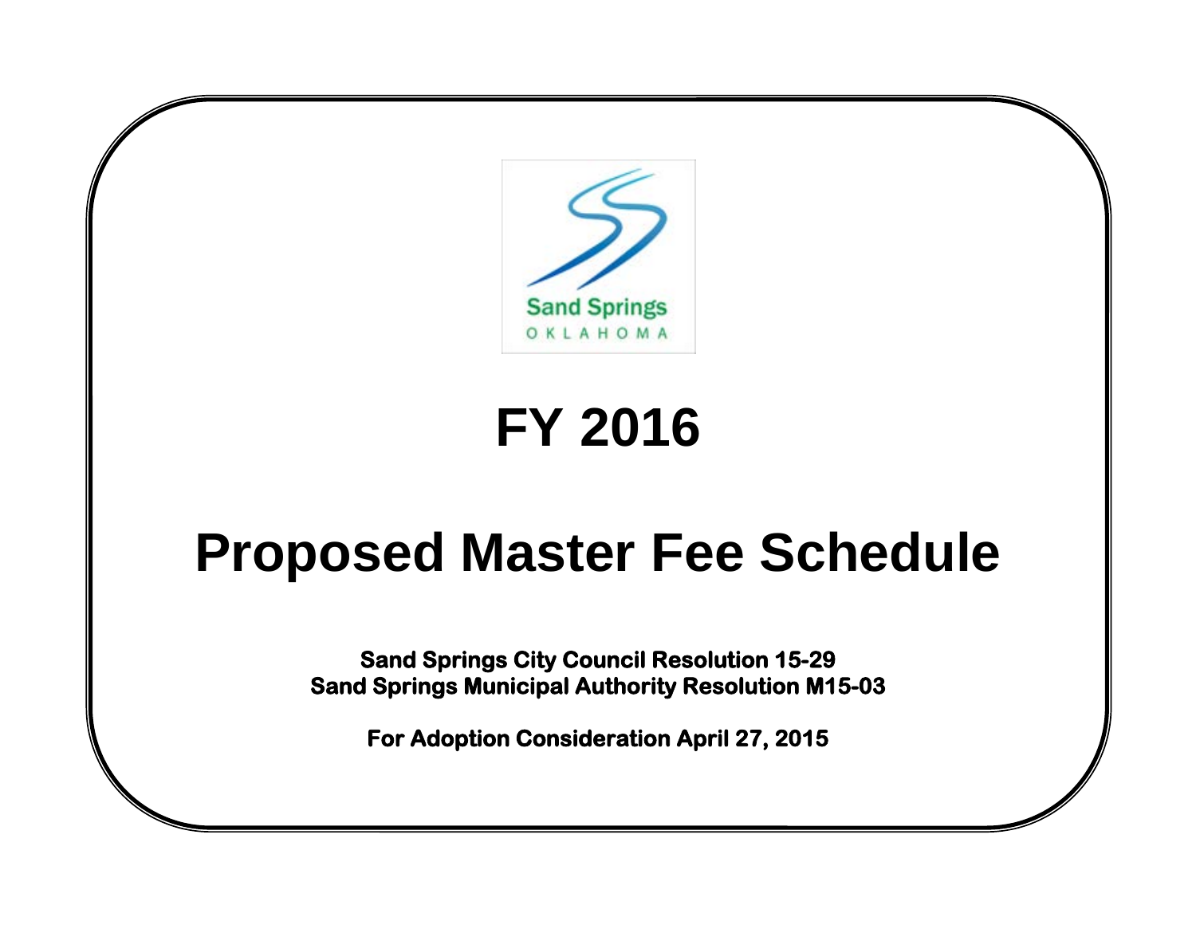Sand Springs
OKLAHOMA

# FY 2016

# Proposed Master Fee Schedule

**Sand Springs City Council Resolution 15-29**
**Sand Springs Municipal Authority Resolution M15-03**

**For Adoption Consideration April 27, 2015**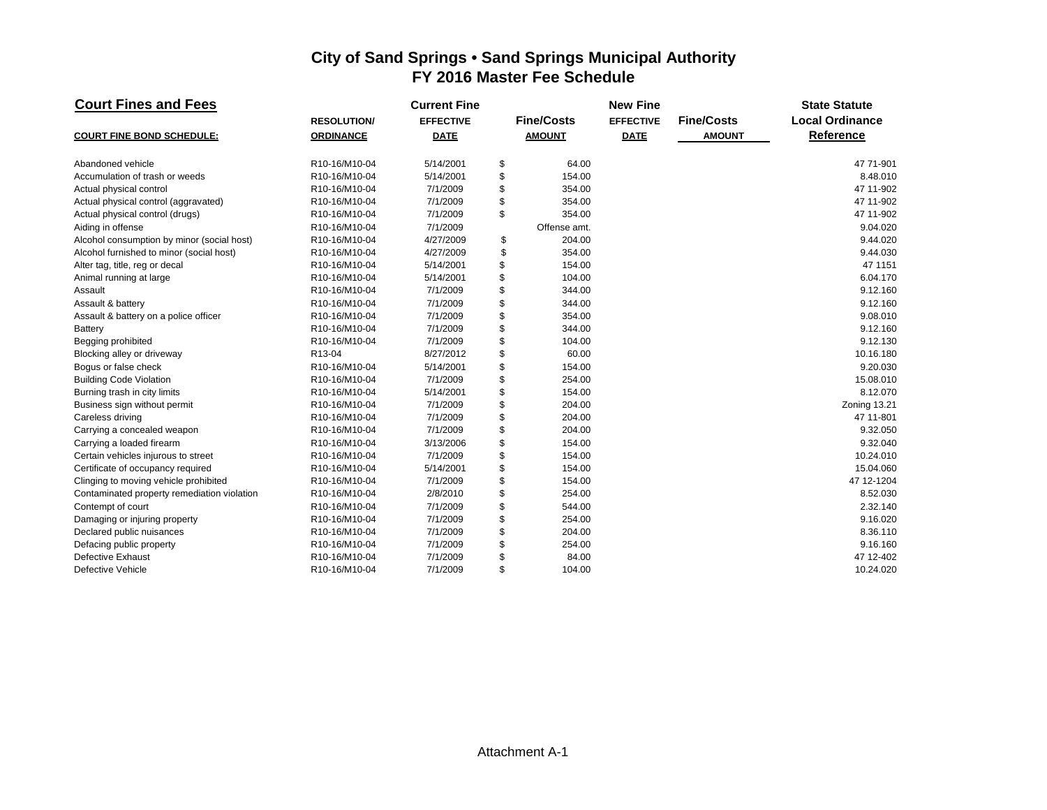# City of Sand Springs • Sand Springs Municipal Authority
## FY 2016 Master Fee Schedule

| Court Fines and Fees | | Current Fine | | New Fine | | State Statute |
|---|---|---|---|---|---|---|
| | RESOLUTION/ | EFFECTIVE | Fine/Costs | EFFECTIVE | Fine/Costs | Local Ordinance |
| COURT FINE BOND SCHEDULE: | ORDINANCE | DATE | AMOUNT | DATE | AMOUNT | Reference |
| Abandoned vehicle | R10-16/M10-04 | 5/14/2001 | $ 64.00 | | | 47 71-901 |
| Accumulation of trash or weeds | R10-16/M10-04 | 5/14/2001 | $ 154.00 | | | 8.48.010 |
| Actual physical control | R10-16/M10-04 | 7/1/2009 | $ 354.00 | | | 47 11-902 |
| Actual physical control (aggravated) | R10-16/M10-04 | 7/1/2009 | $ 354.00 | | | 47 11-902 |
| Actual physical control (drugs) | R10-16/M10-04 | 7/1/2009 | $ 354.00 | | | 47 11-902 |
| Aiding in offense | R10-16/M10-04 | 7/1/2009 | Offense amt. | | | 9.04.020 |
| Alcohol consumption by minor (social host) | R10-16/M10-04 | 4/27/2009 | $ 204.00 | | | 9.44.020 |
| Alcohol furnished to minor (social host) | R10-16/M10-04 | 4/27/2009 | $ 354.00 | | | 9.44.030 |
| Alter tag, title, reg or decal | R10-16/M10-04 | 5/14/2001 | $ 154.00 | | | 47 1151 |
| Animal running at large | R10-16/M10-04 | 5/14/2001 | $ 104.00 | | | 6.04.170 |
| Assault | R10-16/M10-04 | 7/1/2009 | $ 344.00 | | | 9.12.160 |
| Assault & battery | R10-16/M10-04 | 7/1/2009 | $ 344.00 | | | 9.12.160 |
| Assault & battery on a police officer | R10-16/M10-04 | 7/1/2009 | $ 354.00 | | | 9.08.010 |
| Battery | R10-16/M10-04 | 7/1/2009 | $ 344.00 | | | 9.12.160 |
| Begging prohibited | R10-16/M10-04 | 7/1/2009 | $ 104.00 | | | 9.12.130 |
| Blocking alley or driveway | R13-04 | 8/27/2012 | $ 60.00 | | | 10.16.180 |
| Bogus or false check | R10-16/M10-04 | 5/14/2001 | $ 154.00 | | | 9.20.030 |
| Building Code Violation | R10-16/M10-04 | 7/1/2009 | $ 254.00 | | | 15.08.010 |
| Burning trash in city limits | R10-16/M10-04 | 5/14/2001 | $ 154.00 | | | 8.12.070 |
| Business sign without permit | R10-16/M10-04 | 7/1/2009 | $ 204.00 | | | Zoning 13.21 |
| Careless driving | R10-16/M10-04 | 7/1/2009 | $ 204.00 | | | 47 11-801 |
| Carrying a concealed weapon | R10-16/M10-04 | 7/1/2009 | $ 204.00 | | | 9.32.050 |
| Carrying a loaded firearm | R10-16/M10-04 | 3/13/2006 | $ 154.00 | | | 9.32.040 |
| Certain vehicles injurous to street | R10-16/M10-04 | 7/1/2009 | $ 154.00 | | | 10.24.010 |
| Certificate of occupancy required | R10-16/M10-04 | 5/14/2001 | $ 154.00 | | | 15.04.060 |
| Clinging to moving vehicle prohibited | R10-16/M10-04 | 7/1/2009 | $ 154.00 | | | 47 12-1204 |
| Contaminated property remediation violation | R10-16/M10-04 | 2/8/2010 | $ 254.00 | | | 8.52.030 |
| Contempt of court | R10-16/M10-04 | 7/1/2009 | $ 544.00 | | | 2.32.140 |
| Damaging or injuring property | R10-16/M10-04 | 7/1/2009 | $ 254.00 | | | 9.16.020 |
| Declared public nuisances | R10-16/M10-04 | 7/1/2009 | $ 204.00 | | | 8.36.110 |
| Defacing public property | R10-16/M10-04 | 7/1/2009 | $ 254.00 | | | 9.16.160 |
| Defective Exhaust | R10-16/M10-04 | 7/1/2009 | $ 84.00 | | | 47 12-402 |
| Defective Vehicle | R10-16/M10-04 | 7/1/2009 | $ 104.00 | | | 10.24.020 |

Attachment A-1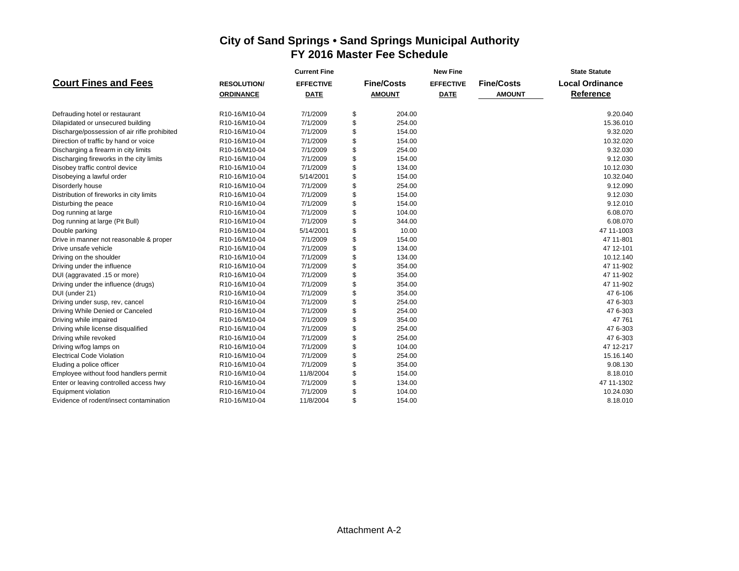# City of Sand Springs • Sand Springs Municipal Authority
## FY 2016 Master Fee Schedule

| Court Fines and Fees | RESOLUTION/ ORDINANCE | Current Fine EFFECTIVE DATE | Fine/Costs AMOUNT | New Fine EFFECTIVE DATE | Fine/Costs AMOUNT | State Statute Local Ordinance Reference |
|---|---|---|---|---|---|---|
| Defrauding hotel or restaurant | R10-16/M10-04 | 7/1/2009 | $ 204.00 | | | 9.20.040 |
| Dilapidated or unsecured building | R10-16/M10-04 | 7/1/2009 | $ 254.00 | | | 15.36.010 |
| Discharge/possession of air rifle prohibited | R10-16/M10-04 | 7/1/2009 | $ 154.00 | | | 9.32.020 |
| Direction of traffic by hand or voice | R10-16/M10-04 | 7/1/2009 | $ 154.00 | | | 10.32.020 |
| Discharging a firearm in city limits | R10-16/M10-04 | 7/1/2009 | $ 254.00 | | | 9.32.030 |
| Discharging fireworks in the city limits | R10-16/M10-04 | 7/1/2009 | $ 154.00 | | | 9.12.030 |
| Disobey traffic control device | R10-16/M10-04 | 7/1/2009 | $ 134.00 | | | 10.12.030 |
| Disobeying a lawful order | R10-16/M10-04 | 5/14/2001 | $ 154.00 | | | 10.32.040 |
| Disorderly house | R10-16/M10-04 | 7/1/2009 | $ 254.00 | | | 9.12.090 |
| Distribution of fireworks in city limits | R10-16/M10-04 | 7/1/2009 | $ 154.00 | | | 9.12.030 |
| Disturbing the peace | R10-16/M10-04 | 7/1/2009 | $ 154.00 | | | 9.12.010 |
| Dog running at large | R10-16/M10-04 | 7/1/2009 | $ 104.00 | | | 6.08.070 |
| Dog running at large (Pit Bull) | R10-16/M10-04 | 7/1/2009 | $ 344.00 | | | 6.08.070 |
| Double parking | R10-16/M10-04 | 5/14/2001 | $ 10.00 | | | 47 11-1003 |
| Drive in manner not reasonable & proper | R10-16/M10-04 | 7/1/2009 | $ 154.00 | | | 47 11-801 |
| Drive unsafe vehicle | R10-16/M10-04 | 7/1/2009 | $ 134.00 | | | 47 12-101 |
| Driving on the shoulder | R10-16/M10-04 | 7/1/2009 | $ 134.00 | | | 10.12.140 |
| Driving under the influence | R10-16/M10-04 | 7/1/2009 | $ 354.00 | | | 47 11-902 |
| DUI (aggravated .15 or more) | R10-16/M10-04 | 7/1/2009 | $ 354.00 | | | 47 11-902 |
| Driving under the influence (drugs) | R10-16/M10-04 | 7/1/2009 | $ 354.00 | | | 47 11-902 |
| DUI (under 21) | R10-16/M10-04 | 7/1/2009 | $ 354.00 | | | 47 6-106 |
| Driving under susp, rev, cancel | R10-16/M10-04 | 7/1/2009 | $ 254.00 | | | 47 6-303 |
| Driving While Denied or Canceled | R10-16/M10-04 | 7/1/2009 | $ 254.00 | | | 47 6-303 |
| Driving while impaired | R10-16/M10-04 | 7/1/2009 | $ 354.00 | | | 47 761 |
| Driving while license disqualified | R10-16/M10-04 | 7/1/2009 | $ 254.00 | | | 47 6-303 |
| Driving while revoked | R10-16/M10-04 | 7/1/2009 | $ 254.00 | | | 47 6-303 |
| Driving w/fog lamps on | R10-16/M10-04 | 7/1/2009 | $ 104.00 | | | 47 12-217 |
| Electrical Code Violation | R10-16/M10-04 | 7/1/2009 | $ 254.00 | | | 15.16.140 |
| Eluding a police officer | R10-16/M10-04 | 7/1/2009 | $ 354.00 | | | 9.08.130 |
| Employee without food handlers permit | R10-16/M10-04 | 11/8/2004 | $ 154.00 | | | 8.18.010 |
| Enter or leaving controlled access hwy | R10-16/M10-04 | 7/1/2009 | $ 134.00 | | | 47 11-1302 |
| Equipment violation | R10-16/M10-04 | 7/1/2009 | $ 104.00 | | | 10.24.030 |
| Evidence of rodent/insect contamination | R10-16/M10-04 | 11/8/2004 | $ 154.00 | | | 8.18.010 |

Attachment A-2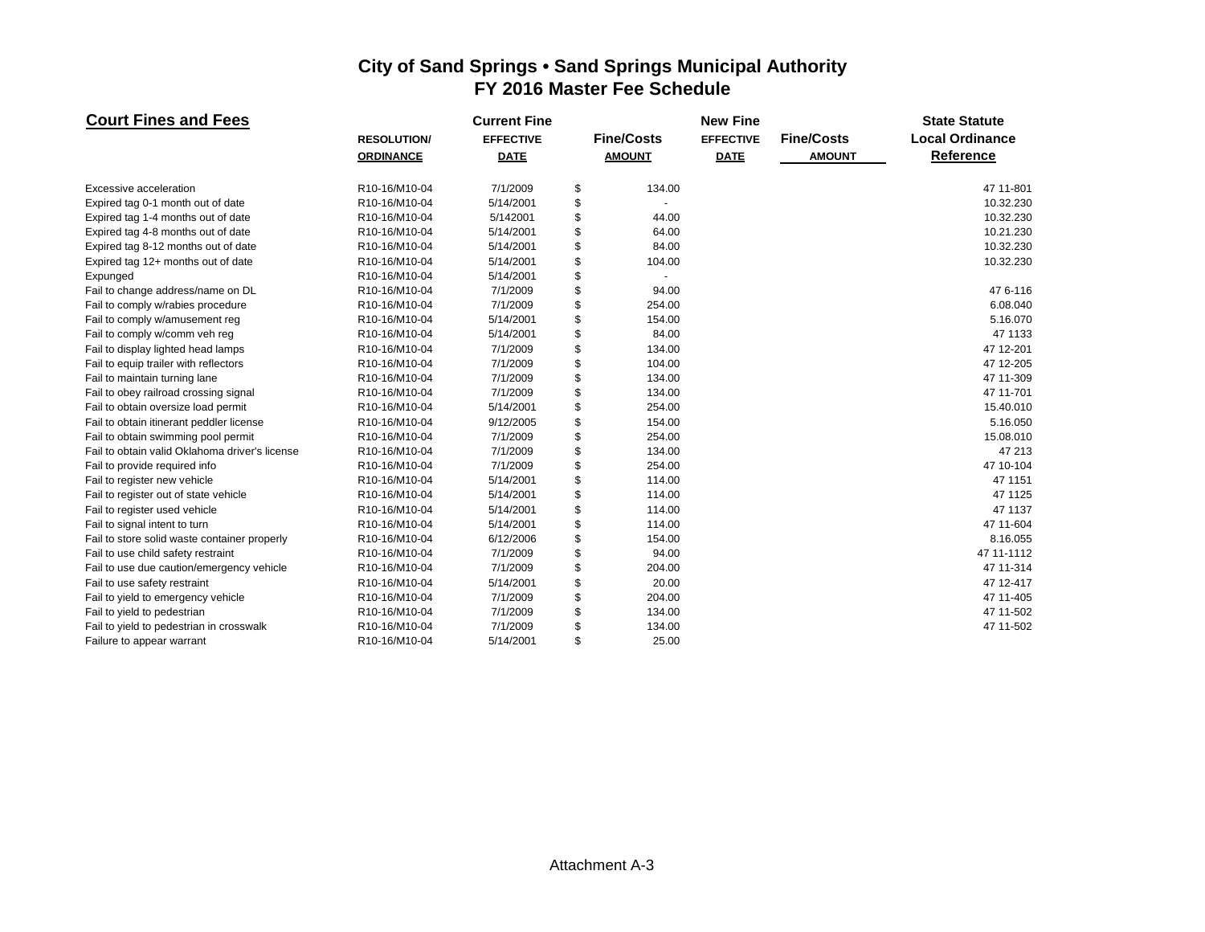# City of Sand Springs • Sand Springs Municipal Authority
## FY 2016 Master Fee Schedule

| Court Fines and Fees | RESOLUTION/ ORDINANCE | Current Fine EFFECTIVE DATE | Fine/Costs AMOUNT | New Fine EFFECTIVE DATE | Fine/Costs AMOUNT | State Statute Local Ordinance Reference |
|---|---|---|---|---|---|---|
| Excessive acceleration | R10-16/M10-04 | 7/1/2009 | $ 134.00 | | | 47 11-801 |
| Expired tag 0-1 month out of date | R10-16/M10-04 | 5/14/2001 | $ - | | | 10.32.230 |
| Expired tag 1-4 months out of date | R10-16/M10-04 | 5/142001 | $ 44.00 | | | 10.32.230 |
| Expired tag 4-8 months out of date | R10-16/M10-04 | 5/14/2001 | $ 64.00 | | | 10.21.230 |
| Expired tag 8-12 months out of date | R10-16/M10-04 | 5/14/2001 | $ 84.00 | | | 10.32.230 |
| Expired tag 12+ months out of date | R10-16/M10-04 | 5/14/2001 | $ 104.00 | | | 10.32.230 |
| Expunged | R10-16/M10-04 | 5/14/2001 | $ - | | | |
| Fail to change address/name on DL | R10-16/M10-04 | 7/1/2009 | $ 94.00 | | | 47 6-116 |
| Fail to comply w/rabies procedure | R10-16/M10-04 | 7/1/2009 | $ 254.00 | | | 6.08.040 |
| Fail to comply w/amusement reg | R10-16/M10-04 | 5/14/2001 | $ 154.00 | | | 5.16.070 |
| Fail to comply w/comm veh reg | R10-16/M10-04 | 5/14/2001 | $ 84.00 | | | 47 1133 |
| Fail to display lighted head lamps | R10-16/M10-04 | 7/1/2009 | $ 134.00 | | | 47 12-201 |
| Fail to equip trailer with reflectors | R10-16/M10-04 | 7/1/2009 | $ 104.00 | | | 47 12-205 |
| Fail to maintain turning lane | R10-16/M10-04 | 7/1/2009 | $ 134.00 | | | 47 11-309 |
| Fail to obey railroad crossing signal | R10-16/M10-04 | 7/1/2009 | $ 134.00 | | | 47 11-701 |
| Fail to obtain oversize load permit | R10-16/M10-04 | 5/14/2001 | $ 254.00 | | | 15.40.010 |
| Fail to obtain itinerant peddler license | R10-16/M10-04 | 9/12/2005 | $ 154.00 | | | 5.16.050 |
| Fail to obtain swimming pool permit | R10-16/M10-04 | 7/1/2009 | $ 254.00 | | | 15.08.010 |
| Fail to obtain valid Oklahoma driver's license | R10-16/M10-04 | 7/1/2009 | $ 134.00 | | | 47 213 |
| Fail to provide required info | R10-16/M10-04 | 7/1/2009 | $ 254.00 | | | 47 10-104 |
| Fail to register new vehicle | R10-16/M10-04 | 5/14/2001 | $ 114.00 | | | 47 1151 |
| Fail to register out of state vehicle | R10-16/M10-04 | 5/14/2001 | $ 114.00 | | | 47 1125 |
| Fail to register used vehicle | R10-16/M10-04 | 5/14/2001 | $ 114.00 | | | 47 1137 |
| Fail to signal intent to turn | R10-16/M10-04 | 5/14/2001 | $ 114.00 | | | 47 11-604 |
| Fail to store solid waste container properly | R10-16/M10-04 | 6/12/2006 | $ 154.00 | | | 8.16.055 |
| Fail to use child safety restraint | R10-16/M10-04 | 7/1/2009 | $ 94.00 | | | 47 11-1112 |
| Fail to use due caution/emergency vehicle | R10-16/M10-04 | 7/1/2009 | $ 204.00 | | | 47 11-314 |
| Fail to use safety restraint | R10-16/M10-04 | 5/14/2001 | $ 20.00 | | | 47 12-417 |
| Fail to yield to emergency vehicle | R10-16/M10-04 | 7/1/2009 | $ 204.00 | | | 47 11-405 |
| Fail to yield to pedestrian | R10-16/M10-04 | 7/1/2009 | $ 134.00 | | | 47 11-502 |
| Fail to yield to pedestrian in crosswalk | R10-16/M10-04 | 7/1/2009 | $ 134.00 | | | 47 11-502 |
| Failure to appear warrant | R10-16/M10-04 | 5/14/2001 | $ 25.00 | | | |

Attachment A-3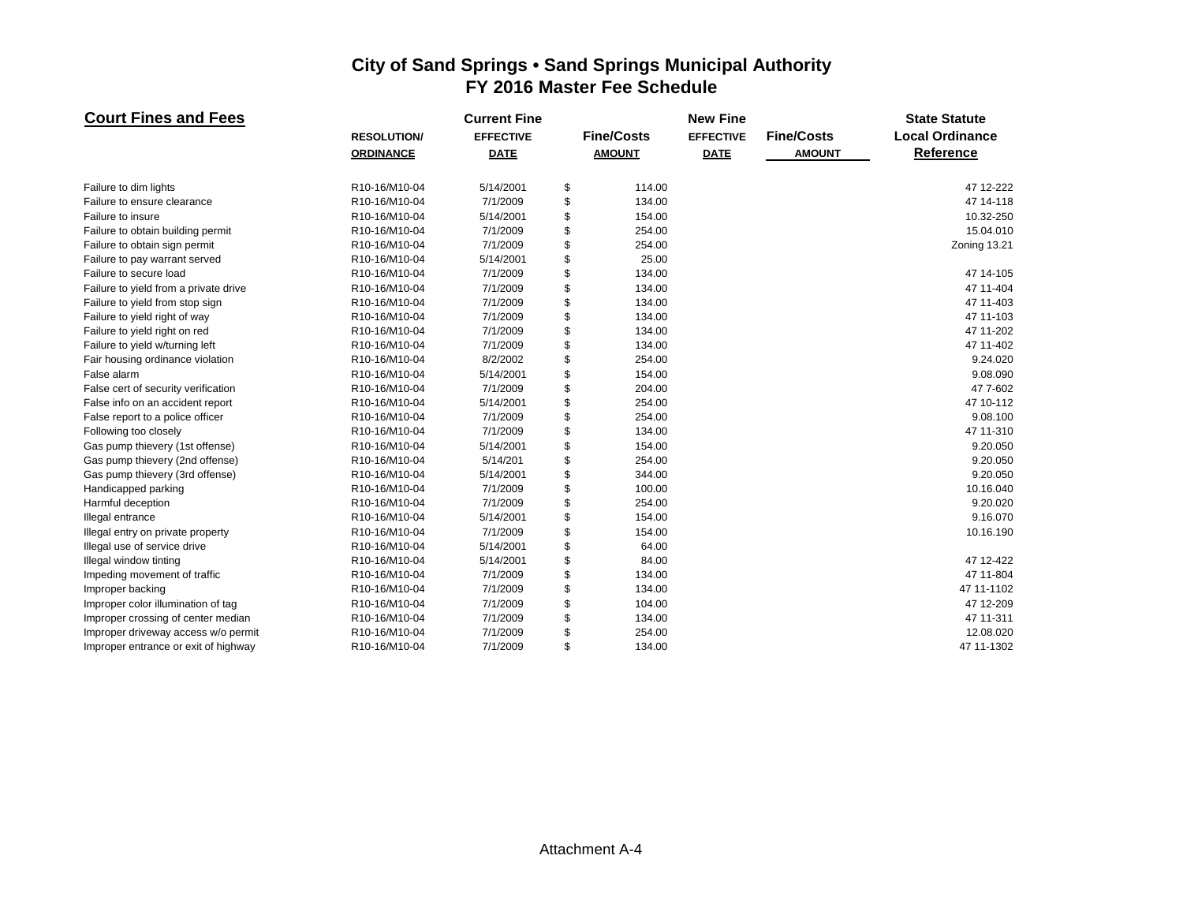# City of Sand Springs • Sand Springs Municipal Authority
## FY 2016 Master Fee Schedule

**Court Fines and Fees**

| | | Current Fine | | New Fine | | State Statute |
|---|---|---|---|---|---|---|
| | RESOLUTION/ ORDINANCE | EFFECTIVE DATE | Fine/Costs AMOUNT | EFFECTIVE DATE | Fine/Costs AMOUNT | Local Ordinance Reference |
| Failure to dim lights | R10-16/M10-04 | 5/14/2001 | $ 114.00 | | | 47 12-222 |
| Failure to ensure clearance | R10-16/M10-04 | 7/1/2009 | $ 134.00 | | | 47 14-118 |
| Failure to insure | R10-16/M10-04 | 5/14/2001 | $ 154.00 | | | 10.32-250 |
| Failure to obtain building permit | R10-16/M10-04 | 7/1/2009 | $ 254.00 | | | 15.04.010 |
| Failure to obtain sign permit | R10-16/M10-04 | 7/1/2009 | $ 254.00 | | | Zoning 13.21 |
| Failure to pay warrant served | R10-16/M10-04 | 5/14/2001 | $ 25.00 | | | |
| Failure to secure load | R10-16/M10-04 | 7/1/2009 | $ 134.00 | | | 47 14-105 |
| Failure to yield from a private drive | R10-16/M10-04 | 7/1/2009 | $ 134.00 | | | 47 11-404 |
| Failure to yield from stop sign | R10-16/M10-04 | 7/1/2009 | $ 134.00 | | | 47 11-403 |
| Failure to yield right of way | R10-16/M10-04 | 7/1/2009 | $ 134.00 | | | 47 11-103 |
| Failure to yield right on red | R10-16/M10-04 | 7/1/2009 | $ 134.00 | | | 47 11-202 |
| Failure to yield w/turning left | R10-16/M10-04 | 7/1/2009 | $ 134.00 | | | 47 11-402 |
| Fair housing ordinance violation | R10-16/M10-04 | 8/2/2002 | $ 254.00 | | | 9.24.020 |
| False alarm | R10-16/M10-04 | 5/14/2001 | $ 154.00 | | | 9.08.090 |
| False cert of security verification | R10-16/M10-04 | 7/1/2009 | $ 204.00 | | | 47 7-602 |
| False info on an accident report | R10-16/M10-04 | 5/14/2001 | $ 254.00 | | | 47 10-112 |
| False report to a police officer | R10-16/M10-04 | 7/1/2009 | $ 254.00 | | | 9.08.100 |
| Following too closely | R10-16/M10-04 | 7/1/2009 | $ 134.00 | | | 47 11-310 |
| Gas pump thievery (1st offense) | R10-16/M10-04 | 5/14/2001 | $ 154.00 | | | 9.20.050 |
| Gas pump thievery (2nd offense) | R10-16/M10-04 | 5/14/201 | $ 254.00 | | | 9.20.050 |
| Gas pump thievery (3rd offense) | R10-16/M10-04 | 5/14/2001 | $ 344.00 | | | 9.20.050 |
| Handicapped parking | R10-16/M10-04 | 7/1/2009 | $ 100.00 | | | 10.16.040 |
| Harmful deception | R10-16/M10-04 | 7/1/2009 | $ 254.00 | | | 9.20.020 |
| Illegal entrance | R10-16/M10-04 | 5/14/2001 | $ 154.00 | | | 9.16.070 |
| Illegal entry on private property | R10-16/M10-04 | 7/1/2009 | $ 154.00 | | | 10.16.190 |
| Illegal use of service drive | R10-16/M10-04 | 5/14/2001 | $ 64.00 | | | |
| Illegal window tinting | R10-16/M10-04 | 5/14/2001 | $ 84.00 | | | 47 12-422 |
| Impeding movement of traffic | R10-16/M10-04 | 7/1/2009 | $ 134.00 | | | 47 11-804 |
| Improper backing | R10-16/M10-04 | 7/1/2009 | $ 134.00 | | | 47 11-1102 |
| Improper color illumination of tag | R10-16/M10-04 | 7/1/2009 | $ 104.00 | | | 47 12-209 |
| Improper crossing of center median | R10-16/M10-04 | 7/1/2009 | $ 134.00 | | | 47 11-311 |
| Improper driveway access w/o permit | R10-16/M10-04 | 7/1/2009 | $ 254.00 | | | 12.08.020 |
| Improper entrance or exit of highway | R10-16/M10-04 | 7/1/2009 | $ 134.00 | | | 47 11-1302 |

Attachment A-4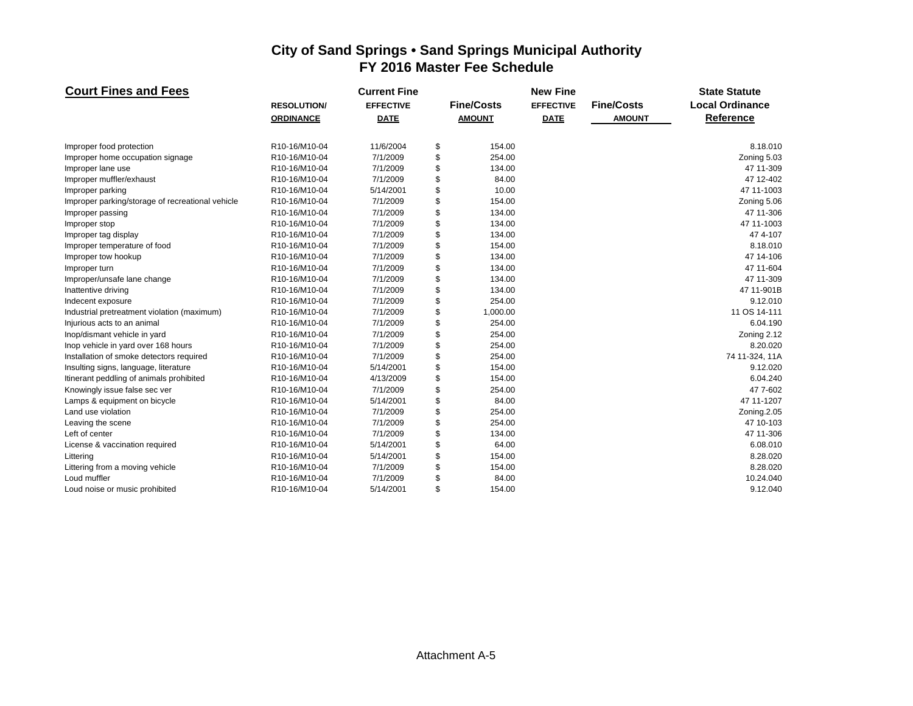# City of Sand Springs • Sand Springs Municipal Authority
## FY 2016 Master Fee Schedule

| Court Fines and Fees | RESOLUTION/ ORDINANCE | Current Fine EFFECTIVE DATE | Fine/Costs AMOUNT | New Fine EFFECTIVE DATE | Fine/Costs AMOUNT | State Statute Local Ordinance Reference |
|---|---|---|---|---|---|---|
| Improper food protection | R10-16/M10-04 | 11/6/2004 | $ 154.00 | | | 8.18.010 |
| Improper home occupation signage | R10-16/M10-04 | 7/1/2009 | $ 254.00 | | | Zoning 5.03 |
| Improper lane use | R10-16/M10-04 | 7/1/2009 | $ 134.00 | | | 47 11-309 |
| Improper muffler/exhaust | R10-16/M10-04 | 7/1/2009 | $ 84.00 | | | 47 12-402 |
| Improper parking | R10-16/M10-04 | 5/14/2001 | $ 10.00 | | | 47 11-1003 |
| Improper parking/storage of recreational vehicle | R10-16/M10-04 | 7/1/2009 | $ 154.00 | | | Zoning 5.06 |
| Improper passing | R10-16/M10-04 | 7/1/2009 | $ 134.00 | | | 47 11-306 |
| Improper stop | R10-16/M10-04 | 7/1/2009 | $ 134.00 | | | 47 11-1003 |
| Improper tag display | R10-16/M10-04 | 7/1/2009 | $ 134.00 | | | 47 4-107 |
| Improper temperature of food | R10-16/M10-04 | 7/1/2009 | $ 154.00 | | | 8.18.010 |
| Improper tow hookup | R10-16/M10-04 | 7/1/2009 | $ 134.00 | | | 47 14-106 |
| Improper turn | R10-16/M10-04 | 7/1/2009 | $ 134.00 | | | 47 11-604 |
| Improper/unsafe lane change | R10-16/M10-04 | 7/1/2009 | $ 134.00 | | | 47 11-309 |
| Inattentive driving | R10-16/M10-04 | 7/1/2009 | $ 134.00 | | | 47 11-901B |
| Indecent exposure | R10-16/M10-04 | 7/1/2009 | $ 254.00 | | | 9.12.010 |
| Industrial pretreatment violation (maximum) | R10-16/M10-04 | 7/1/2009 | $ 1,000.00 | | | 11 OS 14-111 |
| Injurious acts to an animal | R10-16/M10-04 | 7/1/2009 | $ 254.00 | | | 6.04.190 |
| Inop/dismant vehicle in yard | R10-16/M10-04 | 7/1/2009 | $ 254.00 | | | Zoning 2.12 |
| Inop vehicle in yard over 168 hours | R10-16/M10-04 | 7/1/2009 | $ 254.00 | | | 8.20.020 |
| Installation of smoke detectors required | R10-16/M10-04 | 7/1/2009 | $ 254.00 | | | 74 11-324, 11A |
| Insulting signs, language, literature | R10-16/M10-04 | 5/14/2001 | $ 154.00 | | | 9.12.020 |
| Itinerant peddling of animals prohibited | R10-16/M10-04 | 4/13/2009 | $ 154.00 | | | 6.04.240 |
| Knowingly issue false sec ver | R10-16/M10-04 | 7/1/2009 | $ 254.00 | | | 47 7-602 |
| Lamps & equipment on bicycle | R10-16/M10-04 | 5/14/2001 | $ 84.00 | | | 47 11-1207 |
| Land use violation | R10-16/M10-04 | 7/1/2009 | $ 254.00 | | | Zoning.2.05 |
| Leaving the scene | R10-16/M10-04 | 7/1/2009 | $ 254.00 | | | 47 10-103 |
| Left of center | R10-16/M10-04 | 7/1/2009 | $ 134.00 | | | 47 11-306 |
| License & vaccination required | R10-16/M10-04 | 5/14/2001 | $ 64.00 | | | 6.08.010 |
| Littering | R10-16/M10-04 | 5/14/2001 | $ 154.00 | | | 8.28.020 |
| Littering from a moving vehicle | R10-16/M10-04 | 7/1/2009 | $ 154.00 | | | 8.28.020 |
| Loud muffler | R10-16/M10-04 | 7/1/2009 | $ 84.00 | | | 10.24.040 |
| Loud noise or music prohibited | R10-16/M10-04 | 5/14/2001 | $ 154.00 | | | 9.12.040 |

Attachment A-5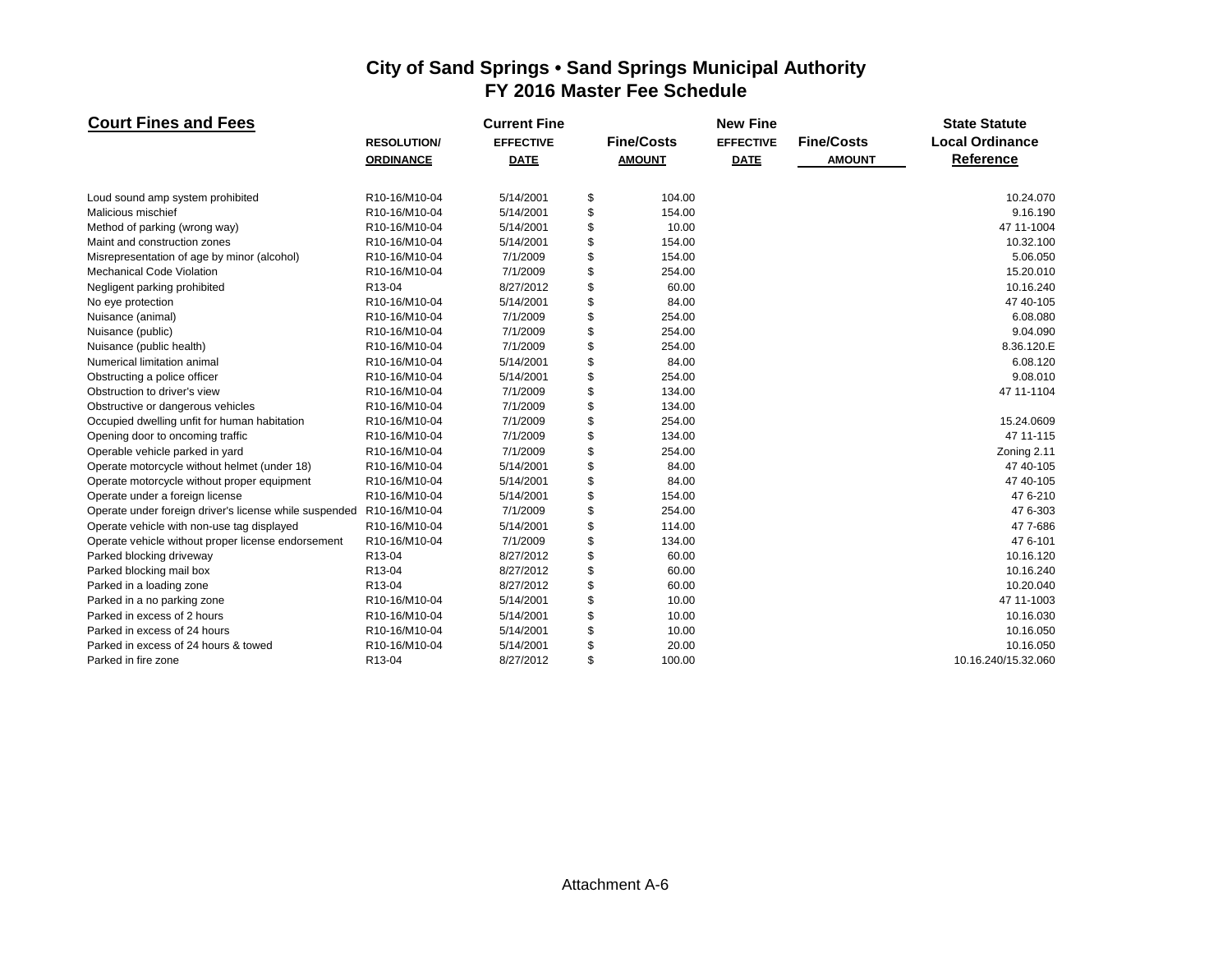# City of Sand Springs • Sand Springs Municipal Authority
## FY 2016 Master Fee Schedule

| **Court Fines and Fees** | RESOLUTION/ ORDINANCE | Current Fine EFFECTIVE DATE | Fine/Costs AMOUNT | New Fine EFFECTIVE DATE | Fine/Costs AMOUNT | State Statute Local Ordinance Reference |
|---|---|---|---|---|---|---|
| Loud sound amp system prohibited | R10-16/M10-04 | 5/14/2001 | $ 104.00 | | | 10.24.070 |
| Malicious mischief | R10-16/M10-04 | 5/14/2001 | $ 154.00 | | | 9.16.190 |
| Method of parking (wrong way) | R10-16/M10-04 | 5/14/2001 | $ 10.00 | | | 47 11-1004 |
| Maint and construction zones | R10-16/M10-04 | 5/14/2001 | $ 154.00 | | | 10.32.100 |
| Misrepresentation of age by minor (alcohol) | R10-16/M10-04 | 7/1/2009 | $ 154.00 | | | 5.06.050 |
| Mechanical Code Violation | R10-16/M10-04 | 7/1/2009 | $ 254.00 | | | 15.20.010 |
| Negligent parking prohibited | R13-04 | 8/27/2012 | $ 60.00 | | | 10.16.240 |
| No eye protection | R10-16/M10-04 | 5/14/2001 | $ 84.00 | | | 47 40-105 |
| Nuisance (animal) | R10-16/M10-04 | 7/1/2009 | $ 254.00 | | | 6.08.080 |
| Nuisance (public) | R10-16/M10-04 | 7/1/2009 | $ 254.00 | | | 9.04.090 |
| Nuisance (public health) | R10-16/M10-04 | 7/1/2009 | $ 254.00 | | | 8.36.120.E |
| Numerical limitation animal | R10-16/M10-04 | 5/14/2001 | $ 84.00 | | | 6.08.120 |
| Obstructing a police officer | R10-16/M10-04 | 5/14/2001 | $ 254.00 | | | 9.08.010 |
| Obstruction to driver's view | R10-16/M10-04 | 7/1/2009 | $ 134.00 | | | 47 11-1104 |
| Obstructive or dangerous vehicles | R10-16/M10-04 | 7/1/2009 | $ 134.00 | | | |
| Occupied dwelling unfit for human habitation | R10-16/M10-04 | 7/1/2009 | $ 254.00 | | | 15.24.0609 |
| Opening door to oncoming traffic | R10-16/M10-04 | 7/1/2009 | $ 134.00 | | | 47 11-115 |
| Operable vehicle parked in yard | R10-16/M10-04 | 7/1/2009 | $ 254.00 | | | Zoning 2.11 |
| Operate motorcycle without helmet (under 18) | R10-16/M10-04 | 5/14/2001 | $ 84.00 | | | 47 40-105 |
| Operate motorcycle without proper equipment | R10-16/M10-04 | 5/14/2001 | $ 84.00 | | | 47 40-105 |
| Operate under a foreign license | R10-16/M10-04 | 5/14/2001 | $ 154.00 | | | 47 6-210 |
| Operate under foreign driver's license while suspended | R10-16/M10-04 | 7/1/2009 | $ 254.00 | | | 47 6-303 |
| Operate vehicle with non-use tag displayed | R10-16/M10-04 | 5/14/2001 | $ 114.00 | | | 47 7-686 |
| Operate vehicle without proper license endorsement | R10-16/M10-04 | 7/1/2009 | $ 134.00 | | | 47 6-101 |
| Parked blocking driveway | R13-04 | 8/27/2012 | $ 60.00 | | | 10.16.120 |
| Parked blocking mail box | R13-04 | 8/27/2012 | $ 60.00 | | | 10.16.240 |
| Parked in a loading zone | R13-04 | 8/27/2012 | $ 60.00 | | | 10.20.040 |
| Parked in a no parking zone | R10-16/M10-04 | 5/14/2001 | $ 10.00 | | | 47 11-1003 |
| Parked in excess of 2 hours | R10-16/M10-04 | 5/14/2001 | $ 10.00 | | | 10.16.030 |
| Parked in excess of 24 hours | R10-16/M10-04 | 5/14/2001 | $ 10.00 | | | 10.16.050 |
| Parked in excess of 24 hours & towed | R10-16/M10-04 | 5/14/2001 | $ 20.00 | | | 10.16.050 |
| Parked in fire zone | R13-04 | 8/27/2012 | $ 100.00 | | | 10.16.240/15.32.060 |

Attachment A-6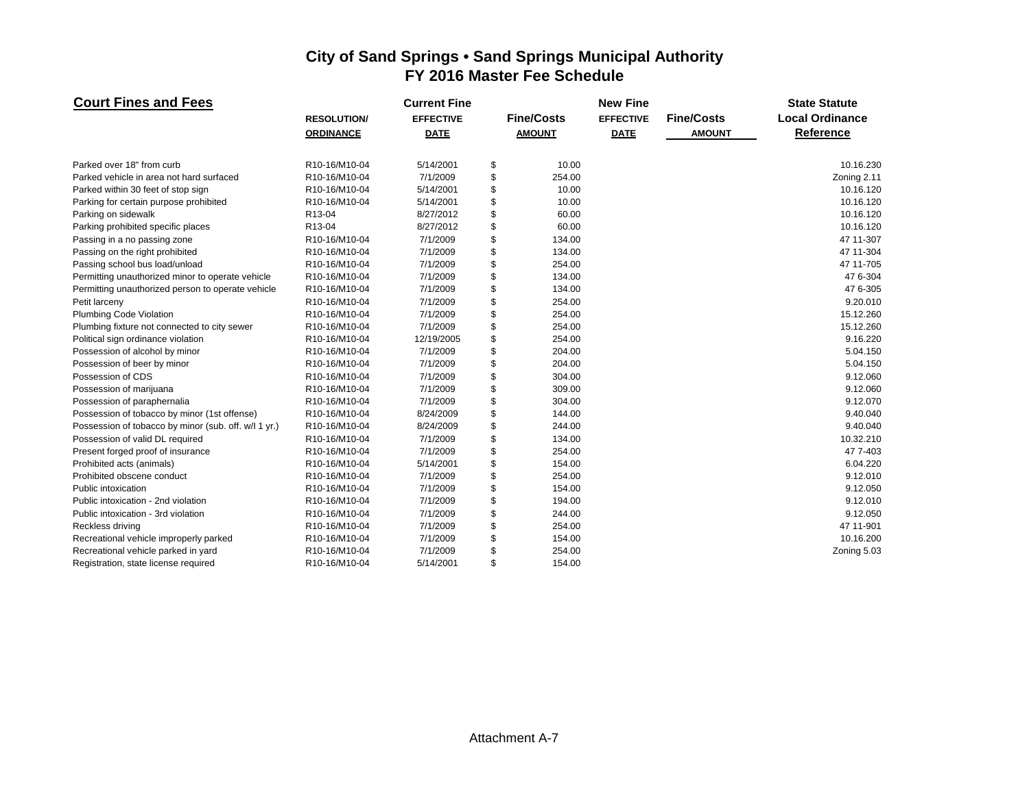# City of Sand Springs • Sand Springs Municipal Authority
## FY 2016 Master Fee Schedule

| Court Fines and Fees | RESOLUTION/ ORDINANCE | Current Fine EFFECTIVE DATE | Fine/Costs AMOUNT | New Fine EFFECTIVE DATE | Fine/Costs AMOUNT | State Statute Local Ordinance Reference |
|---|---|---|---|---|---|---|
| Parked over 18" from curb | R10-16/M10-04 | 5/14/2001 | $ 10.00 | | | 10.16.230 |
| Parked vehicle in area not hard surfaced | R10-16/M10-04 | 7/1/2009 | $ 254.00 | | | Zoning 2.11 |
| Parked within 30 feet of stop sign | R10-16/M10-04 | 5/14/2001 | $ 10.00 | | | 10.16.120 |
| Parking for certain purpose prohibited | R10-16/M10-04 | 5/14/2001 | $ 10.00 | | | 10.16.120 |
| Parking on sidewalk | R13-04 | 8/27/2012 | $ 60.00 | | | 10.16.120 |
| Parking prohibited specific places | R13-04 | 8/27/2012 | $ 60.00 | | | 10.16.120 |
| Passing in a no passing zone | R10-16/M10-04 | 7/1/2009 | $ 134.00 | | | 47 11-307 |
| Passing on the right prohibited | R10-16/M10-04 | 7/1/2009 | $ 134.00 | | | 47 11-304 |
| Passing school bus load/unload | R10-16/M10-04 | 7/1/2009 | $ 254.00 | | | 47 11-705 |
| Permitting unauthorized minor to operate vehicle | R10-16/M10-04 | 7/1/2009 | $ 134.00 | | | 47 6-304 |
| Permitting unauthorized person to operate vehicle | R10-16/M10-04 | 7/1/2009 | $ 134.00 | | | 47 6-305 |
| Petit larceny | R10-16/M10-04 | 7/1/2009 | $ 254.00 | | | 9.20.010 |
| Plumbing Code Violation | R10-16/M10-04 | 7/1/2009 | $ 254.00 | | | 15.12.260 |
| Plumbing fixture not connected to city sewer | R10-16/M10-04 | 7/1/2009 | $ 254.00 | | | 15.12.260 |
| Political sign ordinance violation | R10-16/M10-04 | 12/19/2005 | $ 254.00 | | | 9.16.220 |
| Possession of alcohol by minor | R10-16/M10-04 | 7/1/2009 | $ 204.00 | | | 5.04.150 |
| Possession of beer by minor | R10-16/M10-04 | 7/1/2009 | $ 204.00 | | | 5.04.150 |
| Possession of CDS | R10-16/M10-04 | 7/1/2009 | $ 304.00 | | | 9.12.060 |
| Possession of marijuana | R10-16/M10-04 | 7/1/2009 | $ 309.00 | | | 9.12.060 |
| Possession of paraphernalia | R10-16/M10-04 | 7/1/2009 | $ 304.00 | | | 9.12.070 |
| Possession of tobacco by minor (1st offense) | R10-16/M10-04 | 8/24/2009 | $ 144.00 | | | 9.40.040 |
| Possession of tobacco by minor (sub. off. w/I 1 yr.) | R10-16/M10-04 | 8/24/2009 | $ 244.00 | | | 9.40.040 |
| Possession of valid DL required | R10-16/M10-04 | 7/1/2009 | $ 134.00 | | | 10.32.210 |
| Present forged proof of insurance | R10-16/M10-04 | 7/1/2009 | $ 254.00 | | | 47 7-403 |
| Prohibited acts (animals) | R10-16/M10-04 | 5/14/2001 | $ 154.00 | | | 6.04.220 |
| Prohibited obscene conduct | R10-16/M10-04 | 7/1/2009 | $ 254.00 | | | 9.12.010 |
| Public intoxication | R10-16/M10-04 | 7/1/2009 | $ 154.00 | | | 9.12.050 |
| Public intoxication - 2nd violation | R10-16/M10-04 | 7/1/2009 | $ 194.00 | | | 9.12.010 |
| Public intoxication - 3rd violation | R10-16/M10-04 | 7/1/2009 | $ 244.00 | | | 9.12.050 |
| Reckless driving | R10-16/M10-04 | 7/1/2009 | $ 254.00 | | | 47 11-901 |
| Recreational vehicle improperly parked | R10-16/M10-04 | 7/1/2009 | $ 154.00 | | | 10.16.200 |
| Recreational vehicle parked in yard | R10-16/M10-04 | 7/1/2009 | $ 254.00 | | | Zoning 5.03 |
| Registration, state license required | R10-16/M10-04 | 5/14/2001 | $ 154.00 | | | |

Attachment A-7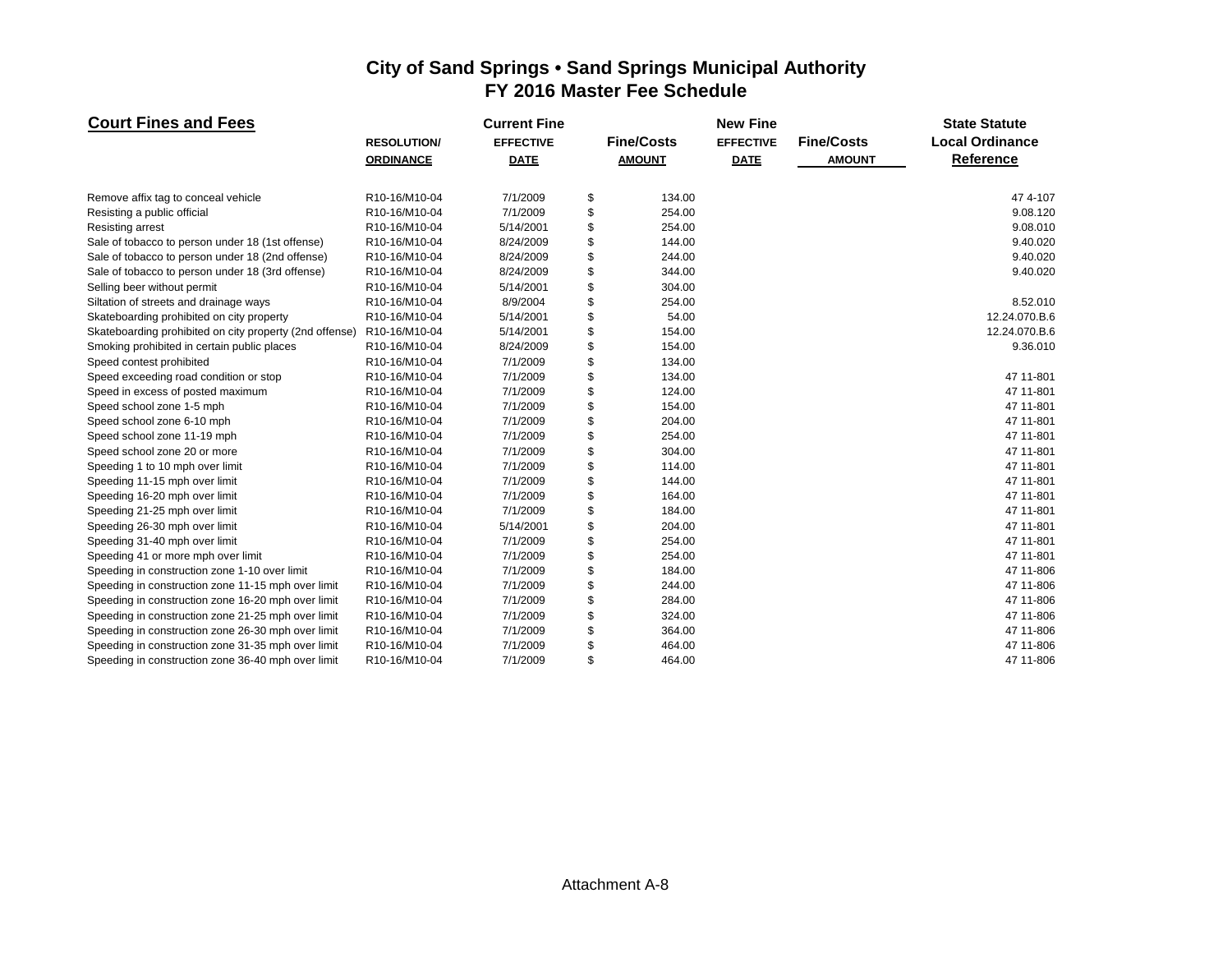# City of Sand Springs • Sand Springs Municipal Authority
## FY 2016 Master Fee Schedule

| Court Fines and Fees | RESOLUTION/ ORDINANCE | Current Fine EFFECTIVE DATE | Fine/Costs AMOUNT | New Fine EFFECTIVE DATE | Fine/Costs AMOUNT | State Statute Local Ordinance Reference |
|---|---|---|---|---|---|---|
| Remove affix tag to conceal vehicle | R10-16/M10-04 | 7/1/2009 | $ 134.00 | | | 47 4-107 |
| Resisting a public official | R10-16/M10-04 | 7/1/2009 | $ 254.00 | | | 9.08.120 |
| Resisting arrest | R10-16/M10-04 | 5/14/2001 | $ 254.00 | | | 9.08.010 |
| Sale of tobacco to person under 18 (1st offense) | R10-16/M10-04 | 8/24/2009 | $ 144.00 | | | 9.40.020 |
| Sale of tobacco to person under 18 (2nd offense) | R10-16/M10-04 | 8/24/2009 | $ 244.00 | | | 9.40.020 |
| Sale of tobacco to person under 18 (3rd offense) | R10-16/M10-04 | 8/24/2009 | $ 344.00 | | | 9.40.020 |
| Selling beer without permit | R10-16/M10-04 | 5/14/2001 | $ 304.00 | | | |
| Siltation of streets and drainage ways | R10-16/M10-04 | 8/9/2004 | $ 254.00 | | | 8.52.010 |
| Skateboarding prohibited on city property | R10-16/M10-04 | 5/14/2001 | $ 54.00 | | | 12.24.070.B.6 |
| Skateboarding prohibited on city property (2nd offense) | R10-16/M10-04 | 5/14/2001 | $ 154.00 | | | 12.24.070.B.6 |
| Smoking prohibited in certain public places | R10-16/M10-04 | 8/24/2009 | $ 154.00 | | | 9.36.010 |
| Speed contest prohibited | R10-16/M10-04 | 7/1/2009 | $ 134.00 | | | |
| Speed exceeding road condition or stop | R10-16/M10-04 | 7/1/2009 | $ 134.00 | | | 47 11-801 |
| Speed in excess of posted maximum | R10-16/M10-04 | 7/1/2009 | $ 124.00 | | | 47 11-801 |
| Speed school zone 1-5 mph | R10-16/M10-04 | 7/1/2009 | $ 154.00 | | | 47 11-801 |
| Speed school zone 6-10 mph | R10-16/M10-04 | 7/1/2009 | $ 204.00 | | | 47 11-801 |
| Speed school zone 11-19 mph | R10-16/M10-04 | 7/1/2009 | $ 254.00 | | | 47 11-801 |
| Speed school zone 20 or more | R10-16/M10-04 | 7/1/2009 | $ 304.00 | | | 47 11-801 |
| Speeding 1 to 10 mph over limit | R10-16/M10-04 | 7/1/2009 | $ 114.00 | | | 47 11-801 |
| Speeding 11-15 mph over limit | R10-16/M10-04 | 7/1/2009 | $ 144.00 | | | 47 11-801 |
| Speeding 16-20 mph over limit | R10-16/M10-04 | 7/1/2009 | $ 164.00 | | | 47 11-801 |
| Speeding 21-25 mph over limit | R10-16/M10-04 | 7/1/2009 | $ 184.00 | | | 47 11-801 |
| Speeding 26-30 mph over limit | R10-16/M10-04 | 5/14/2001 | $ 204.00 | | | 47 11-801 |
| Speeding 31-40 mph over limit | R10-16/M10-04 | 7/1/2009 | $ 254.00 | | | 47 11-801 |
| Speeding 41 or more mph over limit | R10-16/M10-04 | 7/1/2009 | $ 254.00 | | | 47 11-801 |
| Speeding in construction zone 1-10 over limit | R10-16/M10-04 | 7/1/2009 | $ 184.00 | | | 47 11-806 |
| Speeding in construction zone 11-15 mph over limit | R10-16/M10-04 | 7/1/2009 | $ 244.00 | | | 47 11-806 |
| Speeding in construction zone 16-20 mph over limit | R10-16/M10-04 | 7/1/2009 | $ 284.00 | | | 47 11-806 |
| Speeding in construction zone 21-25 mph over limit | R10-16/M10-04 | 7/1/2009 | $ 324.00 | | | 47 11-806 |
| Speeding in construction zone 26-30 mph over limit | R10-16/M10-04 | 7/1/2009 | $ 364.00 | | | 47 11-806 |
| Speeding in construction zone 31-35 mph over limit | R10-16/M10-04 | 7/1/2009 | $ 464.00 | | | 47 11-806 |
| Speeding in construction zone 36-40 mph over limit | R10-16/M10-04 | 7/1/2009 | $ 464.00 | | | 47 11-806 |

Attachment A-8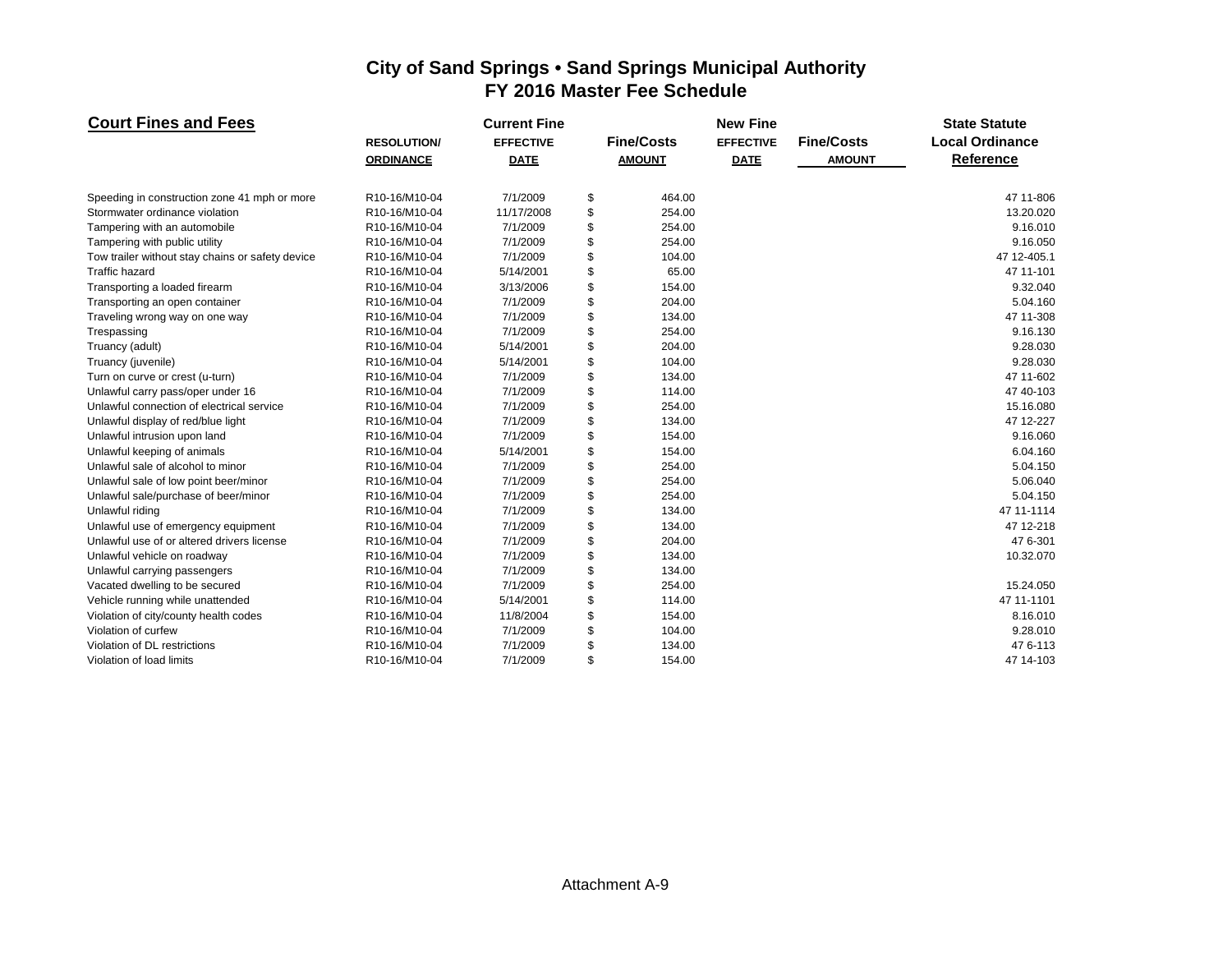# City of Sand Springs • Sand Springs Municipal Authority
## FY 2016 Master Fee Schedule

| Court Fines and Fees | RESOLUTION/ ORDINANCE | Current Fine EFFECTIVE DATE | Fine/Costs AMOUNT | New Fine EFFECTIVE DATE | Fine/Costs AMOUNT | State Statute Local Ordinance Reference |
|---|---|---|---|---|---|---|
| Speeding in construction zone 41 mph or more | R10-16/M10-04 | 7/1/2009 | $ 464.00 | | | 47 11-806 |
| Stormwater ordinance violation | R10-16/M10-04 | 11/17/2008 | $ 254.00 | | | 13.20.020 |
| Tampering with an automobile | R10-16/M10-04 | 7/1/2009 | $ 254.00 | | | 9.16.010 |
| Tampering with public utility | R10-16/M10-04 | 7/1/2009 | $ 254.00 | | | 9.16.050 |
| Tow trailer without stay chains or safety device | R10-16/M10-04 | 7/1/2009 | $ 104.00 | | | 47 12-405.1 |
| Traffic hazard | R10-16/M10-04 | 5/14/2001 | $ 65.00 | | | 47 11-101 |
| Transporting a loaded firearm | R10-16/M10-04 | 3/13/2006 | $ 154.00 | | | 9.32.040 |
| Transporting an open container | R10-16/M10-04 | 7/1/2009 | $ 204.00 | | | 5.04.160 |
| Traveling wrong way on one way | R10-16/M10-04 | 7/1/2009 | $ 134.00 | | | 47 11-308 |
| Trespassing | R10-16/M10-04 | 7/1/2009 | $ 254.00 | | | 9.16.130 |
| Truancy (adult) | R10-16/M10-04 | 5/14/2001 | $ 204.00 | | | 9.28.030 |
| Truancy (juvenile) | R10-16/M10-04 | 5/14/2001 | $ 104.00 | | | 9.28.030 |
| Turn on curve or crest (u-turn) | R10-16/M10-04 | 7/1/2009 | $ 134.00 | | | 47 11-602 |
| Unlawful carry pass/oper under 16 | R10-16/M10-04 | 7/1/2009 | $ 114.00 | | | 47 40-103 |
| Unlawful connection of electrical service | R10-16/M10-04 | 7/1/2009 | $ 254.00 | | | 15.16.080 |
| Unlawful display of red/blue light | R10-16/M10-04 | 7/1/2009 | $ 134.00 | | | 47 12-227 |
| Unlawful intrusion upon land | R10-16/M10-04 | 7/1/2009 | $ 154.00 | | | 9.16.060 |
| Unlawful keeping of animals | R10-16/M10-04 | 5/14/2001 | $ 154.00 | | | 6.04.160 |
| Unlawful sale of alcohol to minor | R10-16/M10-04 | 7/1/2009 | $ 254.00 | | | 5.04.150 |
| Unlawful sale of low point beer/minor | R10-16/M10-04 | 7/1/2009 | $ 254.00 | | | 5.06.040 |
| Unlawful sale/purchase of beer/minor | R10-16/M10-04 | 7/1/2009 | $ 254.00 | | | 5.04.150 |
| Unlawful riding | R10-16/M10-04 | 7/1/2009 | $ 134.00 | | | 47 11-1114 |
| Unlawful use of emergency equipment | R10-16/M10-04 | 7/1/2009 | $ 134.00 | | | 47 12-218 |
| Unlawful use of or altered drivers license | R10-16/M10-04 | 7/1/2009 | $ 204.00 | | | 47 6-301 |
| Unlawful vehicle on roadway | R10-16/M10-04 | 7/1/2009 | $ 134.00 | | | 10.32.070 |
| Unlawful carrying passengers | R10-16/M10-04 | 7/1/2009 | $ 134.00 | | | |
| Vacated dwelling to be secured | R10-16/M10-04 | 7/1/2009 | $ 254.00 | | | 15.24.050 |
| Vehicle running while unattended | R10-16/M10-04 | 5/14/2001 | $ 114.00 | | | 47 11-1101 |
| Violation of city/county health codes | R10-16/M10-04 | 11/8/2004 | $ 154.00 | | | 8.16.010 |
| Violation of curfew | R10-16/M10-04 | 7/1/2009 | $ 104.00 | | | 9.28.010 |
| Violation of DL restrictions | R10-16/M10-04 | 7/1/2009 | $ 134.00 | | | 47 6-113 |
| Violation of load limits | R10-16/M10-04 | 7/1/2009 | $ 154.00 | | | 47 14-103 |

Attachment A-9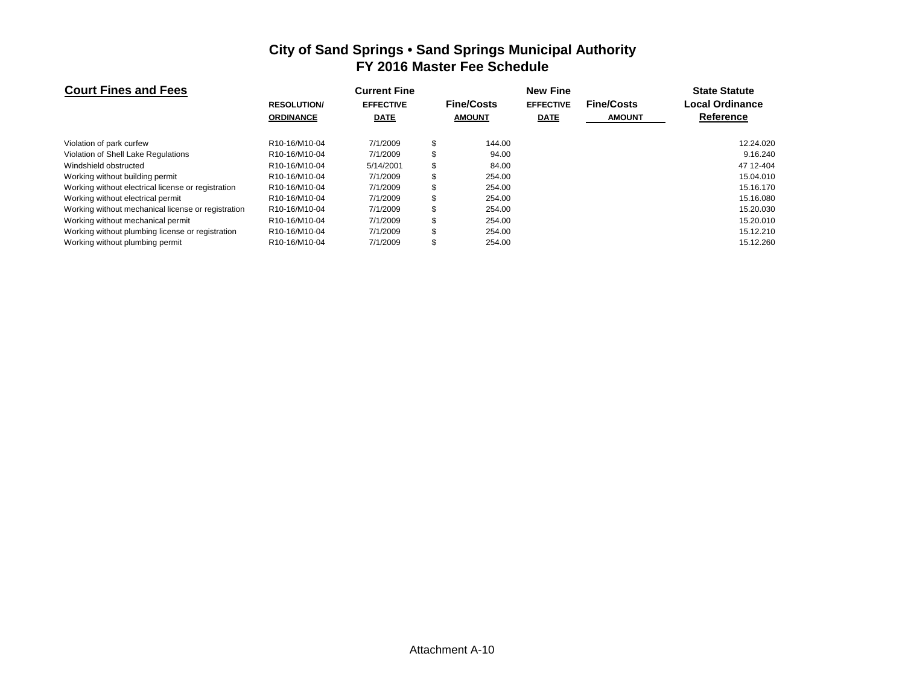# City of Sand Springs • Sand Springs Municipal Authority
## FY 2016 Master Fee Schedule

| Court Fines and Fees | RESOLUTION/ ORDINANCE | Current Fine EFFECTIVE DATE | Fine/Costs AMOUNT | New Fine EFFECTIVE DATE | Fine/Costs AMOUNT | State Statute Local Ordinance Reference |
|---|---|---|---|---|---|---|
| Violation of park curfew | R10-16/M10-04 | 7/1/2009 | $ 144.00 | | | 12.24.020 |
| Violation of Shell Lake Regulations | R10-16/M10-04 | 7/1/2009 | $ 94.00 | | | 9.16.240 |
| Windshield obstructed | R10-16/M10-04 | 5/14/2001 | $ 84.00 | | | 47 12-404 |
| Working without building permit | R10-16/M10-04 | 7/1/2009 | $ 254.00 | | | 15.04.010 |
| Working without electrical license or registration | R10-16/M10-04 | 7/1/2009 | $ 254.00 | | | 15.16.170 |
| Working without electrical permit | R10-16/M10-04 | 7/1/2009 | $ 254.00 | | | 15.16.080 |
| Working without mechanical license or registration | R10-16/M10-04 | 7/1/2009 | $ 254.00 | | | 15.20.030 |
| Working without mechanical permit | R10-16/M10-04 | 7/1/2009 | $ 254.00 | | | 15.20.010 |
| Working without plumbing license or registration | R10-16/M10-04 | 7/1/2009 | $ 254.00 | | | 15.12.210 |
| Working without plumbing permit | R10-16/M10-04 | 7/1/2009 | $ 254.00 | | | 15.12.260 |

Attachment A-10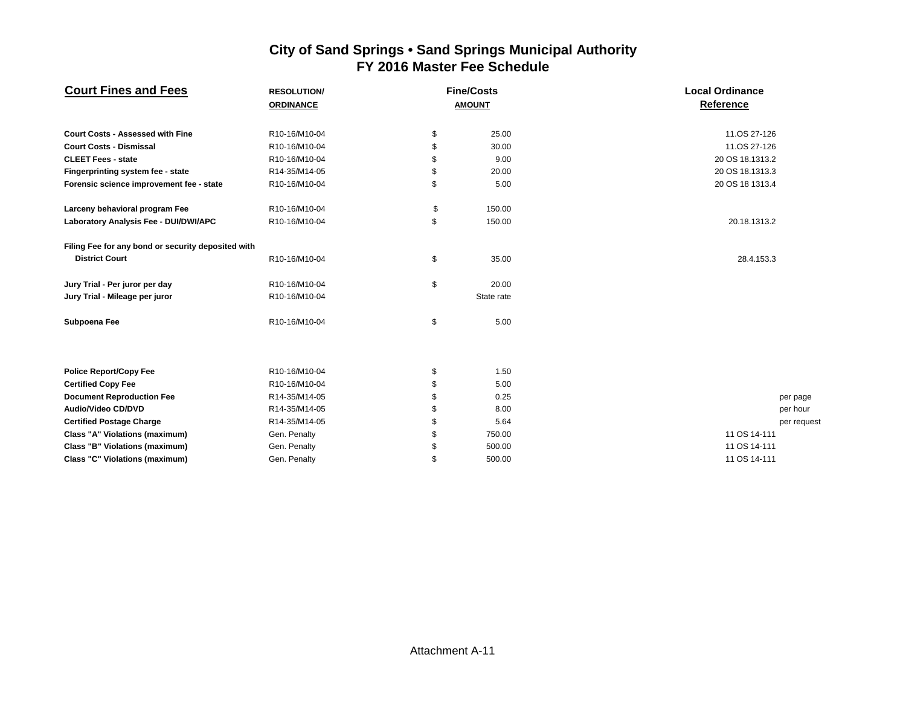# City of Sand Springs • Sand Springs Municipal Authority
## FY 2016 Master Fee Schedule

| Court Fines and Fees | RESOLUTION/ ORDINANCE | Fine/Costs AMOUNT | Local Ordinance Reference | |
|---|---|---|---|---|
| **Court Costs - Assessed with Fine** | R10-16/M10-04 | $ 25.00 | 11.OS 27-126 | |
| **Court Costs - Dismissal** | R10-16/M10-04 | $ 30.00 | 11.OS 27-126 | |
| **CLEET Fees - state** | R10-16/M10-04 | $ 9.00 | 20 OS 18.1313.2 | |
| **Fingerprinting system fee - state** | R14-35/M14-05 | $ 20.00 | 20 OS 18.1313.3 | |
| **Forensic science improvement fee - state** | R10-16/M10-04 | $ 5.00 | 20 OS 18 1313.4 | |
| **Larceny behavioral program Fee** | R10-16/M10-04 | $ 150.00 | | |
| **Laboratory Analysis Fee - DUI/DWI/APC** | R10-16/M10-04 | $ 150.00 | 20.18.1313.2 | |
| **Filing Fee for any bond or security deposited with District Court** | R10-16/M10-04 | $ 35.00 | 28.4.153.3 | |
| **Jury Trial - Per juror per day** | R10-16/M10-04 | $ 20.00 | | |
| **Jury Trial - Mileage per juror** | R10-16/M10-04 | State rate | | |
| **Subpoena Fee** | R10-16/M10-04 | $ 5.00 | | |
| **Police Report/Copy Fee** | R10-16/M10-04 | $ 1.50 | | |
| **Certified Copy Fee** | R10-16/M10-04 | $ 5.00 | | |
| **Document Reproduction Fee** | R14-35/M14-05 | $ 0.25 | | per page |
| **Audio/Video CD/DVD** | R14-35/M14-05 | $ 8.00 | | per hour |
| **Certified Postage Charge** | R14-35/M14-05 | $ 5.64 | | per request |
| **Class "A" Violations (maximum)** | Gen. Penalty | $ 750.00 | 11 OS 14-111 | |
| **Class "B" Violations (maximum)** | Gen. Penalty | $ 500.00 | 11 OS 14-111 | |
| **Class "C" Violations (maximum)** | Gen. Penalty | $ 500.00 | 11 OS 14-111 | |

Attachment A-11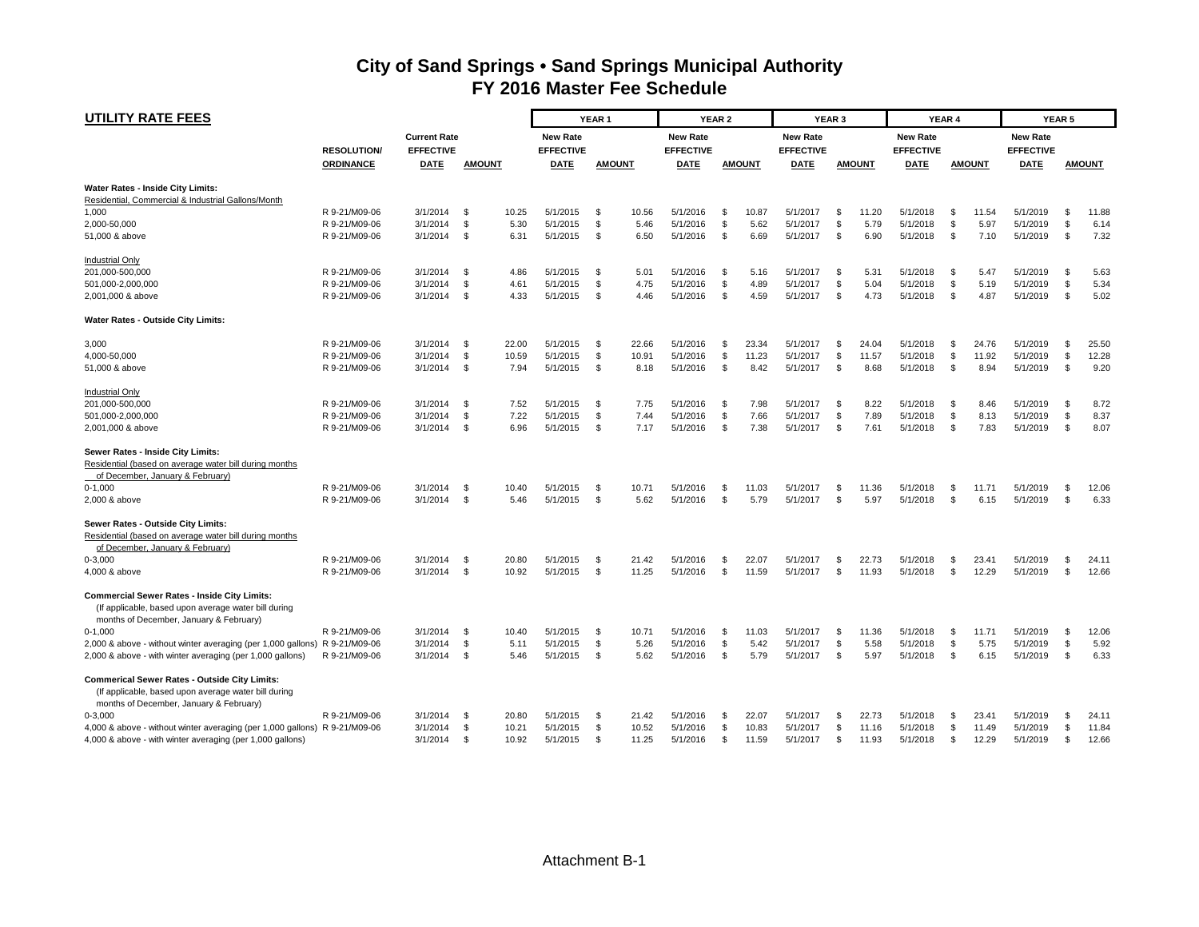# City of Sand Springs • Sand Springs Municipal Authority
## FY 2016 Master Fee Schedule

**UTILITY RATE FEES**

| | | | | YEAR 1 | | YEAR 2 | | YEAR 3 | | YEAR 4 | | YEAR 5 | |
|---|---|---|---|---|---|---|---|---|---|---|---|---|---|
| | RESOLUTION/ ORDINANCE | Current Rate EFFECTIVE DATE | AMOUNT | New Rate EFFECTIVE DATE | AMOUNT | New Rate EFFECTIVE DATE | AMOUNT | New Rate EFFECTIVE DATE | AMOUNT | New Rate EFFECTIVE DATE | AMOUNT | New Rate EFFECTIVE DATE | AMOUNT |
| **Water Rates - Inside City Limits:** | | | | | | | | | | | | | |
| Residential, Commercial & Industrial Gallons/Month | | | | | | | | | | | | | |
| 1,000 | R 9-21/M09-06 | 3/1/2014 | $ 10.25 | 5/1/2015 | $ 10.56 | 5/1/2016 | $ 10.87 | 5/1/2017 | $ 11.20 | 5/1/2018 | $ 11.54 | 5/1/2019 | $ 11.88 |
| 2,000-50,000 | R 9-21/M09-06 | 3/1/2014 | $ 5.30 | 5/1/2015 | $ 5.46 | 5/1/2016 | $ 5.62 | 5/1/2017 | $ 5.79 | 5/1/2018 | $ 5.97 | 5/1/2019 | $ 6.14 |
| 51,000 & above | R 9-21/M09-06 | 3/1/2014 | $ 6.31 | 5/1/2015 | $ 6.50 | 5/1/2016 | $ 6.69 | 5/1/2017 | $ 6.90 | 5/1/2018 | $ 7.10 | 5/1/2019 | $ 7.32 |
| Industrial Only | | | | | | | | | | | | | |
| 201,000-500,000 | R 9-21/M09-06 | 3/1/2014 | $ 4.86 | 5/1/2015 | $ 5.01 | 5/1/2016 | $ 5.16 | 5/1/2017 | $ 5.31 | 5/1/2018 | $ 5.47 | 5/1/2019 | $ 5.63 |
| 501,000-2,000,000 | R 9-21/M09-06 | 3/1/2014 | $ 4.61 | 5/1/2015 | $ 4.75 | 5/1/2016 | $ 4.89 | 5/1/2017 | $ 5.04 | 5/1/2018 | $ 5.19 | 5/1/2019 | $ 5.34 |
| 2,001,000 & above | R 9-21/M09-06 | 3/1/2014 | $ 4.33 | 5/1/2015 | $ 4.46 | 5/1/2016 | $ 4.59 | 5/1/2017 | $ 4.73 | 5/1/2018 | $ 4.87 | 5/1/2019 | $ 5.02 |
| **Water Rates - Outside City Limits:** | | | | | | | | | | | | | |
| 3,000 | R 9-21/M09-06 | 3/1/2014 | $ 22.00 | 5/1/2015 | $ 22.66 | 5/1/2016 | $ 23.34 | 5/1/2017 | $ 24.04 | 5/1/2018 | $ 24.76 | 5/1/2019 | $ 25.50 |
| 4,000-50,000 | R 9-21/M09-06 | 3/1/2014 | $ 10.59 | 5/1/2015 | $ 10.91 | 5/1/2016 | $ 11.23 | 5/1/2017 | $ 11.57 | 5/1/2018 | $ 11.92 | 5/1/2019 | $ 12.28 |
| 51,000 & above | R 9-21/M09-06 | 3/1/2014 | $ 7.94 | 5/1/2015 | $ 8.18 | 5/1/2016 | $ 8.42 | 5/1/2017 | $ 8.68 | 5/1/2018 | $ 8.94 | 5/1/2019 | $ 9.20 |
| Industrial Only | | | | | | | | | | | | | |
| 201,000-500,000 | R 9-21/M09-06 | 3/1/2014 | $ 7.52 | 5/1/2015 | $ 7.75 | 5/1/2016 | $ 7.98 | 5/1/2017 | $ 8.22 | 5/1/2018 | $ 8.46 | 5/1/2019 | $ 8.72 |
| 501,000-2,000,000 | R 9-21/M09-06 | 3/1/2014 | $ 7.22 | 5/1/2015 | $ 7.44 | 5/1/2016 | $ 7.66 | 5/1/2017 | $ 7.89 | 5/1/2018 | $ 8.13 | 5/1/2019 | $ 8.37 |
| 2,001,000 & above | R 9-21/M09-06 | 3/1/2014 | $ 6.96 | 5/1/2015 | $ 7.17 | 5/1/2016 | $ 7.38 | 5/1/2017 | $ 7.61 | 5/1/2018 | $ 7.83 | 5/1/2019 | $ 8.07 |
| **Sewer Rates - Inside City Limits:** | | | | | | | | | | | | | |
| Residential (based on average water bill during months of December, January & February) | | | | | | | | | | | | | |
| 0-1,000 | R 9-21/M09-06 | 3/1/2014 | $ 10.40 | 5/1/2015 | $ 10.71 | 5/1/2016 | $ 11.03 | 5/1/2017 | $ 11.36 | 5/1/2018 | $ 11.71 | 5/1/2019 | $ 12.06 |
| 2,000 & above | R 9-21/M09-06 | 3/1/2014 | $ 5.46 | 5/1/2015 | $ 5.62 | 5/1/2016 | $ 5.79 | 5/1/2017 | $ 5.97 | 5/1/2018 | $ 6.15 | 5/1/2019 | $ 6.33 |
| **Sewer Rates - Outside City Limits:** | | | | | | | | | | | | | |
| Residential (based on average water bill during months of December, January & February) | | | | | | | | | | | | | |
| 0-3,000 | R 9-21/M09-06 | 3/1/2014 | $ 20.80 | 5/1/2015 | $ 21.42 | 5/1/2016 | $ 22.07 | 5/1/2017 | $ 22.73 | 5/1/2018 | $ 23.41 | 5/1/2019 | $ 24.11 |
| 4,000 & above | R 9-21/M09-06 | 3/1/2014 | $ 10.92 | 5/1/2015 | $ 11.25 | 5/1/2016 | $ 11.59 | 5/1/2017 | $ 11.93 | 5/1/2018 | $ 12.29 | 5/1/2019 | $ 12.66 |
| **Commercial Sewer Rates - Inside City Limits:** | | | | | | | | | | | | | |
| (If applicable, based upon average water bill during months of December, January & February) | | | | | | | | | | | | | |
| 0-1,000 | R 9-21/M09-06 | 3/1/2014 | $ 10.40 | 5/1/2015 | $ 10.71 | 5/1/2016 | $ 11.03 | 5/1/2017 | $ 11.36 | 5/1/2018 | $ 11.71 | 5/1/2019 | $ 12.06 |
| 2,000 & above - without winter averaging (per 1,000 gallons) | R 9-21/M09-06 | 3/1/2014 | $ 5.11 | 5/1/2015 | $ 5.26 | 5/1/2016 | $ 5.42 | 5/1/2017 | $ 5.58 | 5/1/2018 | $ 5.75 | 5/1/2019 | $ 5.92 |
| 2,000 & above - with winter averaging (per 1,000 gallons) | R 9-21/M09-06 | 3/1/2014 | $ 5.46 | 5/1/2015 | $ 5.62 | 5/1/2016 | $ 5.79 | 5/1/2017 | $ 5.97 | 5/1/2018 | $ 6.15 | 5/1/2019 | $ 6.33 |
| **Commerical Sewer Rates - Outside City Limits:** | | | | | | | | | | | | | |
| (If applicable, based upon average water bill during months of December, January & February) | | | | | | | | | | | | | |
| 0-3,000 | R 9-21/M09-06 | 3/1/2014 | $ 20.80 | 5/1/2015 | $ 21.42 | 5/1/2016 | $ 22.07 | 5/1/2017 | $ 22.73 | 5/1/2018 | $ 23.41 | 5/1/2019 | $ 24.11 |
| 4,000 & above - without winter averaging (per 1,000 gallons) | R 9-21/M09-06 | 3/1/2014 | $ 10.21 | 5/1/2015 | $ 10.52 | 5/1/2016 | $ 10.83 | 5/1/2017 | $ 11.16 | 5/1/2018 | $ 11.49 | 5/1/2019 | $ 11.84 |
| 4,000 & above - with winter averaging (per 1,000 gallons) | | 3/1/2014 | $ 10.92 | 5/1/2015 | $ 11.25 | 5/1/2016 | $ 11.59 | 5/1/2017 | $ 11.93 | 5/1/2018 | $ 12.29 | 5/1/2019 | $ 12.66 |

Attachment B-1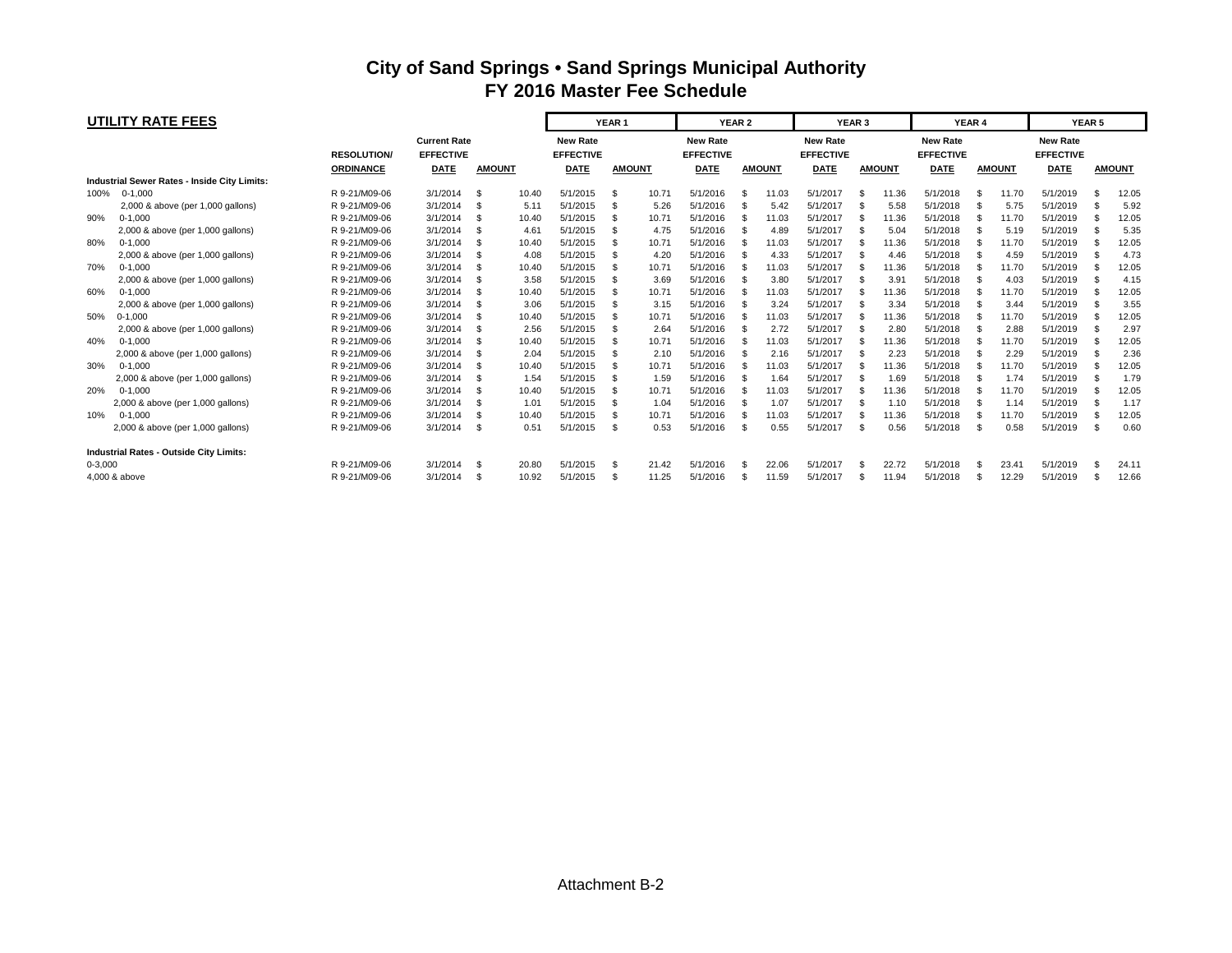# City of Sand Springs • Sand Springs Municipal Authority
## FY 2016 Master Fee Schedule

| UTILITY RATE FEES | RESOLUTION/ ORDINANCE | Current Rate EFFECTIVE DATE | AMOUNT | YEAR 1 New Rate EFFECTIVE DATE | YEAR 1 AMOUNT | YEAR 2 New Rate EFFECTIVE DATE | YEAR 2 AMOUNT | YEAR 3 New Rate EFFECTIVE DATE | YEAR 3 AMOUNT | YEAR 4 New Rate EFFECTIVE DATE | YEAR 4 AMOUNT | YEAR 5 New Rate EFFECTIVE DATE | YEAR 5 AMOUNT |
|---|---|---|---|---|---|---|---|---|---|---|---|---|---|
| **Industrial Sewer Rates - Inside City Limits:** | | | | | | | | | | | | | |
| 100% 0-1,000 | R 9-21/M09-06 | 3/1/2014 | $ 10.40 | 5/1/2015 | $ 10.71 | 5/1/2016 | $ 11.03 | 5/1/2017 | $ 11.36 | 5/1/2018 | $ 11.70 | 5/1/2019 | $ 12.05 |
| 2,000 & above (per 1,000 gallons) | R 9-21/M09-06 | 3/1/2014 | $ 5.11 | 5/1/2015 | $ 5.26 | 5/1/2016 | $ 5.42 | 5/1/2017 | $ 5.58 | 5/1/2018 | $ 5.75 | 5/1/2019 | $ 5.92 |
| 90% 0-1,000 | R 9-21/M09-06 | 3/1/2014 | $ 10.40 | 5/1/2015 | $ 10.71 | 5/1/2016 | $ 11.03 | 5/1/2017 | $ 11.36 | 5/1/2018 | $ 11.70 | 5/1/2019 | $ 12.05 |
| 2,000 & above (per 1,000 gallons) | R 9-21/M09-06 | 3/1/2014 | $ 4.61 | 5/1/2015 | $ 4.75 | 5/1/2016 | $ 4.89 | 5/1/2017 | $ 5.04 | 5/1/2018 | $ 5.19 | 5/1/2019 | $ 5.35 |
| 80% 0-1,000 | R 9-21/M09-06 | 3/1/2014 | $ 10.40 | 5/1/2015 | $ 10.71 | 5/1/2016 | $ 11.03 | 5/1/2017 | $ 11.36 | 5/1/2018 | $ 11.70 | 5/1/2019 | $ 12.05 |
| 2,000 & above (per 1,000 gallons) | R 9-21/M09-06 | 3/1/2014 | $ 4.08 | 5/1/2015 | $ 4.20 | 5/1/2016 | $ 4.33 | 5/1/2017 | $ 4.46 | 5/1/2018 | $ 4.59 | 5/1/2019 | $ 4.73 |
| 70% 0-1,000 | R 9-21/M09-06 | 3/1/2014 | $ 10.40 | 5/1/2015 | $ 10.71 | 5/1/2016 | $ 11.03 | 5/1/2017 | $ 11.36 | 5/1/2018 | $ 11.70 | 5/1/2019 | $ 12.05 |
| 2,000 & above (per 1,000 gallons) | R 9-21/M09-06 | 3/1/2014 | $ 3.58 | 5/1/2015 | $ 3.69 | 5/1/2016 | $ 3.80 | 5/1/2017 | $ 3.91 | 5/1/2018 | $ 4.03 | 5/1/2019 | $ 4.15 |
| 60% 0-1,000 | R 9-21/M09-06 | 3/1/2014 | $ 10.40 | 5/1/2015 | $ 10.71 | 5/1/2016 | $ 11.03 | 5/1/2017 | $ 11.36 | 5/1/2018 | $ 11.70 | 5/1/2019 | $ 12.05 |
| 2,000 & above (per 1,000 gallons) | R 9-21/M09-06 | 3/1/2014 | $ 3.06 | 5/1/2015 | $ 3.15 | 5/1/2016 | $ 3.24 | 5/1/2017 | $ 3.34 | 5/1/2018 | $ 3.44 | 5/1/2019 | $ 3.55 |
| 50% 0-1,000 | R 9-21/M09-06 | 3/1/2014 | $ 10.40 | 5/1/2015 | $ 10.71 | 5/1/2016 | $ 11.03 | 5/1/2017 | $ 11.36 | 5/1/2018 | $ 11.70 | 5/1/2019 | $ 12.05 |
| 2,000 & above (per 1,000 gallons) | R 9-21/M09-06 | 3/1/2014 | $ 2.56 | 5/1/2015 | $ 2.64 | 5/1/2016 | $ 2.72 | 5/1/2017 | $ 2.80 | 5/1/2018 | $ 2.88 | 5/1/2019 | $ 2.97 |
| 40% 0-1,000 | R 9-21/M09-06 | 3/1/2014 | $ 10.40 | 5/1/2015 | $ 10.71 | 5/1/2016 | $ 11.03 | 5/1/2017 | $ 11.36 | 5/1/2018 | $ 11.70 | 5/1/2019 | $ 12.05 |
| 2,000 & above (per 1,000 gallons) | R 9-21/M09-06 | 3/1/2014 | $ 2.04 | 5/1/2015 | $ 2.10 | 5/1/2016 | $ 2.16 | 5/1/2017 | $ 2.23 | 5/1/2018 | $ 2.29 | 5/1/2019 | $ 2.36 |
| 30% 0-1,000 | R 9-21/M09-06 | 3/1/2014 | $ 10.40 | 5/1/2015 | $ 10.71 | 5/1/2016 | $ 11.03 | 5/1/2017 | $ 11.36 | 5/1/2018 | $ 11.70 | 5/1/2019 | $ 12.05 |
| 2,000 & above (per 1,000 gallons) | R 9-21/M09-06 | 3/1/2014 | $ 1.54 | 5/1/2015 | $ 1.59 | 5/1/2016 | $ 1.64 | 5/1/2017 | $ 1.69 | 5/1/2018 | $ 1.74 | 5/1/2019 | $ 1.79 |
| 20% 0-1,000 | R 9-21/M09-06 | 3/1/2014 | $ 10.40 | 5/1/2015 | $ 10.71 | 5/1/2016 | $ 11.03 | 5/1/2017 | $ 11.36 | 5/1/2018 | $ 11.70 | 5/1/2019 | $ 12.05 |
| 2,000 & above (per 1,000 gallons) | R 9-21/M09-06 | 3/1/2014 | $ 1.01 | 5/1/2015 | $ 1.04 | 5/1/2016 | $ 1.07 | 5/1/2017 | $ 1.10 | 5/1/2018 | $ 1.14 | 5/1/2019 | $ 1.17 |
| 10% 0-1,000 | R 9-21/M09-06 | 3/1/2014 | $ 10.40 | 5/1/2015 | $ 10.71 | 5/1/2016 | $ 11.03 | 5/1/2017 | $ 11.36 | 5/1/2018 | $ 11.70 | 5/1/2019 | $ 12.05 |
| 2,000 & above (per 1,000 gallons) | R 9-21/M09-06 | 3/1/2014 | $ 0.51 | 5/1/2015 | $ 0.53 | 5/1/2016 | $ 0.55 | 5/1/2017 | $ 0.56 | 5/1/2018 | $ 0.58 | 5/1/2019 | $ 0.60 |
| **Industrial Rates - Outside City Limits:** | | | | | | | | | | | | | |
| 0-3,000 | R 9-21/M09-06 | 3/1/2014 | $ 20.80 | 5/1/2015 | $ 21.42 | 5/1/2016 | $ 22.06 | 5/1/2017 | $ 22.72 | 5/1/2018 | $ 23.41 | 5/1/2019 | $ 24.11 |
| 4,000 & above | R 9-21/M09-06 | 3/1/2014 | $ 10.92 | 5/1/2015 | $ 11.25 | 5/1/2016 | $ 11.59 | 5/1/2017 | $ 11.94 | 5/1/2018 | $ 12.29 | 5/1/2019 | $ 12.66 |

Attachment B-2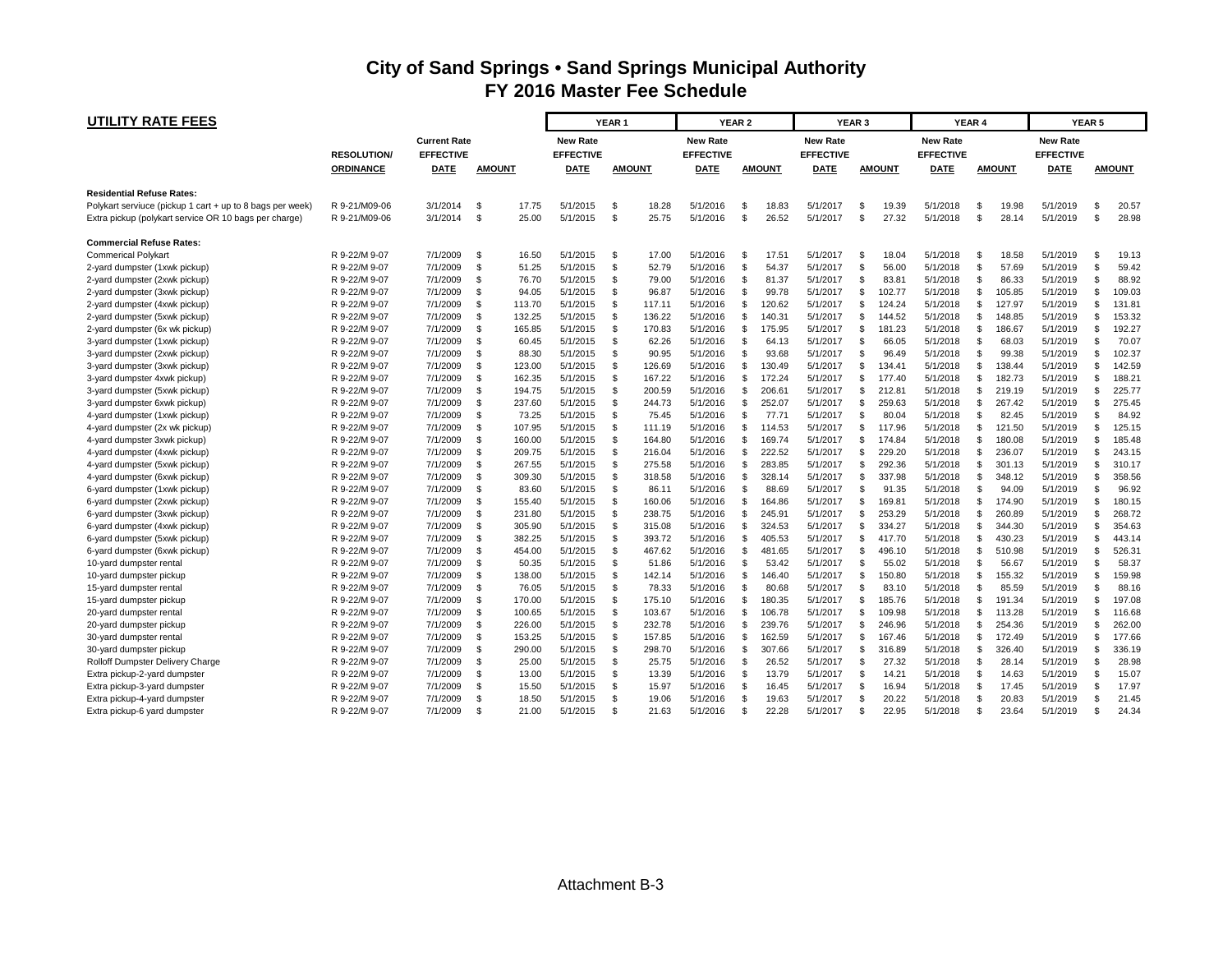# City of Sand Springs • Sand Springs Municipal Authority
## FY 2016 Master Fee Schedule

| UTILITY RATE FEES | | | | YEAR 1 | | YEAR 2 | | YEAR 3 | | YEAR 4 | | YEAR 5 | |
|---|---|---|---|---|---|---|---|---|---|---|---|---|---|
| | RESOLUTION/ ORDINANCE | Current Rate EFFECTIVE DATE | AMOUNT | New Rate EFFECTIVE DATE | AMOUNT | New Rate EFFECTIVE DATE | AMOUNT | New Rate EFFECTIVE DATE | AMOUNT | New Rate EFFECTIVE DATE | AMOUNT | New Rate EFFECTIVE DATE | AMOUNT |
| **Residential Refuse Rates:** | | | | | | | | | | | | | |
| Polykart serviuce (pickup 1 cart + up to 8 bags per week) | R 9-21/M09-06 | 3/1/2014 | $ 17.75 | 5/1/2015 | $ 18.28 | 5/1/2016 | $ 18.83 | 5/1/2017 | $ 19.39 | 5/1/2018 | $ 19.98 | 5/1/2019 | $ 20.57 |
| Extra pickup (polykart service OR 10 bags per charge) | R 9-21/M09-06 | 3/1/2014 | $ 25.00 | 5/1/2015 | $ 25.75 | 5/1/2016 | $ 26.52 | 5/1/2017 | $ 27.32 | 5/1/2018 | $ 28.14 | 5/1/2019 | $ 28.98 |
| **Commercial Refuse Rates:** | | | | | | | | | | | | | |
| Commerical Polykart | R 9-22/M 9-07 | 7/1/2009 | $ 16.50 | 5/1/2015 | $ 17.00 | 5/1/2016 | $ 17.51 | 5/1/2017 | $ 18.04 | 5/1/2018 | $ 18.58 | 5/1/2019 | $ 19.13 |
| 2-yard dumpster (1xwk pickup) | R 9-22/M 9-07 | 7/1/2009 | $ 51.25 | 5/1/2015 | $ 52.79 | 5/1/2016 | $ 54.37 | 5/1/2017 | $ 56.00 | 5/1/2018 | $ 57.69 | 5/1/2019 | $ 59.42 |
| 2-yard dumpster (2xwk pickup) | R 9-22/M 9-07 | 7/1/2009 | $ 76.70 | 5/1/2015 | $ 79.00 | 5/1/2016 | $ 81.37 | 5/1/2017 | $ 83.81 | 5/1/2018 | $ 86.33 | 5/1/2019 | $ 88.92 |
| 2-yard dumpster (3xwk pickup) | R 9-22/M 9-07 | 7/1/2009 | $ 94.05 | 5/1/2015 | $ 96.87 | 5/1/2016 | $ 99.78 | 5/1/2017 | $ 102.77 | 5/1/2018 | $ 105.85 | 5/1/2019 | $ 109.03 |
| 2-yard dumpster (4xwk pickup) | R 9-22/M 9-07 | 7/1/2009 | $ 113.70 | 5/1/2015 | $ 117.11 | 5/1/2016 | $ 120.62 | 5/1/2017 | $ 124.24 | 5/1/2018 | $ 127.97 | 5/1/2019 | $ 131.81 |
| 2-yard dumpster (5xwk pickup) | R 9-22/M 9-07 | 7/1/2009 | $ 132.25 | 5/1/2015 | $ 136.22 | 5/1/2016 | $ 140.31 | 5/1/2017 | $ 144.52 | 5/1/2018 | $ 148.85 | 5/1/2019 | $ 153.32 |
| 2-yard dumpster (6x wk pickup) | R 9-22/M 9-07 | 7/1/2009 | $ 165.85 | 5/1/2015 | $ 170.83 | 5/1/2016 | $ 175.95 | 5/1/2017 | $ 181.23 | 5/1/2018 | $ 186.67 | 5/1/2019 | $ 192.27 |
| 3-yard dumpster (1xwk pickup) | R 9-22/M 9-07 | 7/1/2009 | $ 60.45 | 5/1/2015 | $ 62.26 | 5/1/2016 | $ 64.13 | 5/1/2017 | $ 66.05 | 5/1/2018 | $ 68.03 | 5/1/2019 | $ 70.07 |
| 3-yard dumpster (2xwk pickup) | R 9-22/M 9-07 | 7/1/2009 | $ 88.30 | 5/1/2015 | $ 90.95 | 5/1/2016 | $ 93.68 | 5/1/2017 | $ 96.49 | 5/1/2018 | $ 99.38 | 5/1/2019 | $ 102.37 |
| 3-yard dumpster (3xwk pickup) | R 9-22/M 9-07 | 7/1/2009 | $ 123.00 | 5/1/2015 | $ 126.69 | 5/1/2016 | $ 130.49 | 5/1/2017 | $ 134.41 | 5/1/2018 | $ 138.44 | 5/1/2019 | $ 142.59 |
| 3-yard dumpster 4xwk pickup) | R 9-22/M 9-07 | 7/1/2009 | $ 162.35 | 5/1/2015 | $ 167.22 | 5/1/2016 | $ 172.24 | 5/1/2017 | $ 177.40 | 5/1/2018 | $ 182.73 | 5/1/2019 | $ 188.21 |
| 3-yard dumpster (5xwk pickup) | R 9-22/M 9-07 | 7/1/2009 | $ 194.75 | 5/1/2015 | $ 200.59 | 5/1/2016 | $ 206.61 | 5/1/2017 | $ 212.81 | 5/1/2018 | $ 219.19 | 5/1/2019 | $ 225.77 |
| 3-yard dumpster 6xwk pickup) | R 9-22/M 9-07 | 7/1/2009 | $ 237.60 | 5/1/2015 | $ 244.73 | 5/1/2016 | $ 252.07 | 5/1/2017 | $ 259.63 | 5/1/2018 | $ 267.42 | 5/1/2019 | $ 275.45 |
| 4-yard dumpster (1xwk pickup) | R 9-22/M 9-07 | 7/1/2009 | $ 73.25 | 5/1/2015 | $ 75.45 | 5/1/2016 | $ 77.71 | 5/1/2017 | $ 80.04 | 5/1/2018 | $ 82.45 | 5/1/2019 | $ 84.92 |
| 4-yard dumpster (2x wk pickup) | R 9-22/M 9-07 | 7/1/2009 | $ 107.95 | 5/1/2015 | $ 111.19 | 5/1/2016 | $ 114.53 | 5/1/2017 | $ 117.96 | 5/1/2018 | $ 121.50 | 5/1/2019 | $ 125.15 |
| 4-yard dumpster 3xwk pickup) | R 9-22/M 9-07 | 7/1/2009 | $ 160.00 | 5/1/2015 | $ 164.80 | 5/1/2016 | $ 169.74 | 5/1/2017 | $ 174.84 | 5/1/2018 | $ 180.08 | 5/1/2019 | $ 185.48 |
| 4-yard dumpster (4xwk pickup) | R 9-22/M 9-07 | 7/1/2009 | $ 209.75 | 5/1/2015 | $ 216.04 | 5/1/2016 | $ 222.52 | 5/1/2017 | $ 229.20 | 5/1/2018 | $ 236.07 | 5/1/2019 | $ 243.15 |
| 4-yard dumpster (5xwk pickup) | R 9-22/M 9-07 | 7/1/2009 | $ 267.55 | 5/1/2015 | $ 275.58 | 5/1/2016 | $ 283.85 | 5/1/2017 | $ 292.36 | 5/1/2018 | $ 301.13 | 5/1/2019 | $ 310.17 |
| 4-yard dumpster (6xwk pickup) | R 9-22/M 9-07 | 7/1/2009 | $ 309.30 | 5/1/2015 | $ 318.58 | 5/1/2016 | $ 328.14 | 5/1/2017 | $ 337.98 | 5/1/2018 | $ 348.12 | 5/1/2019 | $ 358.56 |
| 6-yard dumpster (1xwk pickup) | R 9-22/M 9-07 | 7/1/2009 | $ 83.60 | 5/1/2015 | $ 86.11 | 5/1/2016 | $ 88.69 | 5/1/2017 | $ 91.35 | 5/1/2018 | $ 94.09 | 5/1/2019 | $ 96.92 |
| 6-yard dumpster (2xwk pickup) | R 9-22/M 9-07 | 7/1/2009 | $ 155.40 | 5/1/2015 | $ 160.06 | 5/1/2016 | $ 164.86 | 5/1/2017 | $ 169.81 | 5/1/2018 | $ 174.90 | 5/1/2019 | $ 180.15 |
| 6-yard dumpster (3xwk pickup) | R 9-22/M 9-07 | 7/1/2009 | $ 231.80 | 5/1/2015 | $ 238.75 | 5/1/2016 | $ 245.91 | 5/1/2017 | $ 253.29 | 5/1/2018 | $ 260.89 | 5/1/2019 | $ 268.72 |
| 6-yard dumpster (4xwk pickup) | R 9-22/M 9-07 | 7/1/2009 | $ 305.90 | 5/1/2015 | $ 315.08 | 5/1/2016 | $ 324.53 | 5/1/2017 | $ 334.27 | 5/1/2018 | $ 344.30 | 5/1/2019 | $ 354.63 |
| 6-yard dumpster (5xwk pickup) | R 9-22/M 9-07 | 7/1/2009 | $ 382.25 | 5/1/2015 | $ 393.72 | 5/1/2016 | $ 405.53 | 5/1/2017 | $ 417.70 | 5/1/2018 | $ 430.23 | 5/1/2019 | $ 443.14 |
| 6-yard dumpster (6xwk pickup) | R 9-22/M 9-07 | 7/1/2009 | $ 454.00 | 5/1/2015 | $ 467.62 | 5/1/2016 | $ 481.65 | 5/1/2017 | $ 496.10 | 5/1/2018 | $ 510.98 | 5/1/2019 | $ 526.31 |
| 10-yard dumpster rental | R 9-22/M 9-07 | 7/1/2009 | $ 50.35 | 5/1/2015 | $ 51.86 | 5/1/2016 | $ 53.42 | 5/1/2017 | $ 55.02 | 5/1/2018 | $ 56.67 | 5/1/2019 | $ 58.37 |
| 10-yard dumpster pickup | R 9-22/M 9-07 | 7/1/2009 | $ 138.00 | 5/1/2015 | $ 142.14 | 5/1/2016 | $ 146.40 | 5/1/2017 | $ 150.80 | 5/1/2018 | $ 155.32 | 5/1/2019 | $ 159.98 |
| 15-yard dumpster rental | R 9-22/M 9-07 | 7/1/2009 | $ 76.05 | 5/1/2015 | $ 78.33 | 5/1/2016 | $ 80.68 | 5/1/2017 | $ 83.10 | 5/1/2018 | $ 85.59 | 5/1/2019 | $ 88.16 |
| 15-yard dumpster pickup | R 9-22/M 9-07 | 7/1/2009 | $ 170.00 | 5/1/2015 | $ 175.10 | 5/1/2016 | $ 180.35 | 5/1/2017 | $ 185.76 | 5/1/2018 | $ 191.34 | 5/1/2019 | $ 197.08 |
| 20-yard dumpster rental | R 9-22/M 9-07 | 7/1/2009 | $ 100.65 | 5/1/2015 | $ 103.67 | 5/1/2016 | $ 106.78 | 5/1/2017 | $ 109.98 | 5/1/2018 | $ 113.28 | 5/1/2019 | $ 116.68 |
| 20-yard dumpster pickup | R 9-22/M 9-07 | 7/1/2009 | $ 226.00 | 5/1/2015 | $ 232.78 | 5/1/2016 | $ 239.76 | 5/1/2017 | $ 246.96 | 5/1/2018 | $ 254.36 | 5/1/2019 | $ 262.00 |
| 30-yard dumpster rental | R 9-22/M 9-07 | 7/1/2009 | $ 153.25 | 5/1/2015 | $ 157.85 | 5/1/2016 | $ 162.59 | 5/1/2017 | $ 167.46 | 5/1/2018 | $ 172.49 | 5/1/2019 | $ 177.66 |
| 30-yard dumpster pickup | R 9-22/M 9-07 | 7/1/2009 | $ 290.00 | 5/1/2015 | $ 298.70 | 5/1/2016 | $ 307.66 | 5/1/2017 | $ 316.89 | 5/1/2018 | $ 326.40 | 5/1/2019 | $ 336.19 |
| Rolloff Dumpster Delivery Charge | R 9-22/M 9-07 | 7/1/2009 | $ 25.00 | 5/1/2015 | $ 25.75 | 5/1/2016 | $ 26.52 | 5/1/2017 | $ 27.32 | 5/1/2018 | $ 28.14 | 5/1/2019 | $ 28.98 |
| Extra pickup-2-yard dumpster | R 9-22/M 9-07 | 7/1/2009 | $ 13.00 | 5/1/2015 | $ 13.39 | 5/1/2016 | $ 13.79 | 5/1/2017 | $ 14.21 | 5/1/2018 | $ 14.63 | 5/1/2019 | $ 15.07 |
| Extra pickup-3-yard dumpster | R 9-22/M 9-07 | 7/1/2009 | $ 15.50 | 5/1/2015 | $ 15.97 | 5/1/2016 | $ 16.45 | 5/1/2017 | $ 16.94 | 5/1/2018 | $ 17.45 | 5/1/2019 | $ 17.97 |
| Extra pickup-4-yard dumpster | R 9-22/M 9-07 | 7/1/2009 | $ 18.50 | 5/1/2015 | $ 19.06 | 5/1/2016 | $ 19.63 | 5/1/2017 | $ 20.22 | 5/1/2018 | $ 20.83 | 5/1/2019 | $ 21.45 |
| Extra pickup-6 yard dumpster | R 9-22/M 9-07 | 7/1/2009 | $ 21.00 | 5/1/2015 | $ 21.63 | 5/1/2016 | $ 22.28 | 5/1/2017 | $ 22.95 | 5/1/2018 | $ 23.64 | 5/1/2019 | $ 24.34 |

Attachment B-3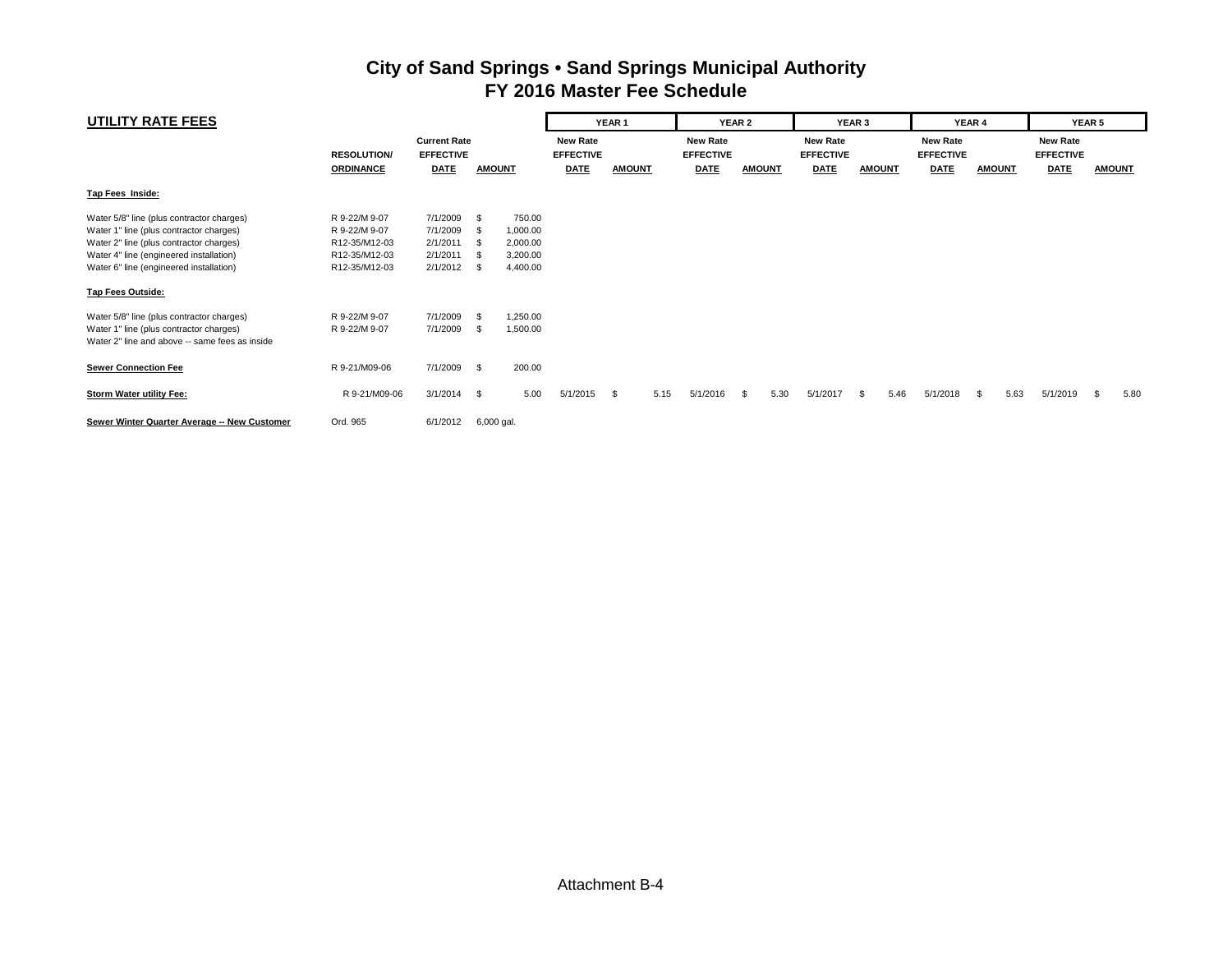# City of Sand Springs • Sand Springs Municipal Authority
## FY 2016 Master Fee Schedule

| UTILITY RATE FEES | RESOLUTION/ ORDINANCE | Current Rate EFFECTIVE DATE | AMOUNT | YEAR 1 New Rate EFFECTIVE DATE | YEAR 1 AMOUNT | YEAR 2 New Rate EFFECTIVE DATE | YEAR 2 AMOUNT | YEAR 3 New Rate EFFECTIVE DATE | YEAR 3 AMOUNT | YEAR 4 New Rate EFFECTIVE DATE | YEAR 4 AMOUNT | YEAR 5 New Rate EFFECTIVE DATE | YEAR 5 AMOUNT |
|---|---|---|---|---|---|---|---|---|---|---|---|---|---|
| **Tap Fees Inside:** | | | | | | | | | | | | | |
| Water 5/8" line (plus contractor charges) | R 9-22/M 9-07 | 7/1/2009 | $ 750.00 | | | | | | | | | | |
| Water 1" line (plus contractor charges) | R 9-22/M 9-07 | 7/1/2009 | $ 1,000.00 | | | | | | | | | | |
| Water 2" line (plus contractor charges) | R12-35/M12-03 | 2/1/2011 | $ 2,000.00 | | | | | | | | | | |
| Water 4" line (engineered installation) | R12-35/M12-03 | 2/1/2011 | $ 3,200.00 | | | | | | | | | | |
| Water 6" line (engineered installation) | R12-35/M12-03 | 2/1/2012 | $ 4,400.00 | | | | | | | | | | |
| **Tap Fees Outside:** | | | | | | | | | | | | | |
| Water 5/8" line (plus contractor charges) | R 9-22/M 9-07 | 7/1/2009 | $ 1,250.00 | | | | | | | | | | |
| Water 1" line (plus contractor charges) | R 9-22/M 9-07 | 7/1/2009 | $ 1,500.00 | | | | | | | | | | |
| Water 2" line and above -- same fees as inside | | | | | | | | | | | | | |
| **Sewer Connection Fee** | R 9-21/M09-06 | 7/1/2009 | $ 200.00 | | | | | | | | | | |
| **Storm Water utility Fee:** | R 9-21/M09-06 | 3/1/2014 | $ 5.00 | 5/1/2015 | $ 5.15 | 5/1/2016 | $ 5.30 | 5/1/2017 | $ 5.46 | 5/1/2018 | $ 5.63 | 5/1/2019 | $ 5.80 |
| **Sewer Winter Quarter Average -- New Customer** | Ord. 965 | 6/1/2012 | 6,000 gal. | | | | | | | | | | |

Attachment B-4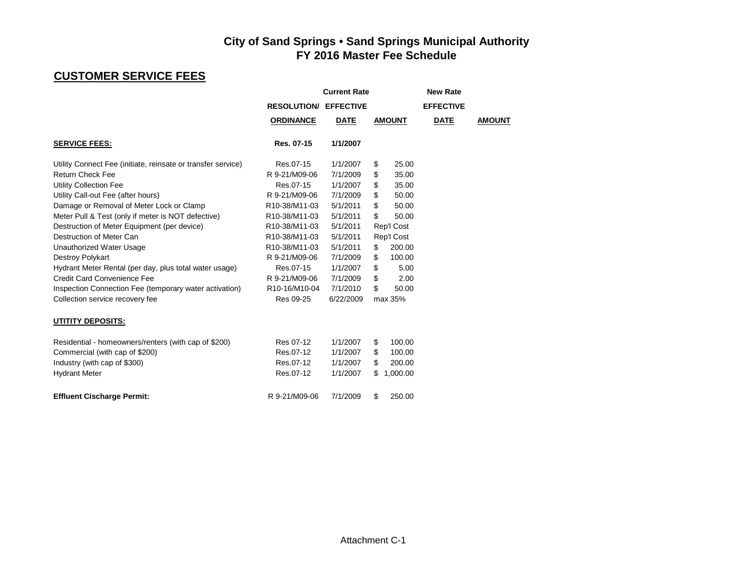# City of Sand Springs • Sand Springs Municipal Authority
## FY 2016 Master Fee Schedule

## CUSTOMER SERVICE FEES

| | Current Rate | | | New Rate | |
|---|---|---|---|---|---|
| | RESOLUTION/ ORDINANCE | EFFECTIVE DATE | AMOUNT | EFFECTIVE DATE | AMOUNT |
| **SERVICE FEES:** | **Res. 07-15** | **1/1/2007** | | | |
| Utility Connect Fee (initiate, reinsate or transfer service) | Res.07-15 | 1/1/2007 | $ 25.00 | | |
| Return Check Fee | R 9-21/M09-06 | 7/1/2009 | $ 35.00 | | |
| Utility Collection Fee | Res.07-15 | 1/1/2007 | $ 35.00 | | |
| Utility Call-out Fee (after hours) | R 9-21/M09-06 | 7/1/2009 | $ 50.00 | | |
| Damage or Removal of Meter Lock or Clamp | R10-38/M11-03 | 5/1/2011 | $ 50.00 | | |
| Meter Pull & Test (only if meter is NOT defective) | R10-38/M11-03 | 5/1/2011 | $ 50.00 | | |
| Destruction of Meter Equipment (per device) | R10-38/M11-03 | 5/1/2011 | Rep'l Cost | | |
| Destruction of Meter Can | R10-38/M11-03 | 5/1/2011 | Rep'l Cost | | |
| Unauthorized Water Usage | R10-38/M11-03 | 5/1/2011 | $ 200.00 | | |
| Destroy Polykart | R 9-21/M09-06 | 7/1/2009 | $ 100.00 | | |
| Hydrant Meter Rental (per day, plus total water usage) | Res.07-15 | 1/1/2007 | $ 5.00 | | |
| Credit Card Convenience Fee | R 9-21/M09-06 | 7/1/2009 | $ 2.00 | | |
| Inspection Connection Fee (temporary water activation) | R10-16/M10-04 | 7/1/2010 | $ 50.00 | | |
| Collection service recovery fee | Res 09-25 | 6/22/2009 | max 35% | | |
| **UTITITY DEPOSITS:** | | | | | |
| Residential - homeowners/renters (with cap of $200) | Res 07-12 | 1/1/2007 | $ 100.00 | | |
| Commercial (with cap of $200) | Res.07-12 | 1/1/2007 | $ 100.00 | | |
| Industry (with cap of $300) | Res.07-12 | 1/1/2007 | $ 200.00 | | |
| Hydrant Meter | Res.07-12 | 1/1/2007 | $ 1,000.00 | | |
| **Effluent Cischarge Permit:** | R 9-21/M09-06 | 7/1/2009 | $ 250.00 | | |

Attachment C-1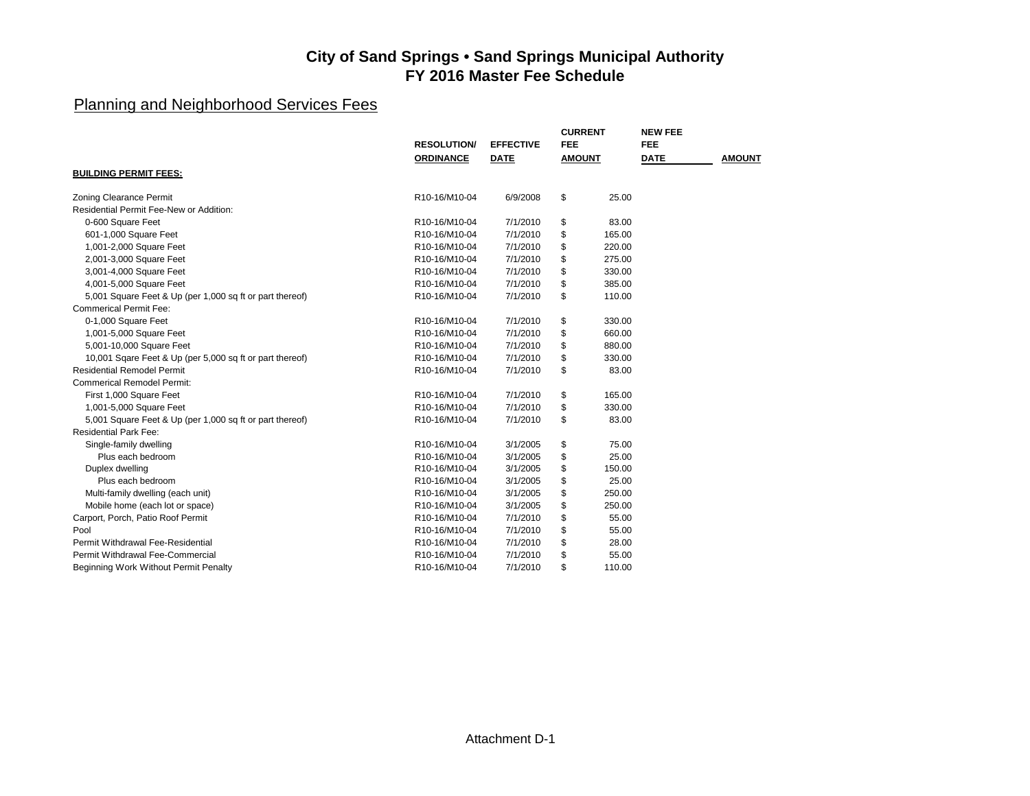# City of Sand Springs • Sand Springs Municipal Authority
## FY 2016 Master Fee Schedule

## Planning and Neighborhood Services Fees

| | RESOLUTION/ ORDINANCE | EFFECTIVE DATE | CURRENT FEE AMOUNT | NEW FEE DATE | NEW FEE AMOUNT |
|---|---|---|---|---|---|
| **BUILDING PERMIT FEES:** | | | | | |
| Zoning Clearance Permit | R10-16/M10-04 | 6/9/2008 | $ 25.00 | | |
| Residential Permit Fee-New or Addition: | | | | | |
| 0-600 Square Feet | R10-16/M10-04 | 7/1/2010 | $ 83.00 | | |
| 601-1,000 Square Feet | R10-16/M10-04 | 7/1/2010 | $ 165.00 | | |
| 1,001-2,000 Square Feet | R10-16/M10-04 | 7/1/2010 | $ 220.00 | | |
| 2,001-3,000 Square Feet | R10-16/M10-04 | 7/1/2010 | $ 275.00 | | |
| 3,001-4,000 Square Feet | R10-16/M10-04 | 7/1/2010 | $ 330.00 | | |
| 4,001-5,000 Square Feet | R10-16/M10-04 | 7/1/2010 | $ 385.00 | | |
| 5,001 Square Feet & Up (per 1,000 sq ft or part thereof) | R10-16/M10-04 | 7/1/2010 | $ 110.00 | | |
| Commerical Permit Fee: | | | | | |
| 0-1,000 Square Feet | R10-16/M10-04 | 7/1/2010 | $ 330.00 | | |
| 1,001-5,000 Square Feet | R10-16/M10-04 | 7/1/2010 | $ 660.00 | | |
| 5,001-10,000 Square Feet | R10-16/M10-04 | 7/1/2010 | $ 880.00 | | |
| 10,001 Sqare Feet & Up (per 5,000 sq ft or part thereof) | R10-16/M10-04 | 7/1/2010 | $ 330.00 | | |
| Residential Remodel Permit | R10-16/M10-04 | 7/1/2010 | $ 83.00 | | |
| Commerical Remodel Permit: | | | | | |
| First 1,000 Square Feet | R10-16/M10-04 | 7/1/2010 | $ 165.00 | | |
| 1,001-5,000 Square Feet | R10-16/M10-04 | 7/1/2010 | $ 330.00 | | |
| 5,001 Square Feet & Up (per 1,000 sq ft or part thereof) | R10-16/M10-04 | 7/1/2010 | $ 83.00 | | |
| Residential Park Fee: | | | | | |
| Single-family dwelling | R10-16/M10-04 | 3/1/2005 | $ 75.00 | | |
| Plus each bedroom | R10-16/M10-04 | 3/1/2005 | $ 25.00 | | |
| Duplex dwelling | R10-16/M10-04 | 3/1/2005 | $ 150.00 | | |
| Plus each bedroom | R10-16/M10-04 | 3/1/2005 | $ 25.00 | | |
| Multi-family dwelling (each unit) | R10-16/M10-04 | 3/1/2005 | $ 250.00 | | |
| Mobile home (each lot or space) | R10-16/M10-04 | 3/1/2005 | $ 250.00 | | |
| Carport, Porch, Patio Roof Permit | R10-16/M10-04 | 7/1/2010 | $ 55.00 | | |
| Pool | R10-16/M10-04 | 7/1/2010 | $ 55.00 | | |
| Permit Withdrawal Fee-Residential | R10-16/M10-04 | 7/1/2010 | $ 28.00 | | |
| Permit Withdrawal Fee-Commercial | R10-16/M10-04 | 7/1/2010 | $ 55.00 | | |
| Beginning Work Without Permit Penalty | R10-16/M10-04 | 7/1/2010 | $ 110.00 | | |

Attachment D-1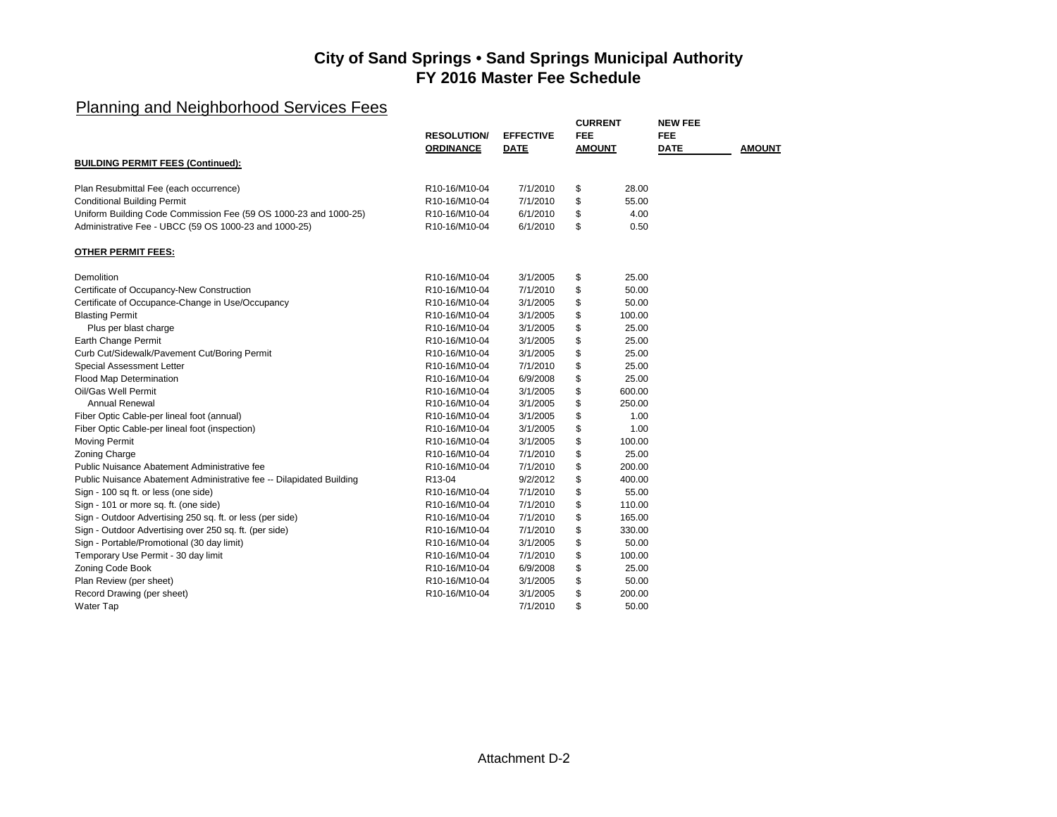# City of Sand Springs • Sand Springs Municipal Authority
# FY 2016 Master Fee Schedule

## Planning and Neighborhood Services Fees

| | RESOLUTION/ ORDINANCE | EFFECTIVE DATE | CURRENT FEE AMOUNT | NEW FEE DATE | AMOUNT |
|---|---|---|---|---|---|
| **BUILDING PERMIT FEES (Continued):** | | | | | |
| Plan Resubmittal Fee (each occurrence) | R10-16/M10-04 | 7/1/2010 | $ 28.00 | | |
| Conditional Building Permit | R10-16/M10-04 | 7/1/2010 | $ 55.00 | | |
| Uniform Building Code Commission Fee (59 OS 1000-23 and 1000-25) | R10-16/M10-04 | 6/1/2010 | $ 4.00 | | |
| Administrative Fee - UBCC (59 OS 1000-23 and 1000-25) | R10-16/M10-04 | 6/1/2010 | $ 0.50 | | |
| **OTHER PERMIT FEES:** | | | | | |
| Demolition | R10-16/M10-04 | 3/1/2005 | $ 25.00 | | |
| Certificate of Occupancy-New Construction | R10-16/M10-04 | 7/1/2010 | $ 50.00 | | |
| Certificate of Occupance-Change in Use/Occupancy | R10-16/M10-04 | 3/1/2005 | $ 50.00 | | |
| Blasting Permit | R10-16/M10-04 | 3/1/2005 | $ 100.00 | | |
| Plus per blast charge | R10-16/M10-04 | 3/1/2005 | $ 25.00 | | |
| Earth Change Permit | R10-16/M10-04 | 3/1/2005 | $ 25.00 | | |
| Curb Cut/Sidewalk/Pavement Cut/Boring Permit | R10-16/M10-04 | 3/1/2005 | $ 25.00 | | |
| Special Assessment Letter | R10-16/M10-04 | 7/1/2010 | $ 25.00 | | |
| Flood Map Determination | R10-16/M10-04 | 6/9/2008 | $ 25.00 | | |
| Oil/Gas Well Permit | R10-16/M10-04 | 3/1/2005 | $ 600.00 | | |
| Annual Renewal | R10-16/M10-04 | 3/1/2005 | $ 250.00 | | |
| Fiber Optic Cable-per lineal foot (annual) | R10-16/M10-04 | 3/1/2005 | $ 1.00 | | |
| Fiber Optic Cable-per lineal foot (inspection) | R10-16/M10-04 | 3/1/2005 | $ 1.00 | | |
| Moving Permit | R10-16/M10-04 | 3/1/2005 | $ 100.00 | | |
| Zoning Charge | R10-16/M10-04 | 7/1/2010 | $ 25.00 | | |
| Public Nuisance Abatement Administrative fee | R10-16/M10-04 | 7/1/2010 | $ 200.00 | | |
| Public Nuisance Abatement Administrative fee -- Dilapidated Building | R13-04 | 9/2/2012 | $ 400.00 | | |
| Sign - 100 sq ft. or less (one side) | R10-16/M10-04 | 7/1/2010 | $ 55.00 | | |
| Sign - 101 or more sq. ft. (one side) | R10-16/M10-04 | 7/1/2010 | $ 110.00 | | |
| Sign - Outdoor Advertising 250 sq. ft. or less (per side) | R10-16/M10-04 | 7/1/2010 | $ 165.00 | | |
| Sign - Outdoor Advertising over 250 sq. ft. (per side) | R10-16/M10-04 | 7/1/2010 | $ 330.00 | | |
| Sign - Portable/Promotional (30 day limit) | R10-16/M10-04 | 3/1/2005 | $ 50.00 | | |
| Temporary Use Permit - 30 day limit | R10-16/M10-04 | 7/1/2010 | $ 100.00 | | |
| Zoning Code Book | R10-16/M10-04 | 6/9/2008 | $ 25.00 | | |
| Plan Review (per sheet) | R10-16/M10-04 | 3/1/2005 | $ 50.00 | | |
| Record Drawing (per sheet) | R10-16/M10-04 | 3/1/2005 | $ 200.00 | | |
| Water Tap | | 7/1/2010 | $ 50.00 | | |

Attachment D-2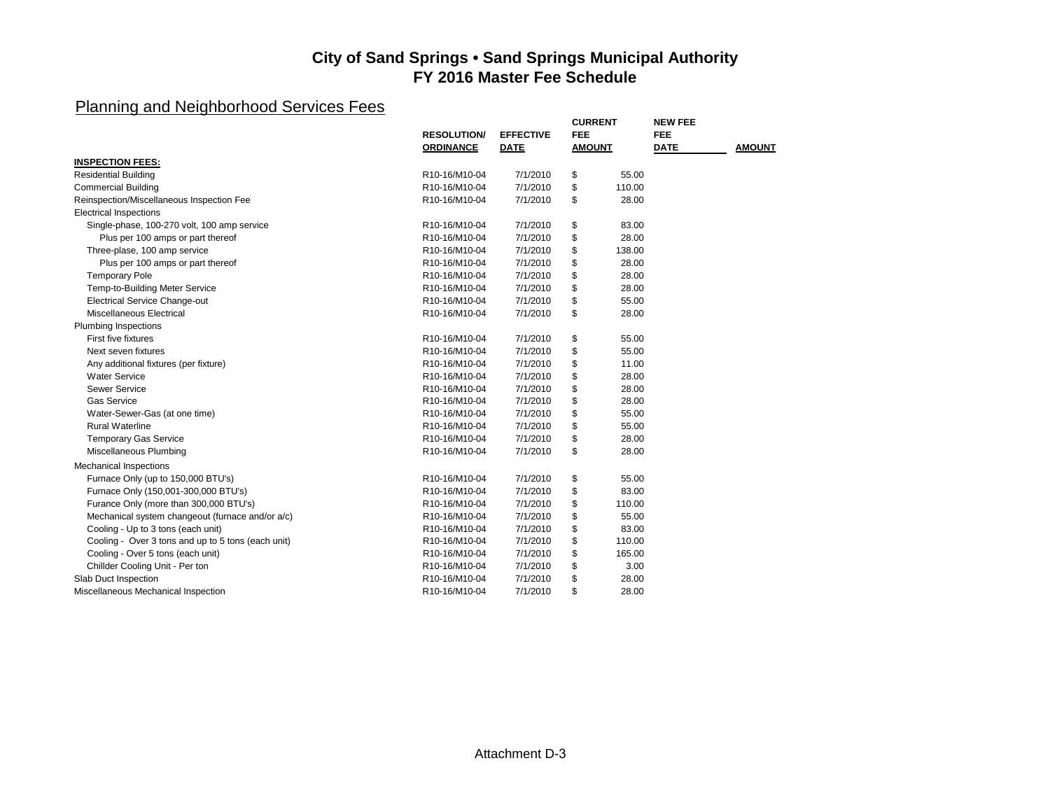# City of Sand Springs • Sand Springs Municipal Authority
# FY 2016 Master Fee Schedule

## Planning and Neighborhood Services Fees

| | RESOLUTION/ ORDINANCE | EFFECTIVE DATE | CURRENT FEE AMOUNT | NEW FEE DATE | AMOUNT |
|---|---|---|---|---|---|
| **INSPECTION FEES:** | | | | | |
| Residential Building | R10-16/M10-04 | 7/1/2010 | $ 55.00 | | |
| Commercial Building | R10-16/M10-04 | 7/1/2010 | $ 110.00 | | |
| Reinspection/Miscellaneous Inspection Fee | R10-16/M10-04 | 7/1/2010 | $ 28.00 | | |
| Electrical Inspections | | | | | |
| Single-phase, 100-270 volt, 100 amp service | R10-16/M10-04 | 7/1/2010 | $ 83.00 | | |
| Plus per 100 amps or part thereof | R10-16/M10-04 | 7/1/2010 | $ 28.00 | | |
| Three-plase, 100 amp service | R10-16/M10-04 | 7/1/2010 | $ 138.00 | | |
| Plus per 100 amps or part thereof | R10-16/M10-04 | 7/1/2010 | $ 28.00 | | |
| Temporary Pole | R10-16/M10-04 | 7/1/2010 | $ 28.00 | | |
| Temp-to-Building Meter Service | R10-16/M10-04 | 7/1/2010 | $ 28.00 | | |
| Electrical Service Change-out | R10-16/M10-04 | 7/1/2010 | $ 55.00 | | |
| Miscellaneous Electrical | R10-16/M10-04 | 7/1/2010 | $ 28.00 | | |
| Plumbing Inspections | | | | | |
| First five fixtures | R10-16/M10-04 | 7/1/2010 | $ 55.00 | | |
| Next seven fixtures | R10-16/M10-04 | 7/1/2010 | $ 55.00 | | |
| Any additional fixtures (per fixture) | R10-16/M10-04 | 7/1/2010 | $ 11.00 | | |
| Water Service | R10-16/M10-04 | 7/1/2010 | $ 28.00 | | |
| Sewer Service | R10-16/M10-04 | 7/1/2010 | $ 28.00 | | |
| Gas Service | R10-16/M10-04 | 7/1/2010 | $ 28.00 | | |
| Water-Sewer-Gas (at one time) | R10-16/M10-04 | 7/1/2010 | $ 55.00 | | |
| Rural Waterline | R10-16/M10-04 | 7/1/2010 | $ 55.00 | | |
| Temporary Gas Service | R10-16/M10-04 | 7/1/2010 | $ 28.00 | | |
| Miscellaneous Plumbing | R10-16/M10-04 | 7/1/2010 | $ 28.00 | | |
| Mechanical Inspections | | | | | |
| Furnace Only (up to 150,000 BTU's) | R10-16/M10-04 | 7/1/2010 | $ 55.00 | | |
| Furnace Only (150,001-300,000 BTU's) | R10-16/M10-04 | 7/1/2010 | $ 83.00 | | |
| Furance Only (more than 300,000 BTU's) | R10-16/M10-04 | 7/1/2010 | $ 110.00 | | |
| Mechanical system changeout (furnace and/or a/c) | R10-16/M10-04 | 7/1/2010 | $ 55.00 | | |
| Cooling - Up to 3 tons (each unit) | R10-16/M10-04 | 7/1/2010 | $ 83.00 | | |
| Cooling - Over 3 tons and up to 5 tons (each unit) | R10-16/M10-04 | 7/1/2010 | $ 110.00 | | |
| Cooling - Over 5 tons (each unit) | R10-16/M10-04 | 7/1/2010 | $ 165.00 | | |
| Chillder Cooling Unit - Per ton | R10-16/M10-04 | 7/1/2010 | $ 3.00 | | |
| Slab Duct Inspection | R10-16/M10-04 | 7/1/2010 | $ 28.00 | | |
| Miscellaneous Mechanical Inspection | R10-16/M10-04 | 7/1/2010 | $ 28.00 | | |

Attachment D-3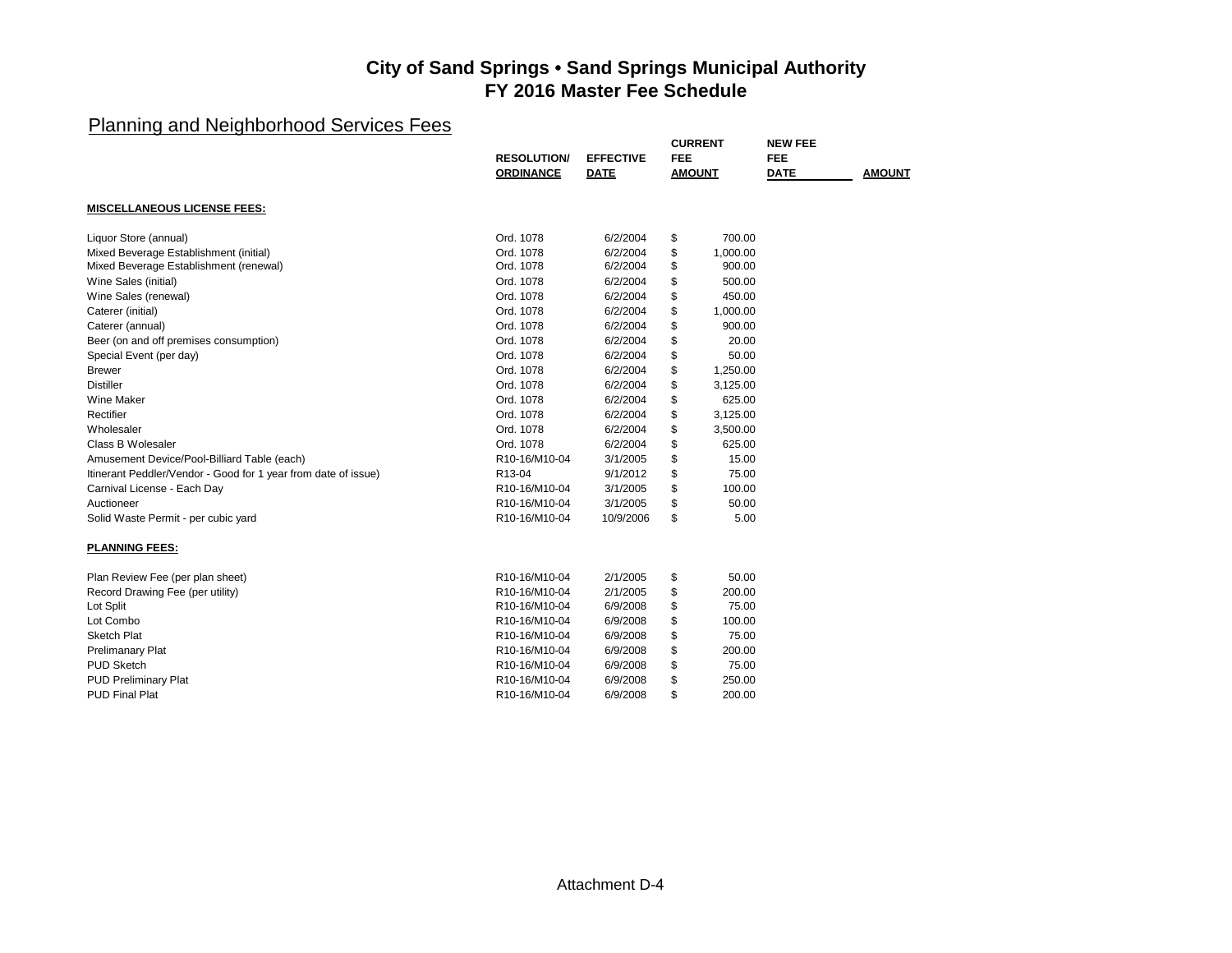# City of Sand Springs • Sand Springs Municipal Authority
# FY 2016 Master Fee Schedule

## Planning and Neighborhood Services Fees

| | RESOLUTION/ ORDINANCE | EFFECTIVE DATE | CURRENT FEE AMOUNT | NEW FEE DATE | AMOUNT |
|---|---|---|---|---|---|
| **MISCELLANEOUS LICENSE FEES:** | | | | | |
| Liquor Store (annual) | Ord. 1078 | 6/2/2004 | $ 700.00 | | |
| Mixed Beverage Establishment (initial) | Ord. 1078 | 6/2/2004 | $ 1,000.00 | | |
| Mixed Beverage Establishment (renewal) | Ord. 1078 | 6/2/2004 | $ 900.00 | | |
| Wine Sales (initial) | Ord. 1078 | 6/2/2004 | $ 500.00 | | |
| Wine Sales (renewal) | Ord. 1078 | 6/2/2004 | $ 450.00 | | |
| Caterer (initial) | Ord. 1078 | 6/2/2004 | $ 1,000.00 | | |
| Caterer (annual) | Ord. 1078 | 6/2/2004 | $ 900.00 | | |
| Beer (on and off premises consumption) | Ord. 1078 | 6/2/2004 | $ 20.00 | | |
| Special Event (per day) | Ord. 1078 | 6/2/2004 | $ 50.00 | | |
| Brewer | Ord. 1078 | 6/2/2004 | $ 1,250.00 | | |
| Distiller | Ord. 1078 | 6/2/2004 | $ 3,125.00 | | |
| Wine Maker | Ord. 1078 | 6/2/2004 | $ 625.00 | | |
| Rectifier | Ord. 1078 | 6/2/2004 | $ 3,125.00 | | |
| Wholesaler | Ord. 1078 | 6/2/2004 | $ 3,500.00 | | |
| Class B Wolesaler | Ord. 1078 | 6/2/2004 | $ 625.00 | | |
| Amusement Device/Pool-Billiard Table (each) | R10-16/M10-04 | 3/1/2005 | $ 15.00 | | |
| Itinerant Peddler/Vendor - Good for 1 year from date of issue) | R13-04 | 9/1/2012 | $ 75.00 | | |
| Carnival License - Each Day | R10-16/M10-04 | 3/1/2005 | $ 100.00 | | |
| Auctioneer | R10-16/M10-04 | 3/1/2005 | $ 50.00 | | |
| Solid Waste Permit - per cubic yard | R10-16/M10-04 | 10/9/2006 | $ 5.00 | | |
| **PLANNING FEES:** | | | | | |
| Plan Review Fee (per plan sheet) | R10-16/M10-04 | 2/1/2005 | $ 50.00 | | |
| Record Drawing Fee (per utility) | R10-16/M10-04 | 2/1/2005 | $ 200.00 | | |
| Lot Split | R10-16/M10-04 | 6/9/2008 | $ 75.00 | | |
| Lot Combo | R10-16/M10-04 | 6/9/2008 | $ 100.00 | | |
| Sketch Plat | R10-16/M10-04 | 6/9/2008 | $ 75.00 | | |
| Prelimanary Plat | R10-16/M10-04 | 6/9/2008 | $ 200.00 | | |
| PUD Sketch | R10-16/M10-04 | 6/9/2008 | $ 75.00 | | |
| PUD Preliminary Plat | R10-16/M10-04 | 6/9/2008 | $ 250.00 | | |
| PUD Final Plat | R10-16/M10-04 | 6/9/2008 | $ 200.00 | | |

Attachment D-4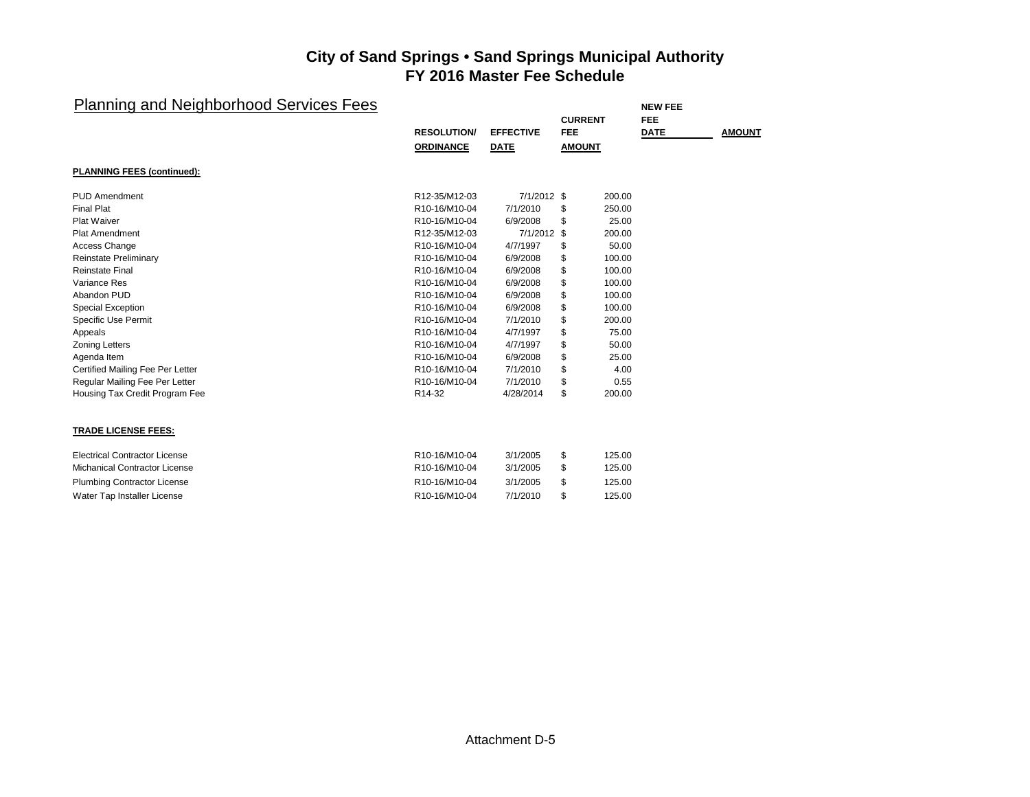# City of Sand Springs • Sand Springs Municipal Authority
# FY 2016 Master Fee Schedule

## Planning and Neighborhood Services Fees

| | RESOLUTION/ ORDINANCE | EFFECTIVE DATE | CURRENT FEE AMOUNT | NEW FEE DATE | AMOUNT |
|---|---|---|---|---|---|
| **PLANNING FEES (continued):** | | | | | |
| PUD Amendment | R12-35/M12-03 | 7/1/2012 | $ 200.00 | | |
| Final Plat | R10-16/M10-04 | 7/1/2010 | $ 250.00 | | |
| Plat Waiver | R10-16/M10-04 | 6/9/2008 | $ 25.00 | | |
| Plat Amendment | R12-35/M12-03 | 7/1/2012 | $ 200.00 | | |
| Access Change | R10-16/M10-04 | 4/7/1997 | $ 50.00 | | |
| Reinstate Preliminary | R10-16/M10-04 | 6/9/2008 | $ 100.00 | | |
| Reinstate Final | R10-16/M10-04 | 6/9/2008 | $ 100.00 | | |
| Variance Res | R10-16/M10-04 | 6/9/2008 | $ 100.00 | | |
| Abandon PUD | R10-16/M10-04 | 6/9/2008 | $ 100.00 | | |
| Special Exception | R10-16/M10-04 | 6/9/2008 | $ 100.00 | | |
| Specific Use Permit | R10-16/M10-04 | 7/1/2010 | $ 200.00 | | |
| Appeals | R10-16/M10-04 | 4/7/1997 | $ 75.00 | | |
| Zoning Letters | R10-16/M10-04 | 4/7/1997 | $ 50.00 | | |
| Agenda Item | R10-16/M10-04 | 6/9/2008 | $ 25.00 | | |
| Certified Mailing Fee Per Letter | R10-16/M10-04 | 7/1/2010 | $ 4.00 | | |
| Regular Mailing Fee Per Letter | R10-16/M10-04 | 7/1/2010 | $ 0.55 | | |
| Housing Tax Credit Program Fee | R14-32 | 4/28/2014 | $ 200.00 | | |
| **TRADE LICENSE FEES:** | | | | | |
| Electrical Contractor License | R10-16/M10-04 | 3/1/2005 | $ 125.00 | | |
| Michanical Contractor License | R10-16/M10-04 | 3/1/2005 | $ 125.00 | | |
| Plumbing Contractor License | R10-16/M10-04 | 3/1/2005 | $ 125.00 | | |
| Water Tap Installer License | R10-16/M10-04 | 7/1/2010 | $ 125.00 | | |

Attachment D-5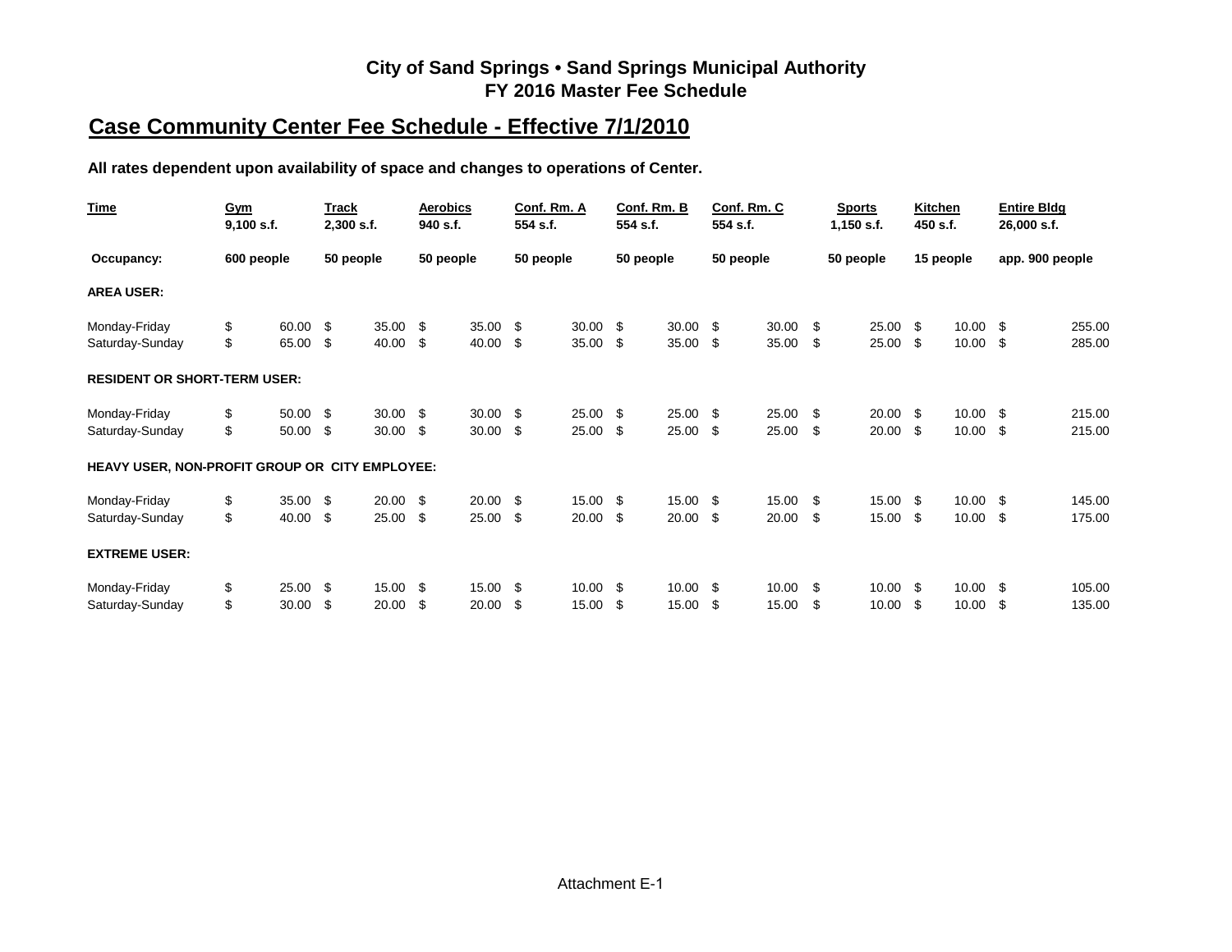# City of Sand Springs • Sand Springs Municipal Authority
# FY 2016 Master Fee Schedule

## Case Community Center Fee Schedule - Effective 7/1/2010

**All rates dependent upon availability of space and changes to operations of Center.**

| Time | Gym 9,100 s.f. | Track 2,300 s.f. | Aerobics 940 s.f. | Conf. Rm. A 554 s.f. | Conf. Rm. B 554 s.f. | Conf. Rm. C 554 s.f. | Sports 1,150 s.f. | Kitchen 450 s.f. | Entire Bldg 26,000 s.f. |
|---|---|---|---|---|---|---|---|---|---|
| **Occupancy:** | 600 people | 50 people | 50 people | 50 people | 50 people | 50 people | 50 people | 15 people | app. 900 people |
| **AREA USER:** | | | | | | | | | |
| Monday-Friday | $ 60.00 | $ 35.00 | $ 35.00 | $ 30.00 | $ 30.00 | $ 30.00 | $ 25.00 | $ 10.00 | $ 255.00 |
| Saturday-Sunday | $ 65.00 | $ 40.00 | $ 40.00 | $ 35.00 | $ 35.00 | $ 35.00 | $ 25.00 | $ 10.00 | $ 285.00 |
| **RESIDENT OR SHORT-TERM USER:** | | | | | | | | | |
| Monday-Friday | $ 50.00 | $ 30.00 | $ 30.00 | $ 25.00 | $ 25.00 | $ 25.00 | $ 20.00 | $ 10.00 | $ 215.00 |
| Saturday-Sunday | $ 50.00 | $ 30.00 | $ 30.00 | $ 25.00 | $ 25.00 | $ 25.00 | $ 20.00 | $ 10.00 | $ 215.00 |
| **HEAVY USER, NON-PROFIT GROUP OR CITY EMPLOYEE:** | | | | | | | | | |
| Monday-Friday | $ 35.00 | $ 20.00 | $ 20.00 | $ 15.00 | $ 15.00 | $ 15.00 | $ 15.00 | $ 10.00 | $ 145.00 |
| Saturday-Sunday | $ 40.00 | $ 25.00 | $ 25.00 | $ 20.00 | $ 20.00 | $ 20.00 | $ 15.00 | $ 10.00 | $ 175.00 |
| **EXTREME USER:** | | | | | | | | | |
| Monday-Friday | $ 25.00 | $ 15.00 | $ 15.00 | $ 10.00 | $ 10.00 | $ 10.00 | $ 10.00 | $ 10.00 | $ 105.00 |
| Saturday-Sunday | $ 30.00 | $ 20.00 | $ 20.00 | $ 15.00 | $ 15.00 | $ 15.00 | $ 10.00 | $ 10.00 | $ 135.00 |

Attachment E-1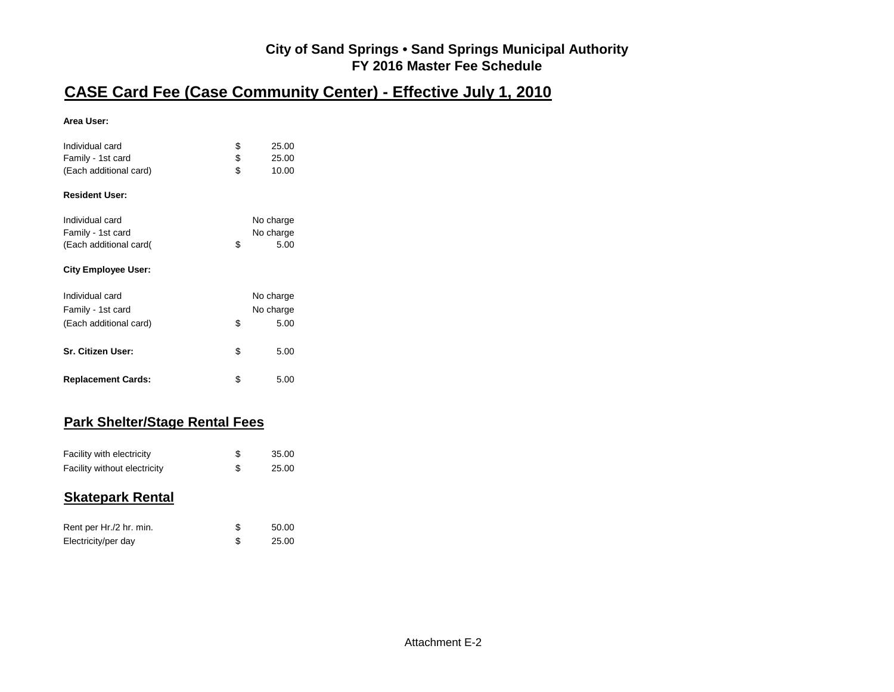# City of Sand Springs • Sand Springs Municipal Authority
# FY 2016 Master Fee Schedule

## CASE Card Fee (Case Community Center) - Effective July 1, 2010

**Area User:**

| | |
|---|---|
| Individual card | $ 25.00 |
| Family - 1st card | $ 25.00 |
| (Each additional card) | $ 10.00 |

**Resident User:**

| | |
|---|---|
| Individual card | No charge |
| Family - 1st card | No charge |
| (Each additional card( | $ 5.00 |

**City Employee User:**

| | |
|---|---|
| Individual card | No charge |
| Family - 1st card | No charge |
| (Each additional card) | $ 5.00 |

| | |
|---|---|
| **Sr. Citizen User:** | $ 5.00 |
| **Replacement Cards:** | $ 5.00 |

## Park Shelter/Stage Rental Fees

| | |
|---|---|
| Facility with electricity | $ 35.00 |
| Facility without electricity | $ 25.00 |

## Skatepark Rental

| | |
|---|---|
| Rent per Hr./2 hr. min. | $ 50.00 |
| Electricity/per day | $ 25.00 |

Attachment E-2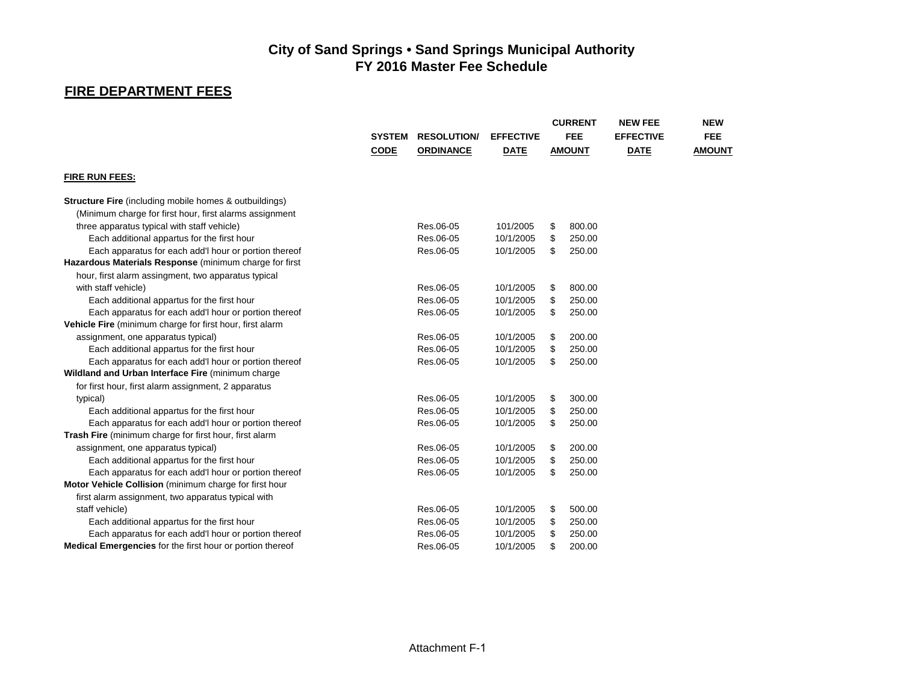## City of Sand Springs • Sand Springs Municipal Authority
## FY 2016 Master Fee Schedule

### FIRE DEPARTMENT FEES

| | SYSTEM CODE | RESOLUTION/ ORDINANCE | EFFECTIVE DATE | CURRENT FEE AMOUNT | NEW FEE EFFECTIVE DATE | NEW FEE AMOUNT |
|---|---|---|---|---|---|---|
| **FIRE RUN FEES:** | | | | | | |
| **Structure Fire** (including mobile homes & outbuildings) (Minimum charge for first hour, first alarms assignment three apparatus typical with staff vehicle) | | Res.06-05 | 101/2005 | $ 800.00 | | |
| Each additional appartus for the first hour | | Res.06-05 | 10/1/2005 | $ 250.00 | | |
| Each apparatus for each add'l hour or portion thereof | | Res.06-05 | 10/1/2005 | $ 250.00 | | |
| **Hazardous Materials Response** (minimum charge for first hour, first alarm assingment, two apparatus typical with staff vehicle) | | Res.06-05 | 10/1/2005 | $ 800.00 | | |
| Each additional appartus for the first hour | | Res.06-05 | 10/1/2005 | $ 250.00 | | |
| Each apparatus for each add'l hour or portion thereof | | Res.06-05 | 10/1/2005 | $ 250.00 | | |
| **Vehicle Fire** (minimum charge for first hour, first alarm assignment, one apparatus typical) | | Res.06-05 | 10/1/2005 | $ 200.00 | | |
| Each additional appartus for the first hour | | Res.06-05 | 10/1/2005 | $ 250.00 | | |
| Each apparatus for each add'l hour or portion thereof | | Res.06-05 | 10/1/2005 | $ 250.00 | | |
| **Wildland and Urban Interface Fire** (minimum charge for first hour, first alarm assignment, 2 apparatus typical) | | Res.06-05 | 10/1/2005 | $ 300.00 | | |
| Each additional appartus for the first hour | | Res.06-05 | 10/1/2005 | $ 250.00 | | |
| Each apparatus for each add'l hour or portion thereof | | Res.06-05 | 10/1/2005 | $ 250.00 | | |
| **Trash Fire** (minimum charge for first hour, first alarm assignment, one apparatus typical) | | Res.06-05 | 10/1/2005 | $ 200.00 | | |
| Each additional appartus for the first hour | | Res.06-05 | 10/1/2005 | $ 250.00 | | |
| Each apparatus for each add'l hour or portion thereof | | Res.06-05 | 10/1/2005 | $ 250.00 | | |
| **Motor Vehicle Collision** (minimum charge for first hour first alarm assignment, two apparatus typical with staff vehicle) | | Res.06-05 | 10/1/2005 | $ 500.00 | | |
| Each additional appartus for the first hour | | Res.06-05 | 10/1/2005 | $ 250.00 | | |
| Each apparatus for each add'l hour or portion thereof | | Res.06-05 | 10/1/2005 | $ 250.00 | | |
| **Medical Emergencies** for the first hour or portion thereof | | Res.06-05 | 10/1/2005 | $ 200.00 | | |

Attachment F-1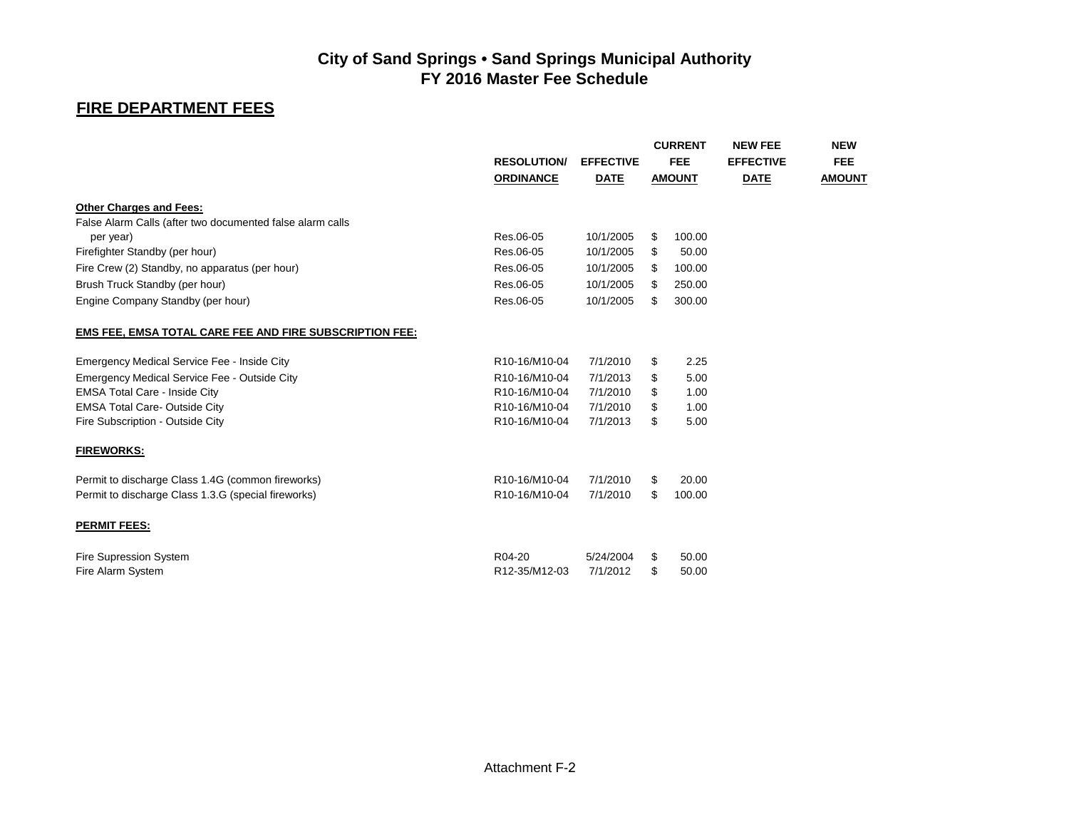# City of Sand Springs • Sand Springs Municipal Authority
## FY 2016 Master Fee Schedule

### FIRE DEPARTMENT FEES

| | RESOLUTION/ ORDINANCE | EFFECTIVE DATE | CURRENT FEE AMOUNT | NEW FEE EFFECTIVE DATE | NEW FEE AMOUNT |
|---|---|---|---|---|---|
| **Other Charges and Fees:** | | | | | |
| False Alarm Calls (after two documented false alarm calls per year) | Res.06-05 | 10/1/2005 | $ 100.00 | | |
| Firefighter Standby (per hour) | Res.06-05 | 10/1/2005 | $ 50.00 | | |
| Fire Crew (2) Standby, no apparatus (per hour) | Res.06-05 | 10/1/2005 | $ 100.00 | | |
| Brush Truck Standby (per hour) | Res.06-05 | 10/1/2005 | $ 250.00 | | |
| Engine Company Standby (per hour) | Res.06-05 | 10/1/2005 | $ 300.00 | | |
| **EMS FEE, EMSA TOTAL CARE FEE AND FIRE SUBSCRIPTION FEE:** | | | | | |
| Emergency Medical Service Fee - Inside City | R10-16/M10-04 | 7/1/2010 | $ 2.25 | | |
| Emergency Medical Service Fee - Outside City | R10-16/M10-04 | 7/1/2013 | $ 5.00 | | |
| EMSA Total Care - Inside City | R10-16/M10-04 | 7/1/2010 | $ 1.00 | | |
| EMSA Total Care- Outside City | R10-16/M10-04 | 7/1/2010 | $ 1.00 | | |
| Fire Subscription - Outside City | R10-16/M10-04 | 7/1/2013 | $ 5.00 | | |
| **FIREWORKS:** | | | | | |
| Permit to discharge Class 1.4G (common fireworks) | R10-16/M10-04 | 7/1/2010 | $ 20.00 | | |
| Permit to discharge Class 1.3.G (special fireworks) | R10-16/M10-04 | 7/1/2010 | $ 100.00 | | |
| **PERMIT FEES:** | | | | | |
| Fire Supression System | R04-20 | 5/24/2004 | $ 50.00 | | |
| Fire Alarm System | R12-35/M12-03 | 7/1/2012 | $ 50.00 | | |

Attachment F-2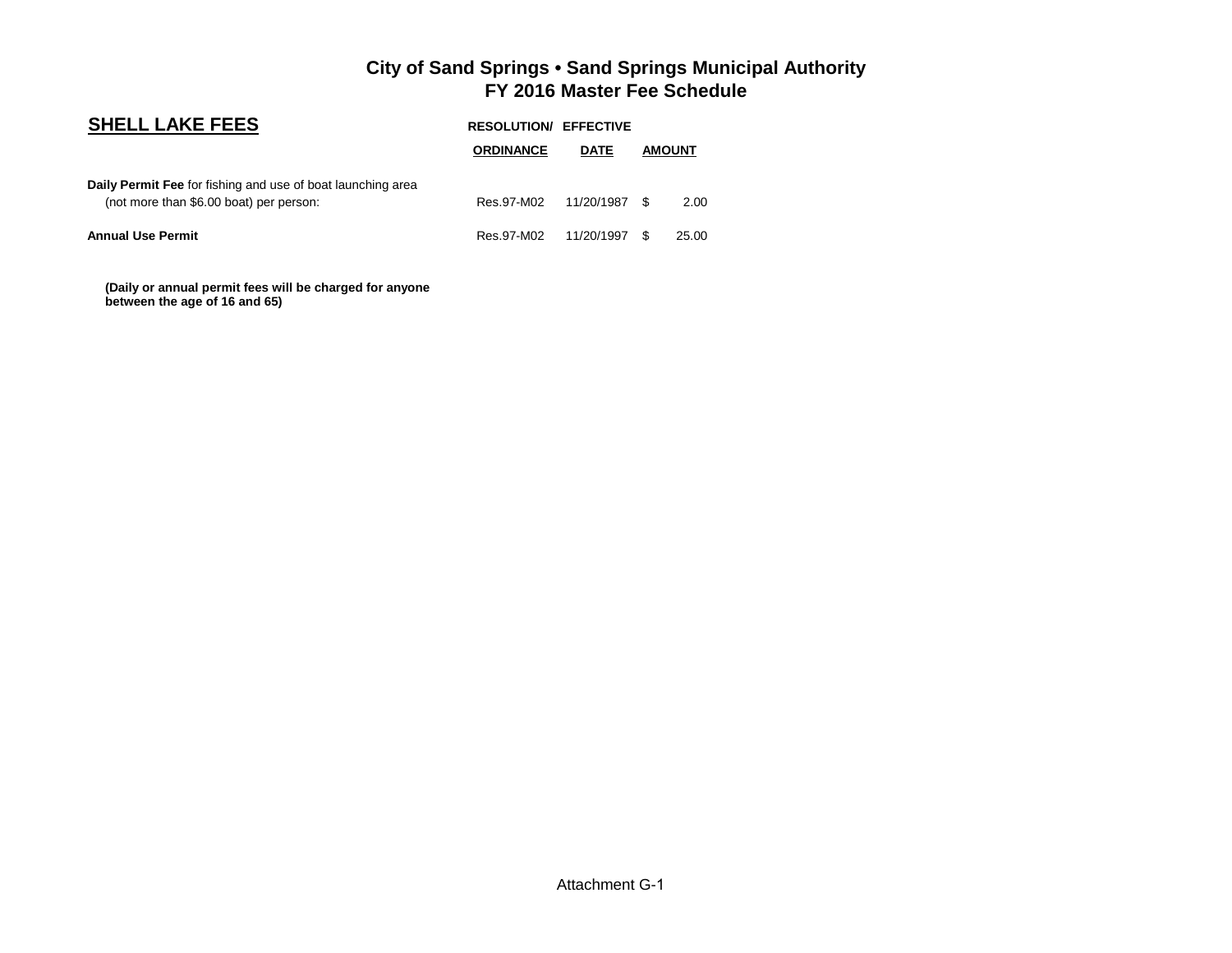# City of Sand Springs • Sand Springs Municipal Authority
## FY 2016 Master Fee Schedule

| SHELL LAKE FEES | RESOLUTION/ ORDINANCE | EFFECTIVE DATE | AMOUNT |
|---|---|---|---|
| **Daily Permit Fee** for fishing and use of boat launching area (not more than $6.00 boat) per person: | Res.97-M02 | 11/20/1987 | $ 2.00 |
| **Annual Use Permit** | Res.97-M02 | 11/20/1997 | $ 25.00 |

**(Daily or annual permit fees will be charged for anyone between the age of 16 and 65)**

Attachment G-1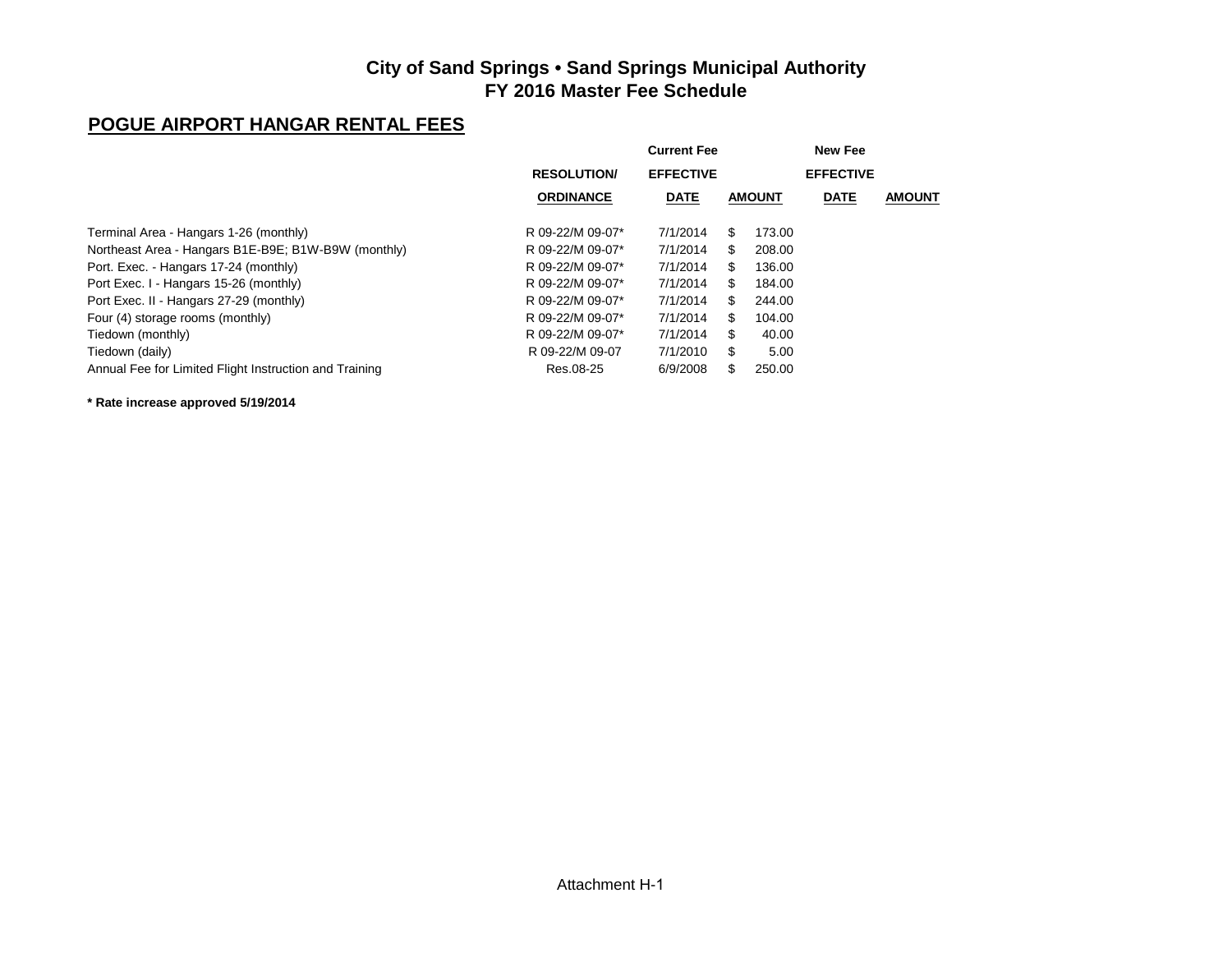# City of Sand Springs • Sand Springs Municipal Authority
# FY 2016 Master Fee Schedule

## POGUE AIRPORT HANGAR RENTAL FEES

| | | Current Fee | | New Fee | |
|---|---|---|---|---|---|
| | RESOLUTION/ ORDINANCE | EFFECTIVE DATE | AMOUNT | EFFECTIVE DATE | AMOUNT |
| Terminal Area - Hangars 1-26 (monthly) | R 09-22/M 09-07* | 7/1/2014 | $ 173.00 | | |
| Northeast Area - Hangars B1E-B9E; B1W-B9W (monthly) | R 09-22/M 09-07* | 7/1/2014 | $ 208.00 | | |
| Port. Exec. - Hangars 17-24 (monthly) | R 09-22/M 09-07* | 7/1/2014 | $ 136.00 | | |
| Port Exec. I - Hangars 15-26 (monthly) | R 09-22/M 09-07* | 7/1/2014 | $ 184.00 | | |
| Port Exec. II - Hangars 27-29 (monthly) | R 09-22/M 09-07* | 7/1/2014 | $ 244.00 | | |
| Four (4) storage rooms (monthly) | R 09-22/M 09-07* | 7/1/2014 | $ 104.00 | | |
| Tiedown (monthly) | R 09-22/M 09-07* | 7/1/2014 | $ 40.00 | | |
| Tiedown (daily) | R 09-22/M 09-07 | 7/1/2010 | $ 5.00 | | |
| Annual Fee for Limited Flight Instruction and Training | Res.08-25 | 6/9/2008 | $ 250.00 | | |

**\* Rate increase approved 5/19/2014**

Attachment H-1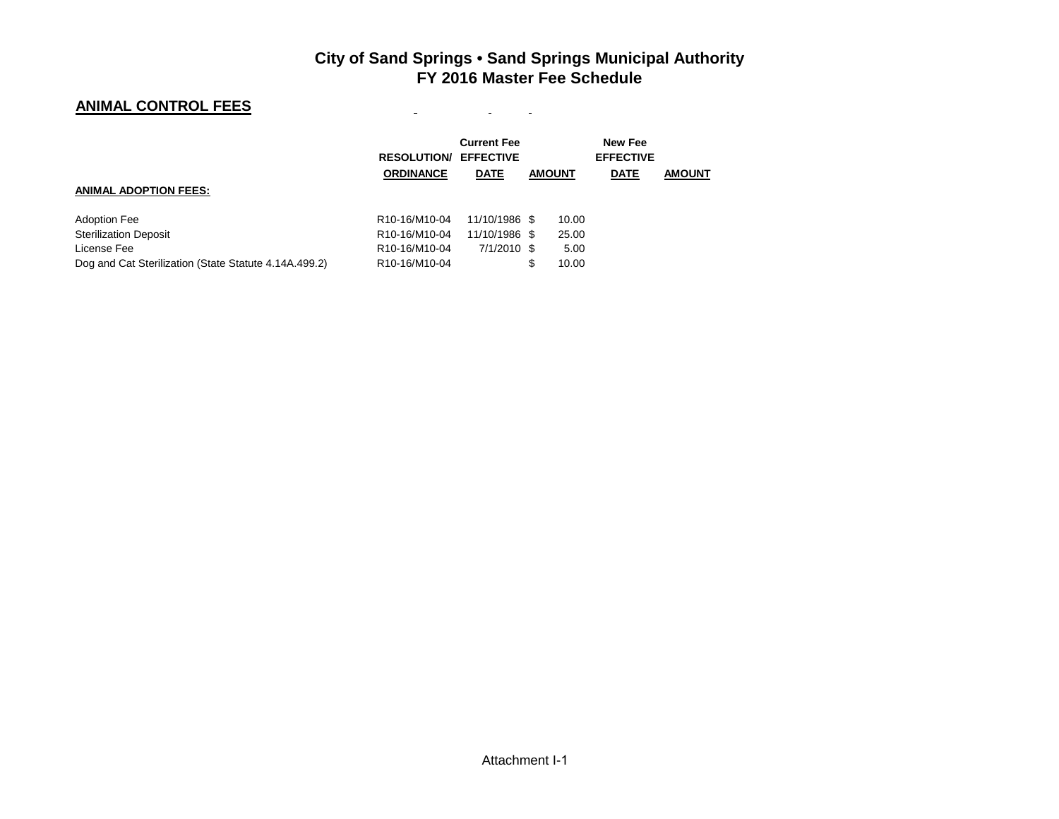# City of Sand Springs • Sand Springs Municipal Authority
# FY 2016 Master Fee Schedule

## ANIMAL CONTROL FEES

| | RESOLUTION/ ORDINANCE | Current Fee EFFECTIVE DATE | AMOUNT | New Fee EFFECTIVE DATE | AMOUNT |
|---|---|---|---|---|---|
| **ANIMAL ADOPTION FEES:** | | | | | |
| Adoption Fee | R10-16/M10-04 | 11/10/1986 | $ 10.00 | | |
| Sterilization Deposit | R10-16/M10-04 | 11/10/1986 | $ 25.00 | | |
| License Fee | R10-16/M10-04 | 7/1/2010 | $ 5.00 | | |
| Dog and Cat Sterilization (State Statute 4.14A.499.2) | R10-16/M10-04 | | $ 10.00 | | |

Attachment I-1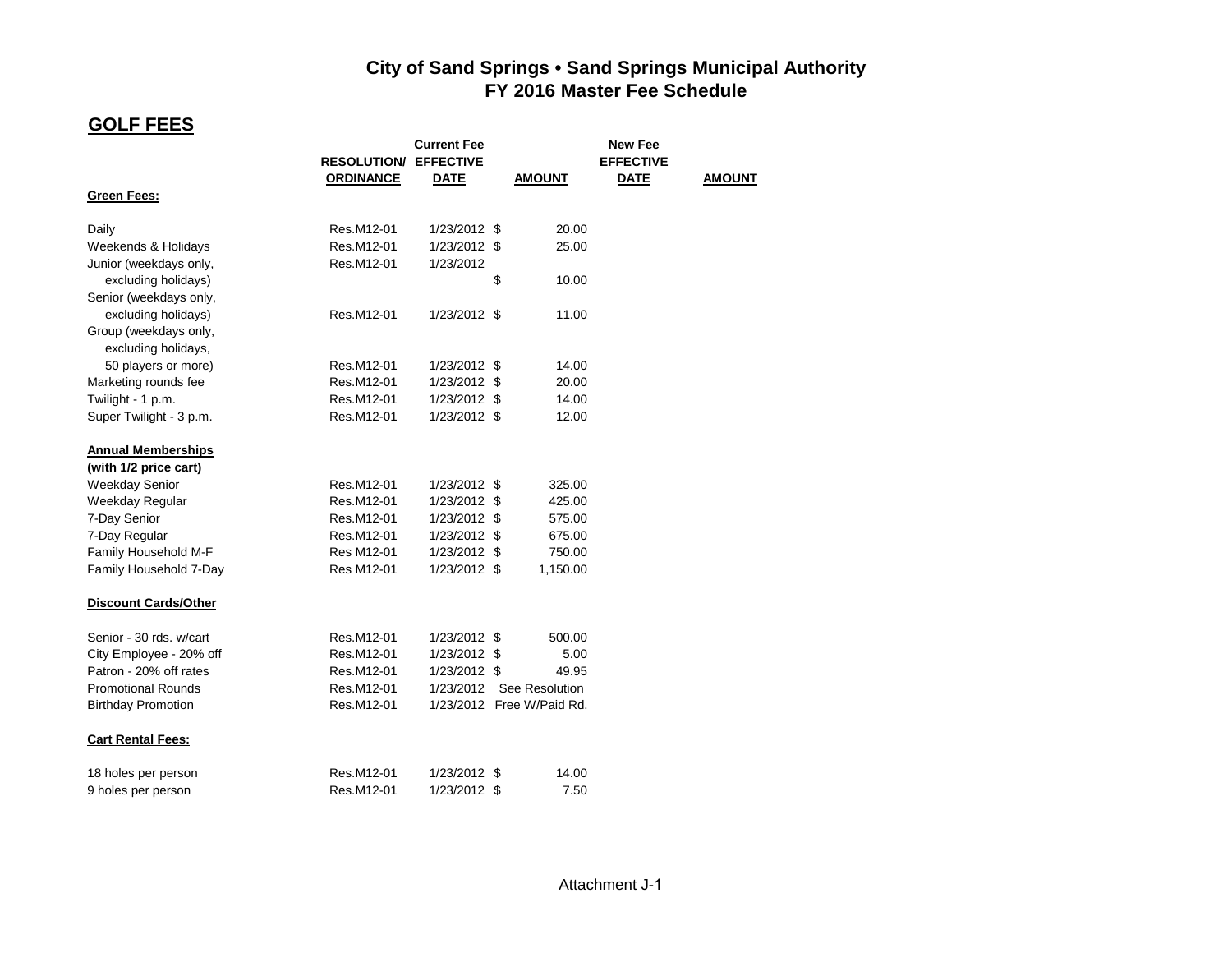# City of Sand Springs • Sand Springs Municipal Authority
## FY 2016 Master Fee Schedule

### GOLF FEES

| | RESOLUTION/ ORDINANCE | Current Fee EFFECTIVE DATE | AMOUNT | New Fee EFFECTIVE DATE | AMOUNT |
|---|---|---|---|---|---|
| **Green Fees:** | | | | | |
| Daily | Res.M12-01 | 1/23/2012 | $ 20.00 | | |
| Weekends & Holidays | Res.M12-01 | 1/23/2012 | $ 25.00 | | |
| Junior (weekdays only, excluding holidays) | Res.M12-01 | 1/23/2012 | $ 10.00 | | |
| Senior (weekdays only, excluding holidays) | Res.M12-01 | 1/23/2012 | $ 11.00 | | |
| Group (weekdays only, excluding holidays, 50 players or more) | Res.M12-01 | 1/23/2012 | $ 14.00 | | |
| Marketing rounds fee | Res.M12-01 | 1/23/2012 | $ 20.00 | | |
| Twilight - 1 p.m. | Res.M12-01 | 1/23/2012 | $ 14.00 | | |
| Super Twilight - 3 p.m. | Res.M12-01 | 1/23/2012 | $ 12.00 | | |
| **Annual Memberships (with 1/2 price cart)** | | | | | |
| Weekday Senior | Res.M12-01 | 1/23/2012 | $ 325.00 | | |
| Weekday Regular | Res.M12-01 | 1/23/2012 | $ 425.00 | | |
| 7-Day Senior | Res.M12-01 | 1/23/2012 | $ 575.00 | | |
| 7-Day Regular | Res.M12-01 | 1/23/2012 | $ 675.00 | | |
| Family Household M-F | Res M12-01 | 1/23/2012 | $ 750.00 | | |
| Family Household 7-Day | Res M12-01 | 1/23/2012 | $ 1,150.00 | | |
| **Discount Cards/Other** | | | | | |
| Senior - 30 rds. w/cart | Res.M12-01 | 1/23/2012 | $ 500.00 | | |
| City Employee - 20% off | Res.M12-01 | 1/23/2012 | $ 5.00 | | |
| Patron - 20% off rates | Res.M12-01 | 1/23/2012 | $ 49.95 | | |
| Promotional Rounds | Res.M12-01 | 1/23/2012 | See Resolution | | |
| Birthday Promotion | Res.M12-01 | 1/23/2012 | Free W/Paid Rd. | | |
| **Cart Rental Fees:** | | | | | |
| 18 holes per person | Res.M12-01 | 1/23/2012 | $ 14.00 | | |
| 9 holes per person | Res.M12-01 | 1/23/2012 | $ 7.50 | | |

Attachment J-1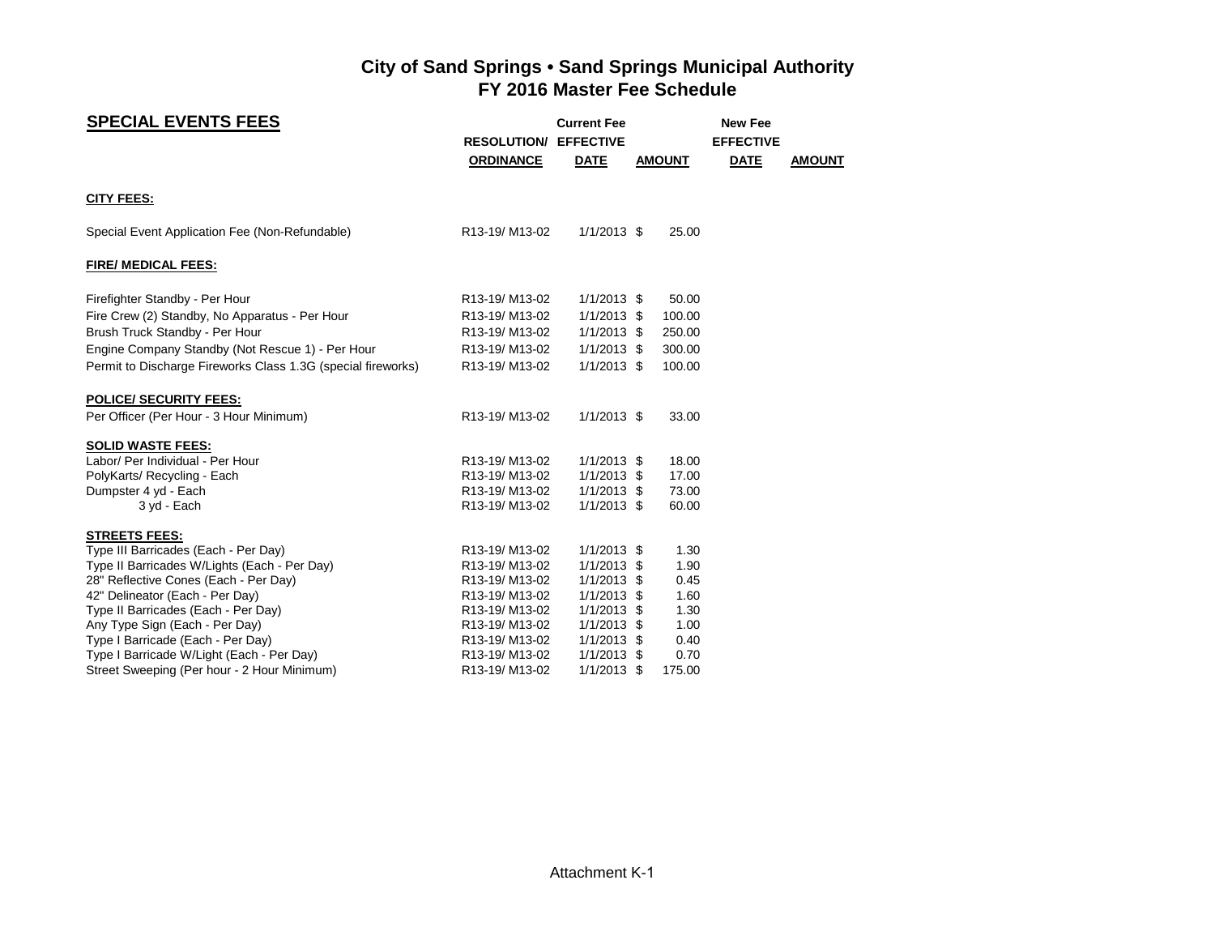# City of Sand Springs • Sand Springs Municipal Authority
## FY 2016 Master Fee Schedule

| SPECIAL EVENTS FEES | RESOLUTION/ ORDINANCE | Current Fee EFFECTIVE DATE | Current Fee AMOUNT | New Fee EFFECTIVE DATE | New Fee AMOUNT |
|---|---|---|---|---|---|
| **CITY FEES:** | | | | | |
| Special Event Application Fee (Non-Refundable) | R13-19/ M13-02 | 1/1/2013 | $ 25.00 | | |
| **FIRE/ MEDICAL FEES:** | | | | | |
| Firefighter Standby - Per Hour | R13-19/ M13-02 | 1/1/2013 | $ 50.00 | | |
| Fire Crew (2) Standby, No Apparatus - Per Hour | R13-19/ M13-02 | 1/1/2013 | $ 100.00 | | |
| Brush Truck Standby - Per Hour | R13-19/ M13-02 | 1/1/2013 | $ 250.00 | | |
| Engine Company Standby (Not Rescue 1) - Per Hour | R13-19/ M13-02 | 1/1/2013 | $ 300.00 | | |
| Permit to Discharge Fireworks Class 1.3G (special fireworks) | R13-19/ M13-02 | 1/1/2013 | $ 100.00 | | |
| **POLICE/ SECURITY FEES:** | | | | | |
| Per Officer (Per Hour - 3 Hour Minimum) | R13-19/ M13-02 | 1/1/2013 | $ 33.00 | | |
| **SOLID WASTE FEES:** | | | | | |
| Labor/ Per Individual - Per Hour | R13-19/ M13-02 | 1/1/2013 | $ 18.00 | | |
| PolyKarts/ Recycling - Each | R13-19/ M13-02 | 1/1/2013 | $ 17.00 | | |
| Dumpster 4 yd - Each | R13-19/ M13-02 | 1/1/2013 | $ 73.00 | | |
| 3 yd - Each | R13-19/ M13-02 | 1/1/2013 | $ 60.00 | | |
| **STREETS FEES:** | | | | | |
| Type III Barricades (Each - Per Day) | R13-19/ M13-02 | 1/1/2013 | $ 1.30 | | |
| Type II Barricades W/Lights (Each - Per Day) | R13-19/ M13-02 | 1/1/2013 | $ 1.90 | | |
| 28" Reflective Cones (Each - Per Day) | R13-19/ M13-02 | 1/1/2013 | $ 0.45 | | |
| 42" Delineator (Each - Per Day) | R13-19/ M13-02 | 1/1/2013 | $ 1.60 | | |
| Type II Barricades (Each - Per Day) | R13-19/ M13-02 | 1/1/2013 | $ 1.30 | | |
| Any Type Sign (Each - Per Day) | R13-19/ M13-02 | 1/1/2013 | $ 1.00 | | |
| Type I Barricade (Each - Per Day) | R13-19/ M13-02 | 1/1/2013 | $ 0.40 | | |
| Type I Barricade W/Light (Each - Per Day) | R13-19/ M13-02 | 1/1/2013 | $ 0.70 | | |
| Street Sweeping (Per hour - 2 Hour Minimum) | R13-19/ M13-02 | 1/1/2013 | $ 175.00 | | |

Attachment K-1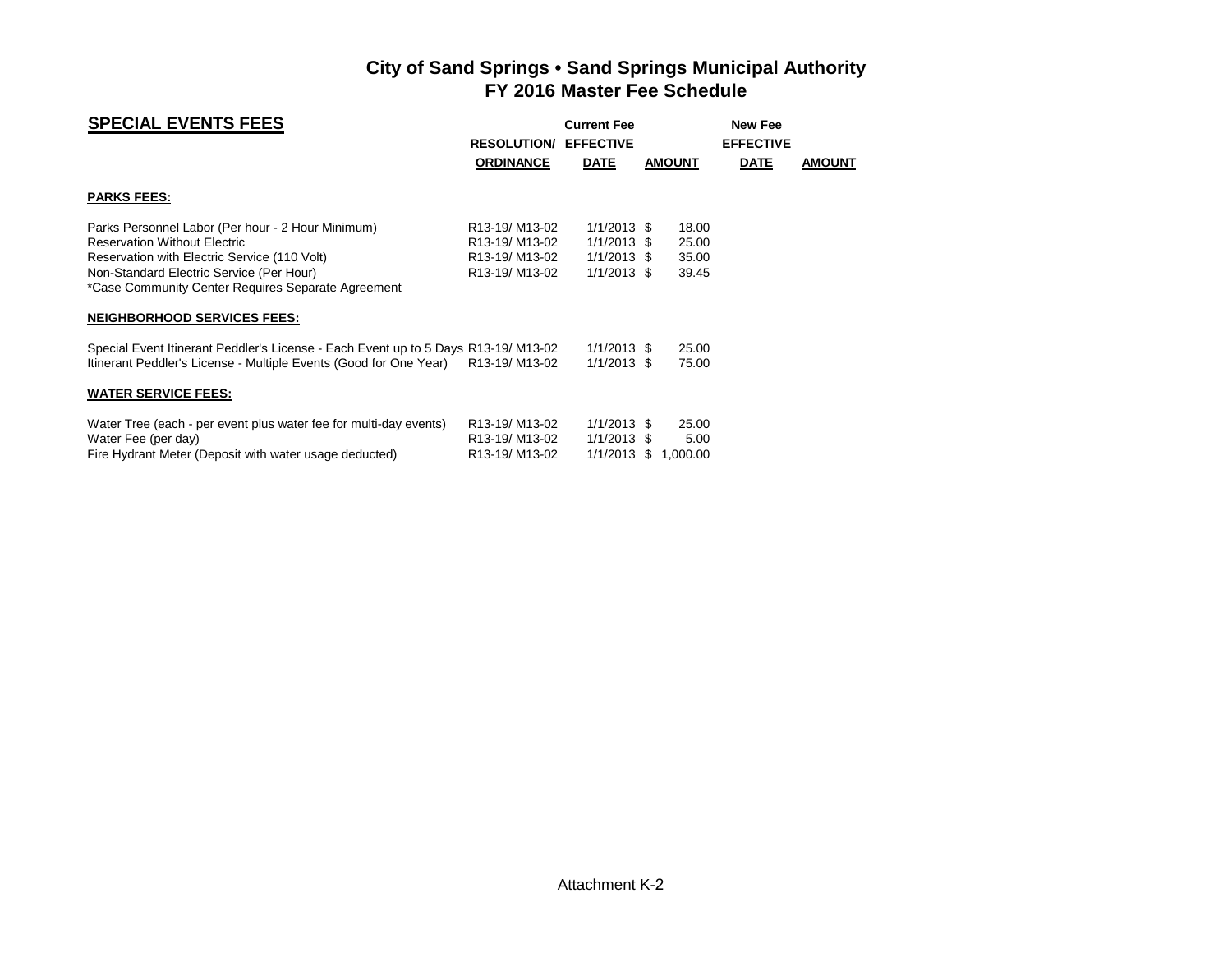# City of Sand Springs • Sand Springs Municipal Authority
# FY 2016 Master Fee Schedule

## SPECIAL EVENTS FEES

| | RESOLUTION/ ORDINANCE | Current Fee EFFECTIVE DATE | Current Fee AMOUNT | New Fee EFFECTIVE DATE | New Fee AMOUNT |
|---|---|---|---|---|---|
| **PARKS FEES:** | | | | | |
| Parks Personnel Labor (Per hour - 2 Hour Minimum) | R13-19/ M13-02 | 1/1/2013 | $ 18.00 | | |
| Reservation Without Electric | R13-19/ M13-02 | 1/1/2013 | $ 25.00 | | |
| Reservation with Electric Service (110 Volt) | R13-19/ M13-02 | 1/1/2013 | $ 35.00 | | |
| Non-Standard Electric Service (Per Hour) | R13-19/ M13-02 | 1/1/2013 | $ 39.45 | | |
| *Case Community Center Requires Separate Agreement | | | | | |
| **NEIGHBORHOOD SERVICES FEES:** | | | | | |
| Special Event Itinerant Peddler's License - Each Event up to 5 Days | R13-19/ M13-02 | 1/1/2013 | $ 25.00 | | |
| Itinerant Peddler's License - Multiple Events (Good for One Year) | R13-19/ M13-02 | 1/1/2013 | $ 75.00 | | |
| **WATER SERVICE FEES:** | | | | | |
| Water Tree (each - per event plus water fee for multi-day events) | R13-19/ M13-02 | 1/1/2013 | $ 25.00 | | |
| Water Fee (per day) | R13-19/ M13-02 | 1/1/2013 | $ 5.00 | | |
| Fire Hydrant Meter (Deposit with water usage deducted) | R13-19/ M13-02 | 1/1/2013 | $ 1,000.00 | | |

Attachment K-2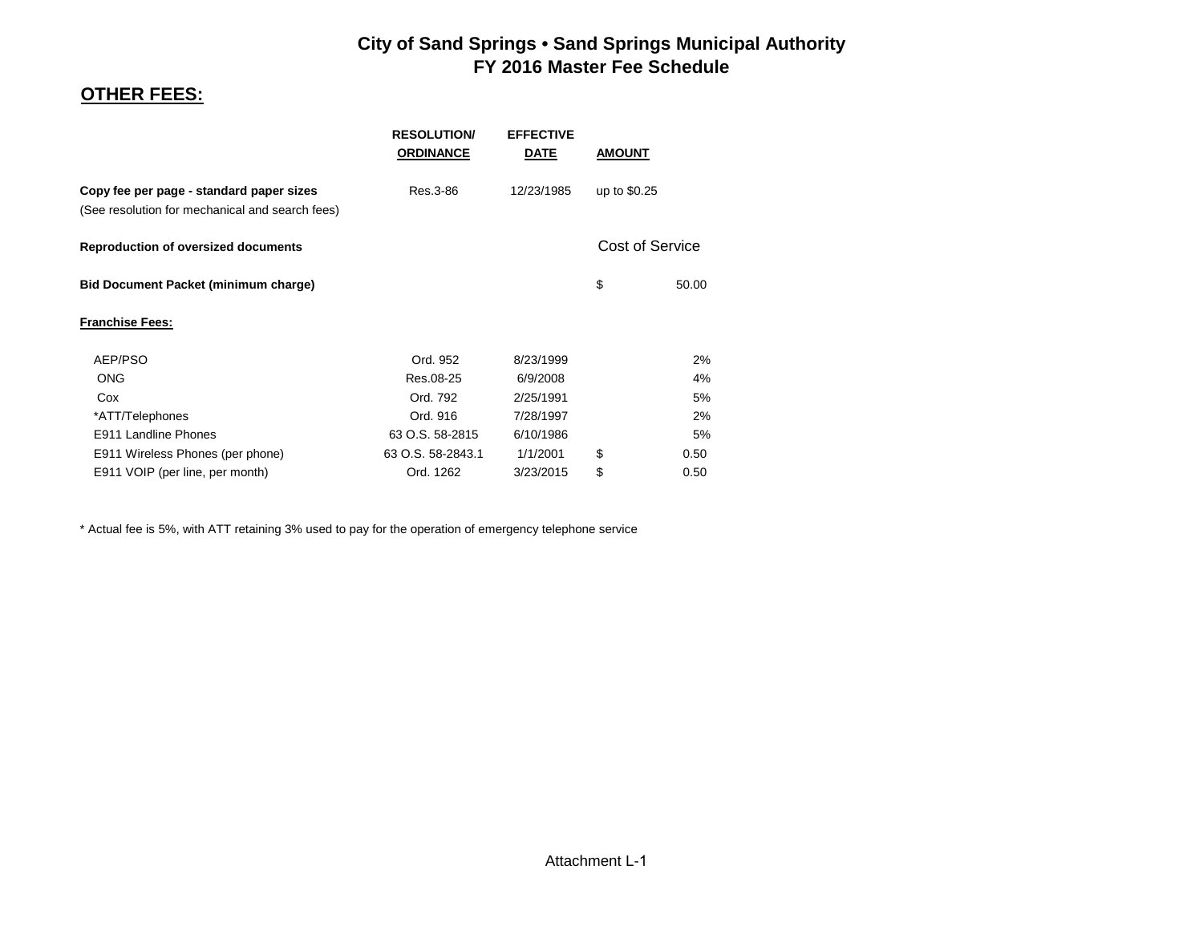# City of Sand Springs • Sand Springs Municipal Authority
## FY 2016 Master Fee Schedule

## OTHER FEES:

| | RESOLUTION/ ORDINANCE | EFFECTIVE DATE | AMOUNT |
|---|---|---|---|
| **Copy fee per page - standard paper sizes** (See resolution for mechanical and search fees) | Res.3-86 | 12/23/1985 | up to $0.25 |
| **Reproduction of oversized documents** | | | Cost of Service |
| **Bid Document Packet (minimum charge)** | | | $ 50.00 |
| **Franchise Fees:** | | | |
| AEP/PSO | Ord. 952 | 8/23/1999 | 2% |
| ONG | Res.08-25 | 6/9/2008 | 4% |
| Cox | Ord. 792 | 2/25/1991 | 5% |
| *ATT/Telephones | Ord. 916 | 7/28/1997 | 2% |
| E911 Landline Phones | 63 O.S. 58-2815 | 6/10/1986 | 5% |
| E911 Wireless Phones (per phone) | 63 O.S. 58-2843.1 | 1/1/2001 | $ 0.50 |
| E911 VOIP (per line, per month) | Ord. 1262 | 3/23/2015 | $ 0.50 |

* Actual fee is 5%, with ATT retaining 3% used to pay for the operation of emergency telephone service

Attachment L-1